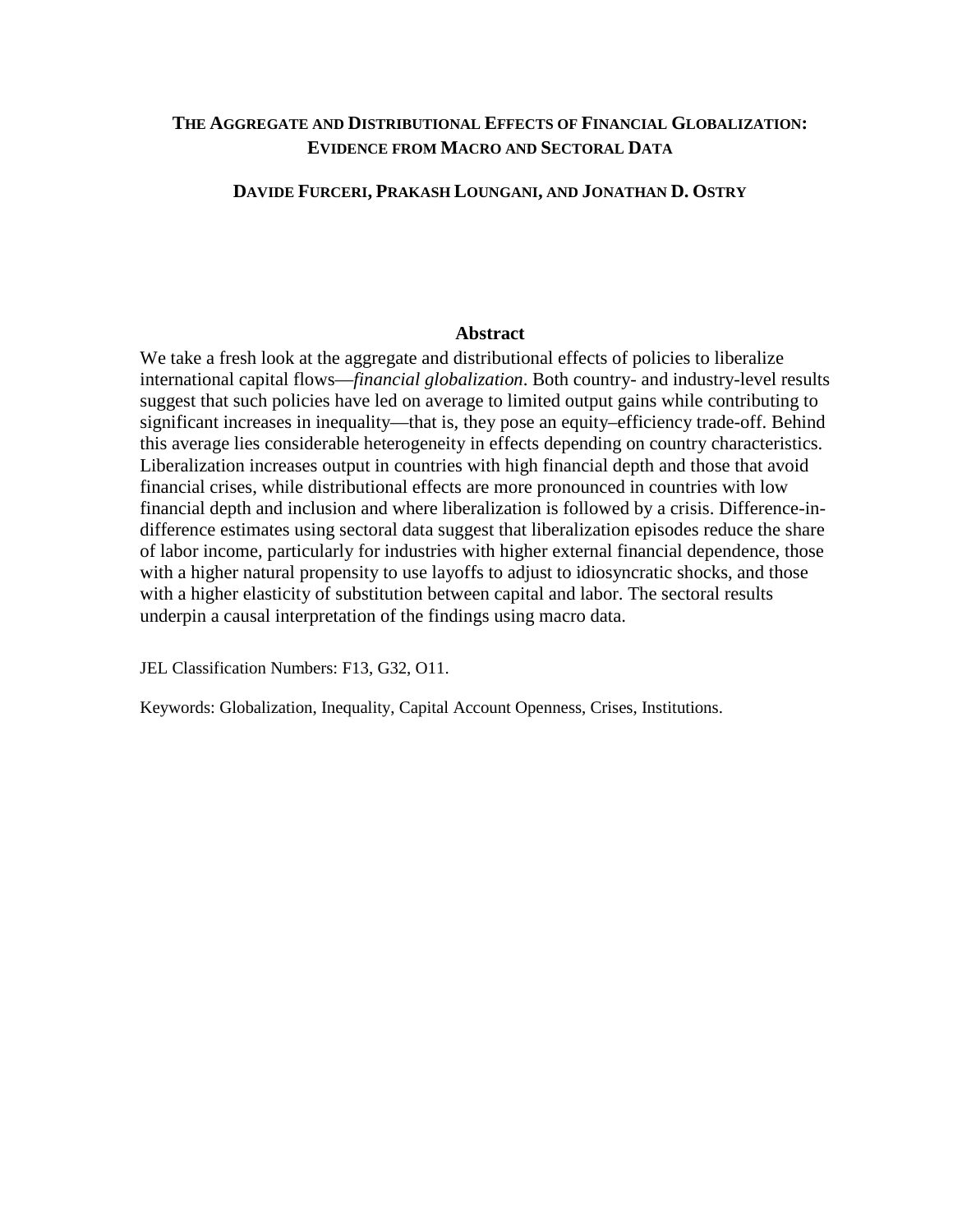# THE AGGREGATE AND DISTRIBUTIONAL EFFECTS OF FINANCIAL GLOBALIZATION: EVIDENCE FROM MACRO AND SECTORAL DATA

**DAVIDE FURCERI, PRAKASH LOUNGANI, AND JONATHAN D. OSTRY**

## Abstract

We take a fresh look at the aggregate and distributional effects of policies to liberalize international capital flows—*financial globalization*. Both country- and industry-level results suggest that such policies have led on average to limited output gains while contributing to significant increases in inequality—that is, they pose an equity–efficiency trade-off. Behind this average lies considerable heterogeneity in effects depending on country characteristics. Liberalization increases output in countries with high financial depth and those that avoid financial crises, while distributional effects are more pronounced in countries with low financial depth and inclusion and where liberalization is followed by a crisis. Difference-in-difference estimates using sectoral data suggest that liberalization episodes reduce the share of labor income, particularly for industries with higher external financial dependence, those with a higher natural propensity to use layoffs to adjust to idiosyncratic shocks, and those with a higher elasticity of substitution between capital and labor. The sectoral results underpin a causal interpretation of the findings using macro data.

JEL Classification Numbers: F13, G32, O11.

Keywords: Globalization, Inequality, Capital Account Openness, Crises, Institutions.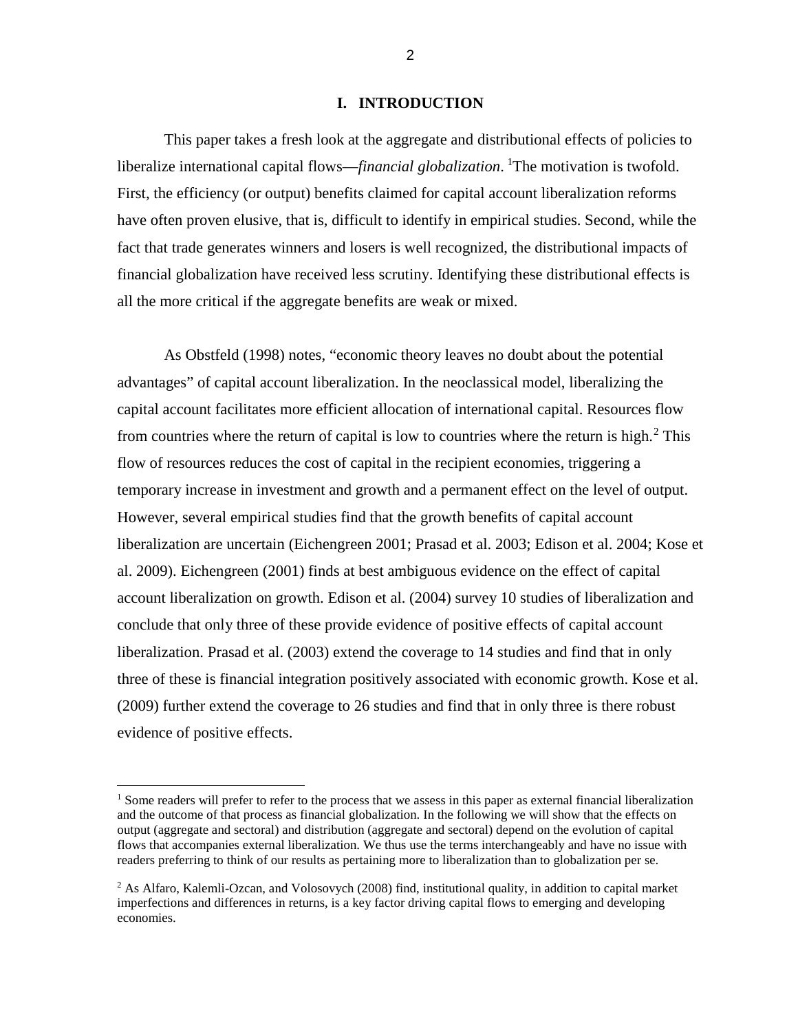# I. INTRODUCTION

This paper takes a fresh look at the aggregate and distributional effects of policies to liberalize international capital flows—*financial globalization*. [1]The motivation is twofold. First, the efficiency (or output) benefits claimed for capital account liberalization reforms have often proven elusive, that is, difficult to identify in empirical studies. Second, while the fact that trade generates winners and losers is well recognized, the distributional impacts of financial globalization have received less scrutiny. Identifying these distributional effects is all the more critical if the aggregate benefits are weak or mixed.

As Obstfeld (1998) notes, "economic theory leaves no doubt about the potential advantages" of capital account liberalization. In the neoclassical model, liberalizing the capital account facilitates more efficient allocation of international capital. Resources flow from countries where the return of capital is low to countries where the return is high.[2] This flow of resources reduces the cost of capital in the recipient economies, triggering a temporary increase in investment and growth and a permanent effect on the level of output. However, several empirical studies find that the growth benefits of capital account liberalization are uncertain (Eichengreen 2001; Prasad et al. 2003; Edison et al. 2004; Kose et al. 2009). Eichengreen (2001) finds at best ambiguous evidence on the effect of capital account liberalization on growth. Edison et al. (2004) survey 10 studies of liberalization and conclude that only three of these provide evidence of positive effects of capital account liberalization. Prasad et al. (2003) extend the coverage to 14 studies and find that in only three of these is financial integration positively associated with economic growth. Kose et al. (2009) further extend the coverage to 26 studies and find that in only three is there robust evidence of positive effects.

[1] Some readers will prefer to refer to the process that we assess in this paper as external financial liberalization and the outcome of that process as financial globalization. In the following we will show that the effects on output (aggregate and sectoral) and distribution (aggregate and sectoral) depend on the evolution of capital flows that accompanies external liberalization. We thus use the terms interchangeably and have no issue with readers preferring to think of our results as pertaining more to liberalization than to globalization per se.

[2] As Alfaro, Kalemli-Ozcan, and Volosovych (2008) find, institutional quality, in addition to capital market imperfections and differences in returns, is a key factor driving capital flows to emerging and developing economies.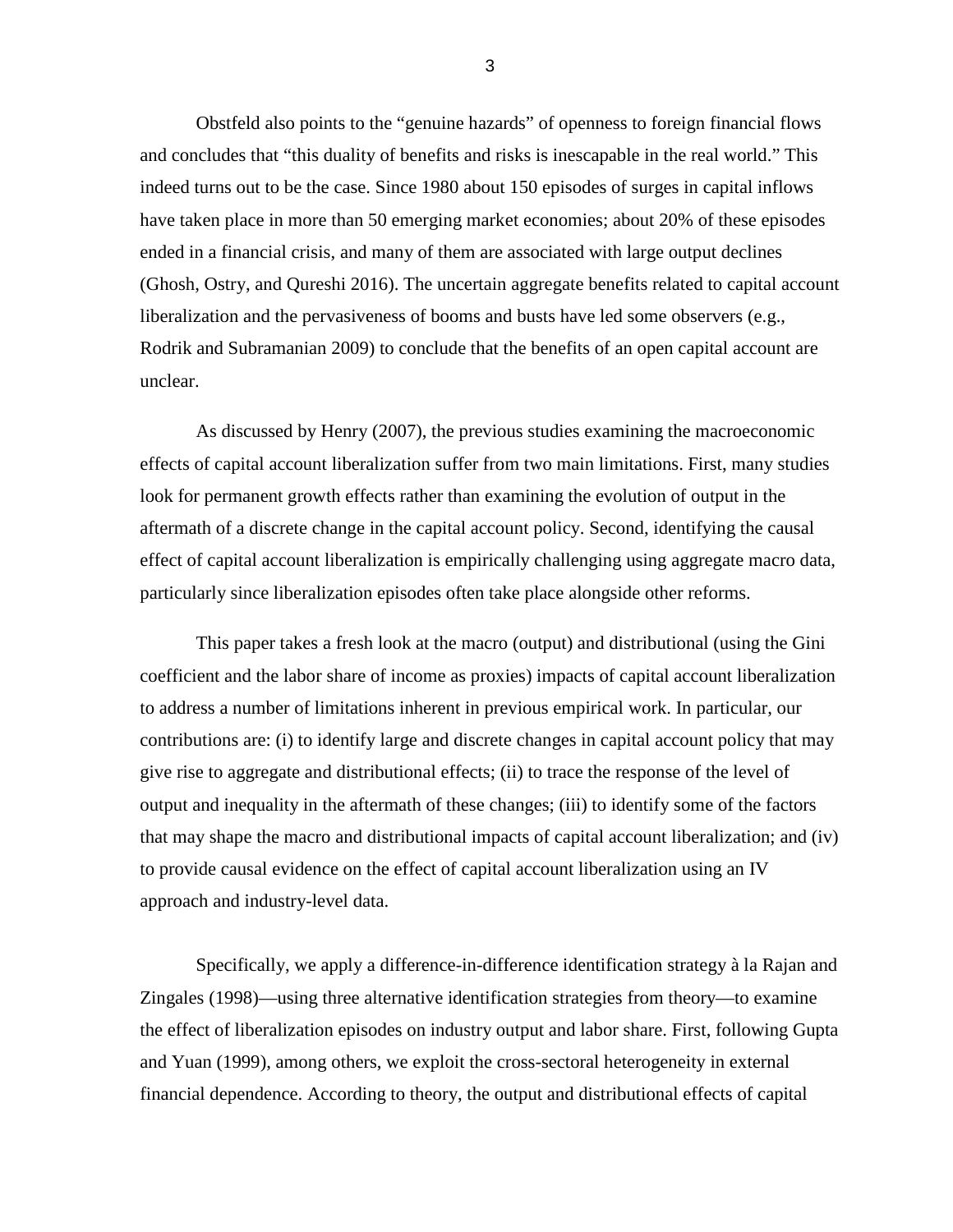Obstfeld also points to the "genuine hazards" of openness to foreign financial flows and concludes that "this duality of benefits and risks is inescapable in the real world." This indeed turns out to be the case. Since 1980 about 150 episodes of surges in capital inflows have taken place in more than 50 emerging market economies; about 20% of these episodes ended in a financial crisis, and many of them are associated with large output declines (Ghosh, Ostry, and Qureshi 2016). The uncertain aggregate benefits related to capital account liberalization and the pervasiveness of booms and busts have led some observers (e.g., Rodrik and Subramanian 2009) to conclude that the benefits of an open capital account are unclear.

As discussed by Henry (2007), the previous studies examining the macroeconomic effects of capital account liberalization suffer from two main limitations. First, many studies look for permanent growth effects rather than examining the evolution of output in the aftermath of a discrete change in the capital account policy. Second, identifying the causal effect of capital account liberalization is empirically challenging using aggregate macro data, particularly since liberalization episodes often take place alongside other reforms.

This paper takes a fresh look at the macro (output) and distributional (using the Gini coefficient and the labor share of income as proxies) impacts of capital account liberalization to address a number of limitations inherent in previous empirical work. In particular, our contributions are: (i) to identify large and discrete changes in capital account policy that may give rise to aggregate and distributional effects; (ii) to trace the response of the level of output and inequality in the aftermath of these changes; (iii) to identify some of the factors that may shape the macro and distributional impacts of capital account liberalization; and (iv) to provide causal evidence on the effect of capital account liberalization using an IV approach and industry-level data.

Specifically, we apply a difference-in-difference identification strategy à la Rajan and Zingales (1998)—using three alternative identification strategies from theory—to examine the effect of liberalization episodes on industry output and labor share. First, following Gupta and Yuan (1999), among others, we exploit the cross-sectoral heterogeneity in external financial dependence. According to theory, the output and distributional effects of capital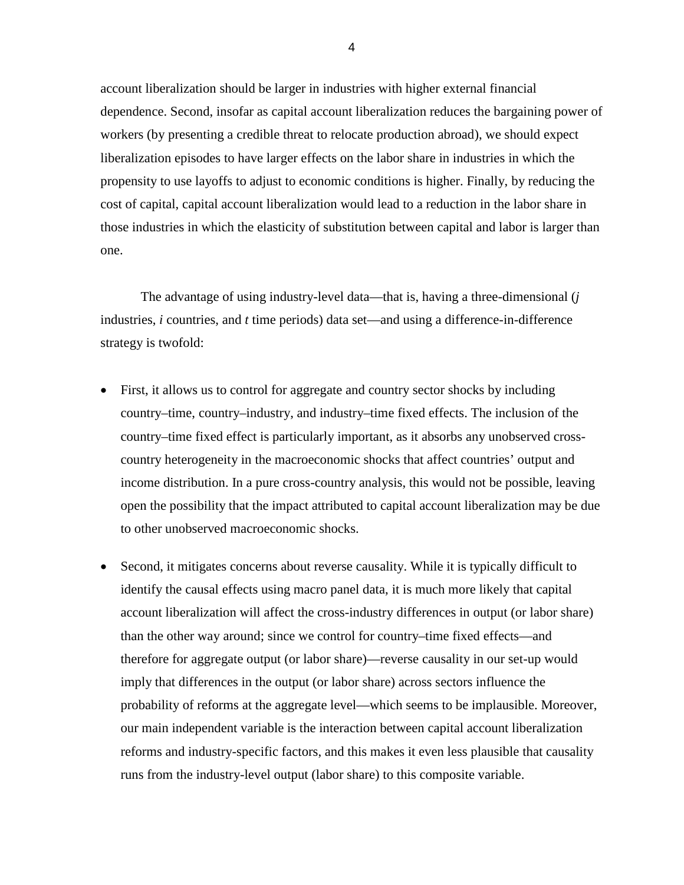account liberalization should be larger in industries with higher external financial dependence. Second, insofar as capital account liberalization reduces the bargaining power of workers (by presenting a credible threat to relocate production abroad), we should expect liberalization episodes to have larger effects on the labor share in industries in which the propensity to use layoffs to adjust to economic conditions is higher. Finally, by reducing the cost of capital, capital account liberalization would lead to a reduction in the labor share in those industries in which the elasticity of substitution between capital and labor is larger than one.

The advantage of using industry-level data—that is, having a three-dimensional (*j* industries, *i* countries, and *t* time periods) data set—and using a difference-in-difference strategy is twofold:

- First, it allows us to control for aggregate and country sector shocks by including country–time, country–industry, and industry–time fixed effects. The inclusion of the country–time fixed effect is particularly important, as it absorbs any unobserved cross-country heterogeneity in the macroeconomic shocks that affect countries' output and income distribution. In a pure cross-country analysis, this would not be possible, leaving open the possibility that the impact attributed to capital account liberalization may be due to other unobserved macroeconomic shocks.

- Second, it mitigates concerns about reverse causality. While it is typically difficult to identify the causal effects using macro panel data, it is much more likely that capital account liberalization will affect the cross-industry differences in output (or labor share) than the other way around; since we control for country–time fixed effects—and therefore for aggregate output (or labor share)—reverse causality in our set-up would imply that differences in the output (or labor share) across sectors influence the probability of reforms at the aggregate level—which seems to be implausible. Moreover, our main independent variable is the interaction between capital account liberalization reforms and industry-specific factors, and this makes it even less plausible that causality runs from the industry-level output (labor share) to this composite variable.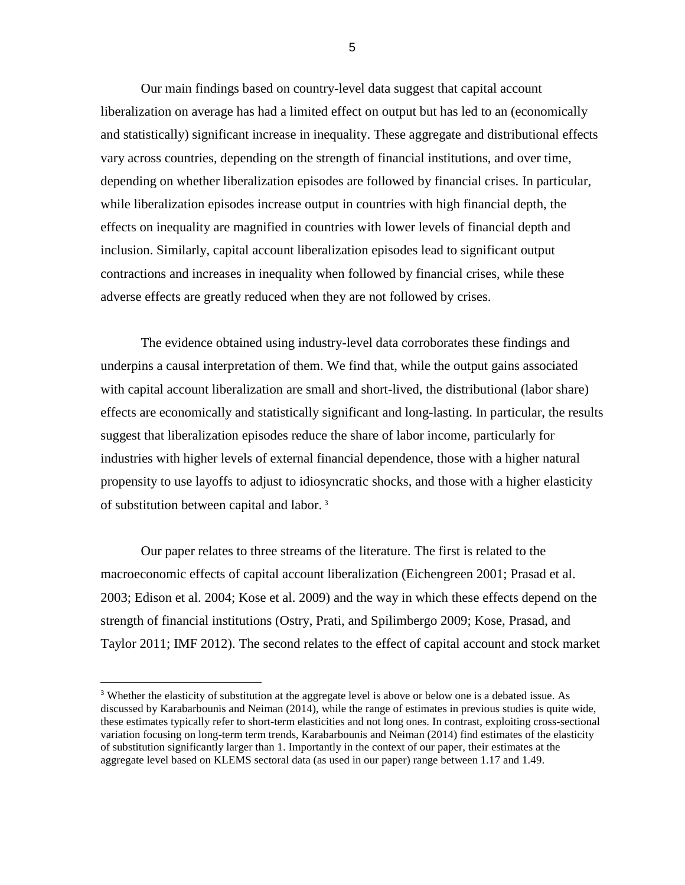Our main findings based on country-level data suggest that capital account liberalization on average has had a limited effect on output but has led to an (economically and statistically) significant increase in inequality. These aggregate and distributional effects vary across countries, depending on the strength of financial institutions, and over time, depending on whether liberalization episodes are followed by financial crises. In particular, while liberalization episodes increase output in countries with high financial depth, the effects on inequality are magnified in countries with lower levels of financial depth and inclusion. Similarly, capital account liberalization episodes lead to significant output contractions and increases in inequality when followed by financial crises, while these adverse effects are greatly reduced when they are not followed by crises.

The evidence obtained using industry-level data corroborates these findings and underpins a causal interpretation of them. We find that, while the output gains associated with capital account liberalization are small and short-lived, the distributional (labor share) effects are economically and statistically significant and long-lasting. In particular, the results suggest that liberalization episodes reduce the share of labor income, particularly for industries with higher levels of external financial dependence, those with a higher natural propensity to use layoffs to adjust to idiosyncratic shocks, and those with a higher elasticity of substitution between capital and labor. [3]

Our paper relates to three streams of the literature. The first is related to the macroeconomic effects of capital account liberalization (Eichengreen 2001; Prasad et al. 2003; Edison et al. 2004; Kose et al. 2009) and the way in which these effects depend on the strength of financial institutions (Ostry, Prati, and Spilimbergo 2009; Kose, Prasad, and Taylor 2011; IMF 2012). The second relates to the effect of capital account and stock market

[3] Whether the elasticity of substitution at the aggregate level is above or below one is a debated issue. As discussed by Karabarbounis and Neiman (2014), while the range of estimates in previous studies is quite wide, these estimates typically refer to short-term elasticities and not long ones. In contrast, exploiting cross-sectional variation focusing on long-term term trends, Karabarbounis and Neiman (2014) find estimates of the elasticity of substitution significantly larger than 1. Importantly in the context of our paper, their estimates at the aggregate level based on KLEMS sectoral data (as used in our paper) range between 1.17 and 1.49.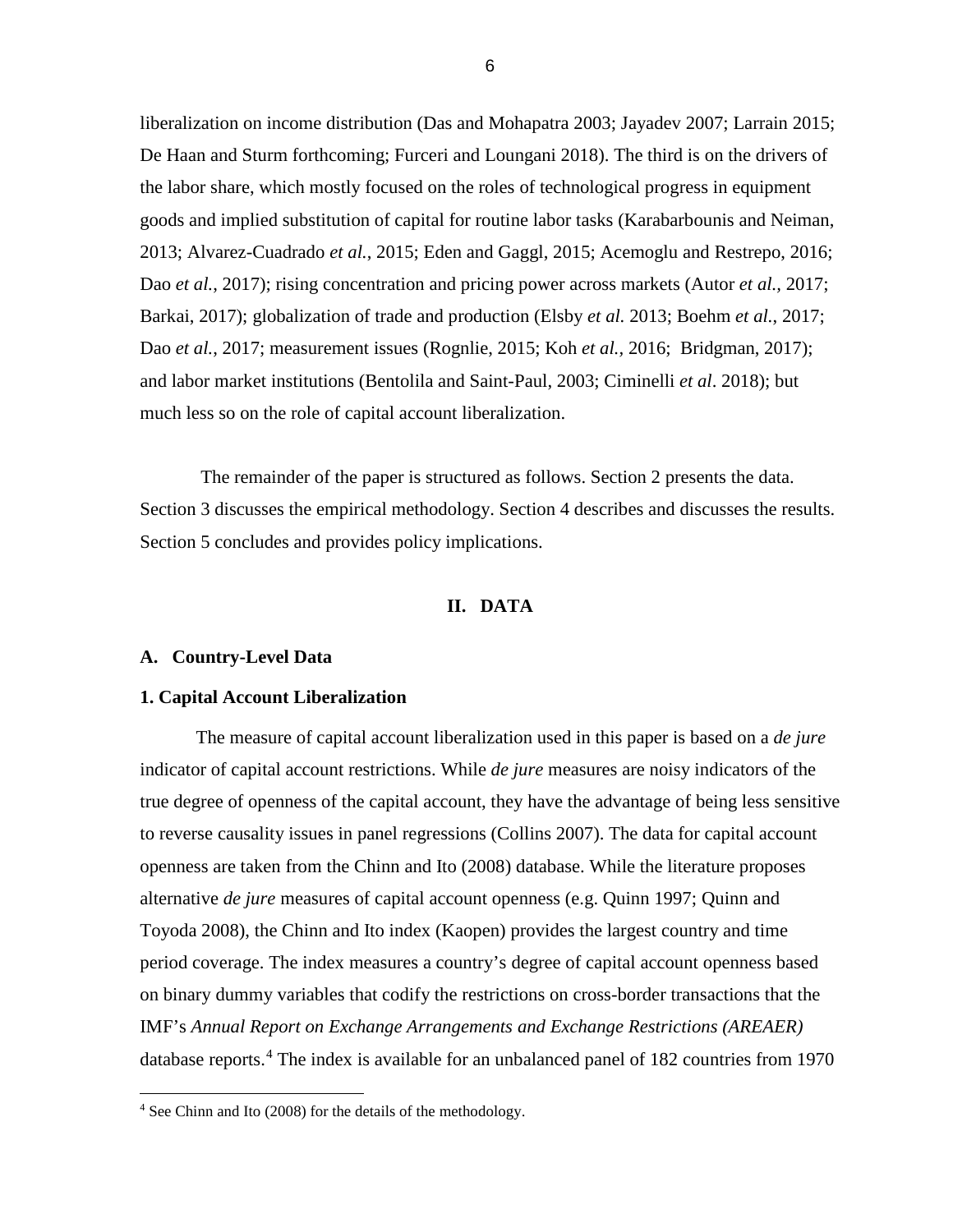liberalization on income distribution (Das and Mohapatra 2003; Jayadev 2007; Larrain 2015; De Haan and Sturm forthcoming; Furceri and Loungani 2018). The third is on the drivers of the labor share, which mostly focused on the roles of technological progress in equipment goods and implied substitution of capital for routine labor tasks (Karabarbounis and Neiman, 2013; Alvarez-Cuadrado *et al.*, 2015; Eden and Gaggl, 2015; Acemoglu and Restrepo, 2016; Dao *et al.*, 2017); rising concentration and pricing power across markets (Autor *et al.*, 2017; Barkai, 2017); globalization of trade and production (Elsby *et al.* 2013; Boehm *et al.*, 2017; Dao *et al.*, 2017; measurement issues (Rognlie, 2015; Koh *et al.*, 2016; Bridgman, 2017); and labor market institutions (Bentolila and Saint-Paul, 2003; Ciminelli *et al*. 2018); but much less so on the role of capital account liberalization.

The remainder of the paper is structured as follows. Section 2 presents the data. Section 3 discusses the empirical methodology. Section 4 describes and discusses the results. Section 5 concludes and provides policy implications.

## II. DATA

### A. Country-Level Data

#### 1. Capital Account Liberalization

The measure of capital account liberalization used in this paper is based on a *de jure* indicator of capital account restrictions. While *de jure* measures are noisy indicators of the true degree of openness of the capital account, they have the advantage of being less sensitive to reverse causality issues in panel regressions (Collins 2007). The data for capital account openness are taken from the Chinn and Ito (2008) database. While the literature proposes alternative *de jure* measures of capital account openness (e.g. Quinn 1997; Quinn and Toyoda 2008), the Chinn and Ito index (Kaopen) provides the largest country and time period coverage. The index measures a country's degree of capital account openness based on binary dummy variables that codify the restrictions on cross-border transactions that the IMF's *Annual Report on Exchange Arrangements and Exchange Restrictions (AREAER)* database reports.[4] The index is available for an unbalanced panel of 182 countries from 1970

[4] See Chinn and Ito (2008) for the details of the methodology.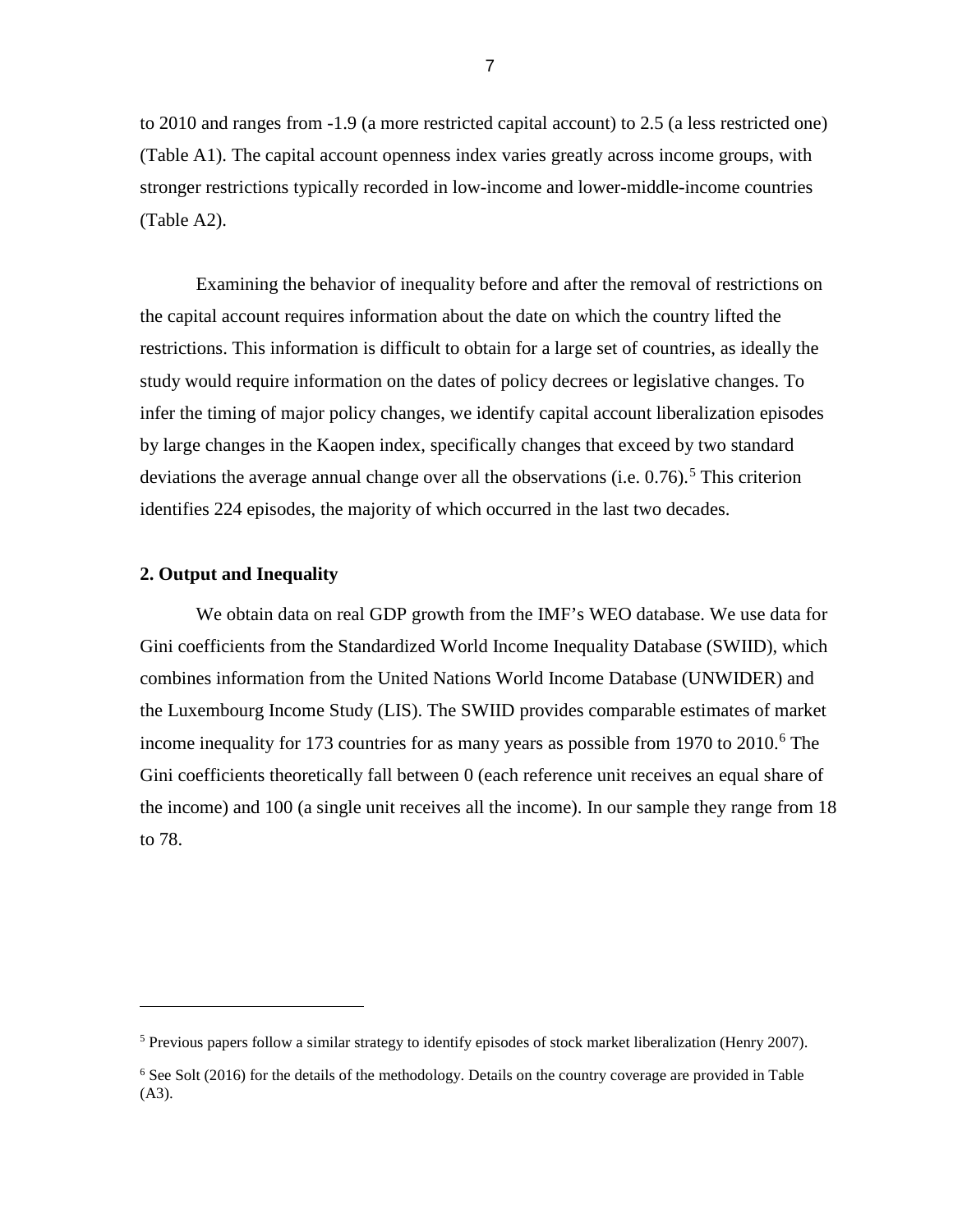to 2010 and ranges from -1.9 (a more restricted capital account) to 2.5 (a less restricted one) (Table A1). The capital account openness index varies greatly across income groups, with stronger restrictions typically recorded in low-income and lower-middle-income countries (Table A2).

Examining the behavior of inequality before and after the removal of restrictions on the capital account requires information about the date on which the country lifted the restrictions. This information is difficult to obtain for a large set of countries, as ideally the study would require information on the dates of policy decrees or legislative changes. To infer the timing of major policy changes, we identify capital account liberalization episodes by large changes in the Kaopen index, specifically changes that exceed by two standard deviations the average annual change over all the observations (i.e. 0.76).[5] This criterion identifies 224 episodes, the majority of which occurred in the last two decades.

### 2. Output and Inequality

We obtain data on real GDP growth from the IMF's WEO database. We use data for Gini coefficients from the Standardized World Income Inequality Database (SWIID), which combines information from the United Nations World Income Database (UNWIDER) and the Luxembourg Income Study (LIS). The SWIID provides comparable estimates of market income inequality for 173 countries for as many years as possible from 1970 to 2010.[6] The Gini coefficients theoretically fall between 0 (each reference unit receives an equal share of the income) and 100 (a single unit receives all the income). In our sample they range from 18 to 78.

---

[5] Previous papers follow a similar strategy to identify episodes of stock market liberalization (Henry 2007).

[6] See Solt (2016) for the details of the methodology. Details on the country coverage are provided in Table (A3).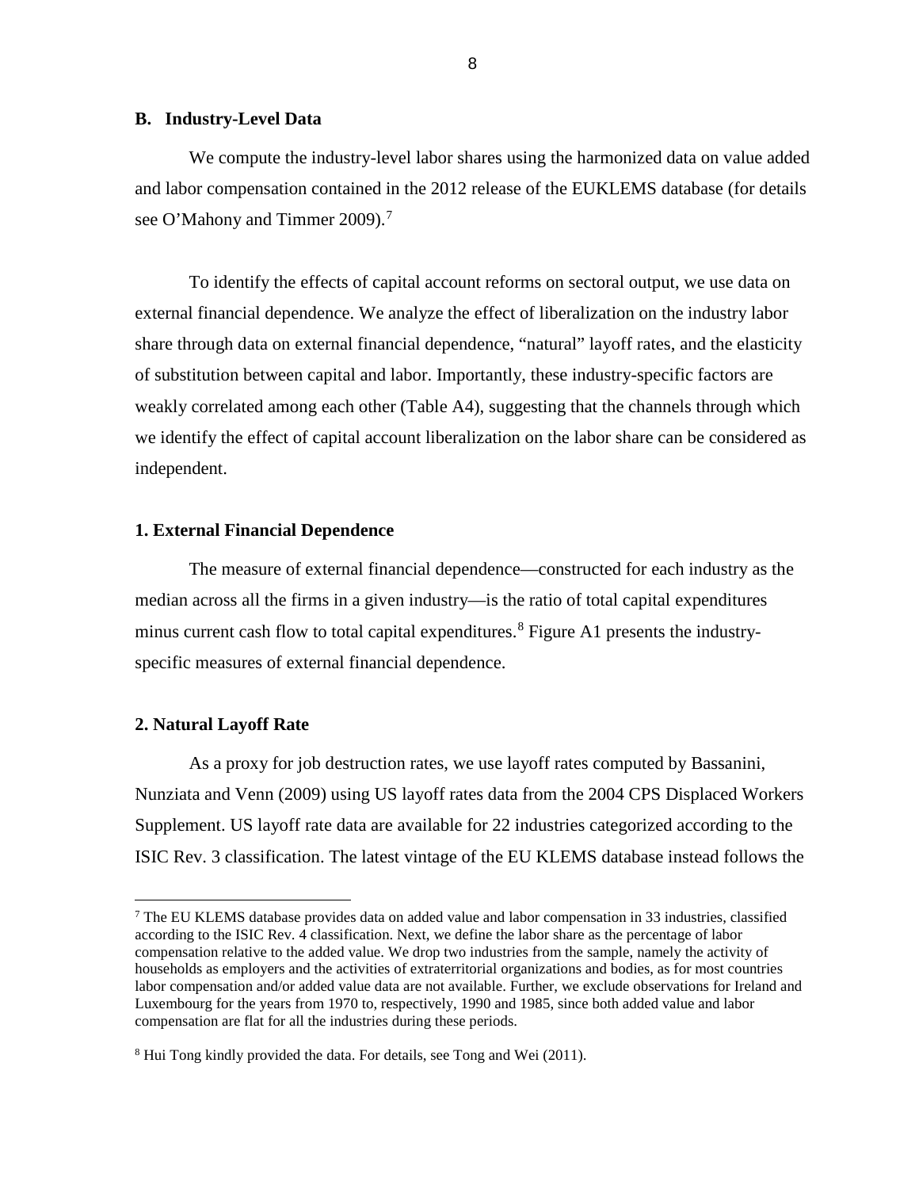## B. Industry-Level Data

We compute the industry-level labor shares using the harmonized data on value added and labor compensation contained in the 2012 release of the EUKLEMS database (for details see O'Mahony and Timmer 2009).[7]

To identify the effects of capital account reforms on sectoral output, we use data on external financial dependence. We analyze the effect of liberalization on the industry labor share through data on external financial dependence, "natural" layoff rates, and the elasticity of substitution between capital and labor. Importantly, these industry-specific factors are weakly correlated among each other (Table A4), suggesting that the channels through which we identify the effect of capital account liberalization on the labor share can be considered as independent.

### 1. External Financial Dependence

The measure of external financial dependence—constructed for each industry as the median across all the firms in a given industry—is the ratio of total capital expenditures minus current cash flow to total capital expenditures.[8] Figure A1 presents the industry-specific measures of external financial dependence.

### 2. Natural Layoff Rate

As a proxy for job destruction rates, we use layoff rates computed by Bassanini, Nunziata and Venn (2009) using US layoff rates data from the 2004 CPS Displaced Workers Supplement. US layoff rate data are available for 22 industries categorized according to the ISIC Rev. 3 classification. The latest vintage of the EU KLEMS database instead follows the

---

[7] The EU KLEMS database provides data on added value and labor compensation in 33 industries, classified according to the ISIC Rev. 4 classification. Next, we define the labor share as the percentage of labor compensation relative to the added value. We drop two industries from the sample, namely the activity of households as employers and the activities of extraterritorial organizations and bodies, as for most countries labor compensation and/or added value data are not available. Further, we exclude observations for Ireland and Luxembourg for the years from 1970 to, respectively, 1990 and 1985, since both added value and labor compensation are flat for all the industries during these periods.

[8] Hui Tong kindly provided the data. For details, see Tong and Wei (2011).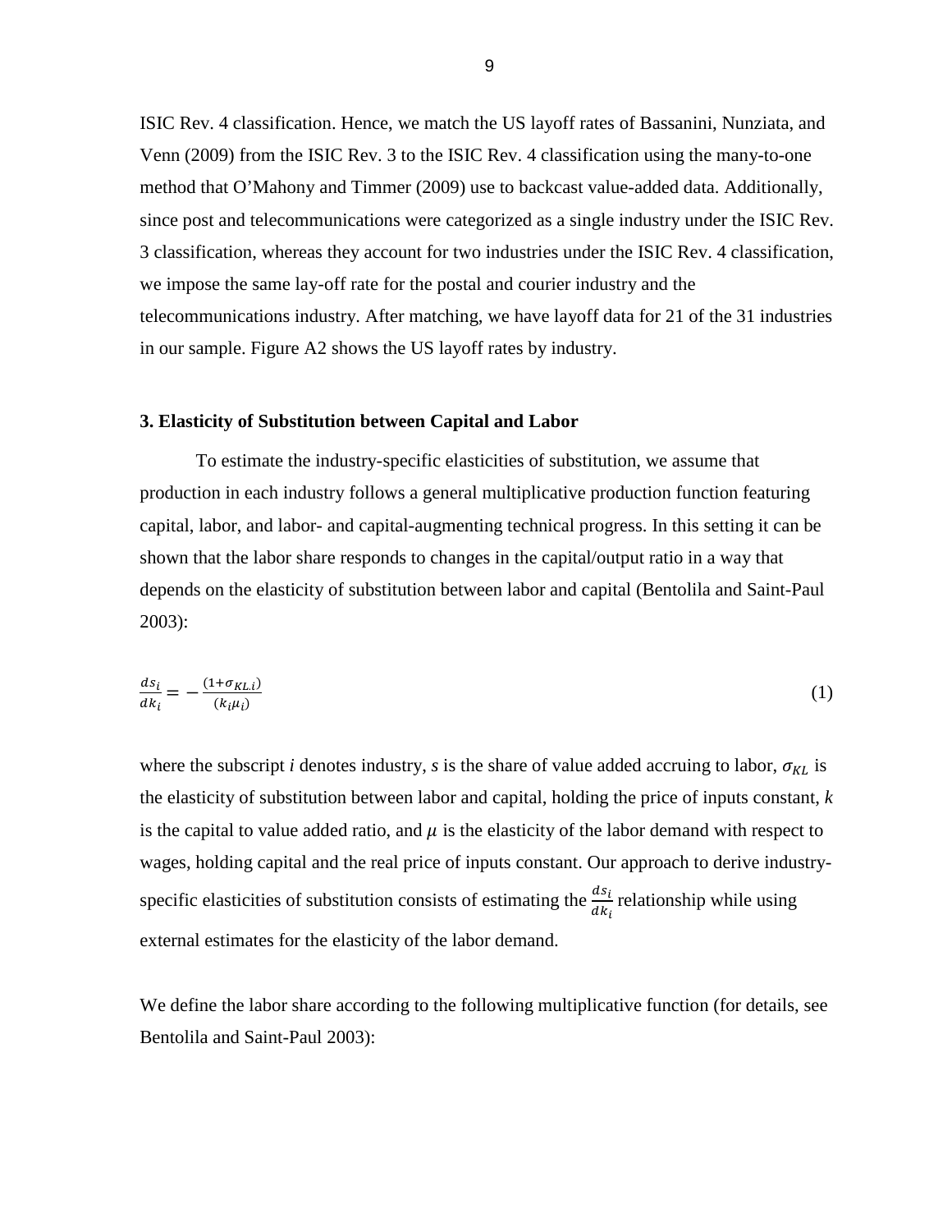ISIC Rev. 4 classification. Hence, we match the US layoff rates of Bassanini, Nunziata, and Venn (2009) from the ISIC Rev. 3 to the ISIC Rev. 4 classification using the many-to-one method that O'Mahony and Timmer (2009) use to backcast value-added data. Additionally, since post and telecommunications were categorized as a single industry under the ISIC Rev. 3 classification, whereas they account for two industries under the ISIC Rev. 4 classification, we impose the same lay-off rate for the postal and courier industry and the telecommunications industry. After matching, we have layoff data for 21 of the 31 industries in our sample. Figure A2 shows the US layoff rates by industry.

### 3. Elasticity of Substitution between Capital and Labor

To estimate the industry-specific elasticities of substitution, we assume that production in each industry follows a general multiplicative production function featuring capital, labor, and labor- and capital-augmenting technical progress. In this setting it can be shown that the labor share responds to changes in the capital/output ratio in a way that depends on the elasticity of substitution between labor and capital (Bentolila and Saint-Paul 2003):

$$\frac{ds_i}{dk_i} = -\frac{(1+\sigma_{KL,i})}{(k_i \mu_i)} \tag{1}$$

where the subscript *i* denotes industry, *s* is the share of value added accruing to labor, $\sigma_{KL}$ is the elasticity of substitution between labor and capital, holding the price of inputs constant, *k* is the capital to value added ratio, and $\mu$ is the elasticity of the labor demand with respect to wages, holding capital and the real price of inputs constant. Our approach to derive industry-specific elasticities of substitution consists of estimating the $\frac{ds_i}{dk_i}$ relationship while using external estimates for the elasticity of the labor demand.

We define the labor share according to the following multiplicative function (for details, see Bentolila and Saint-Paul 2003):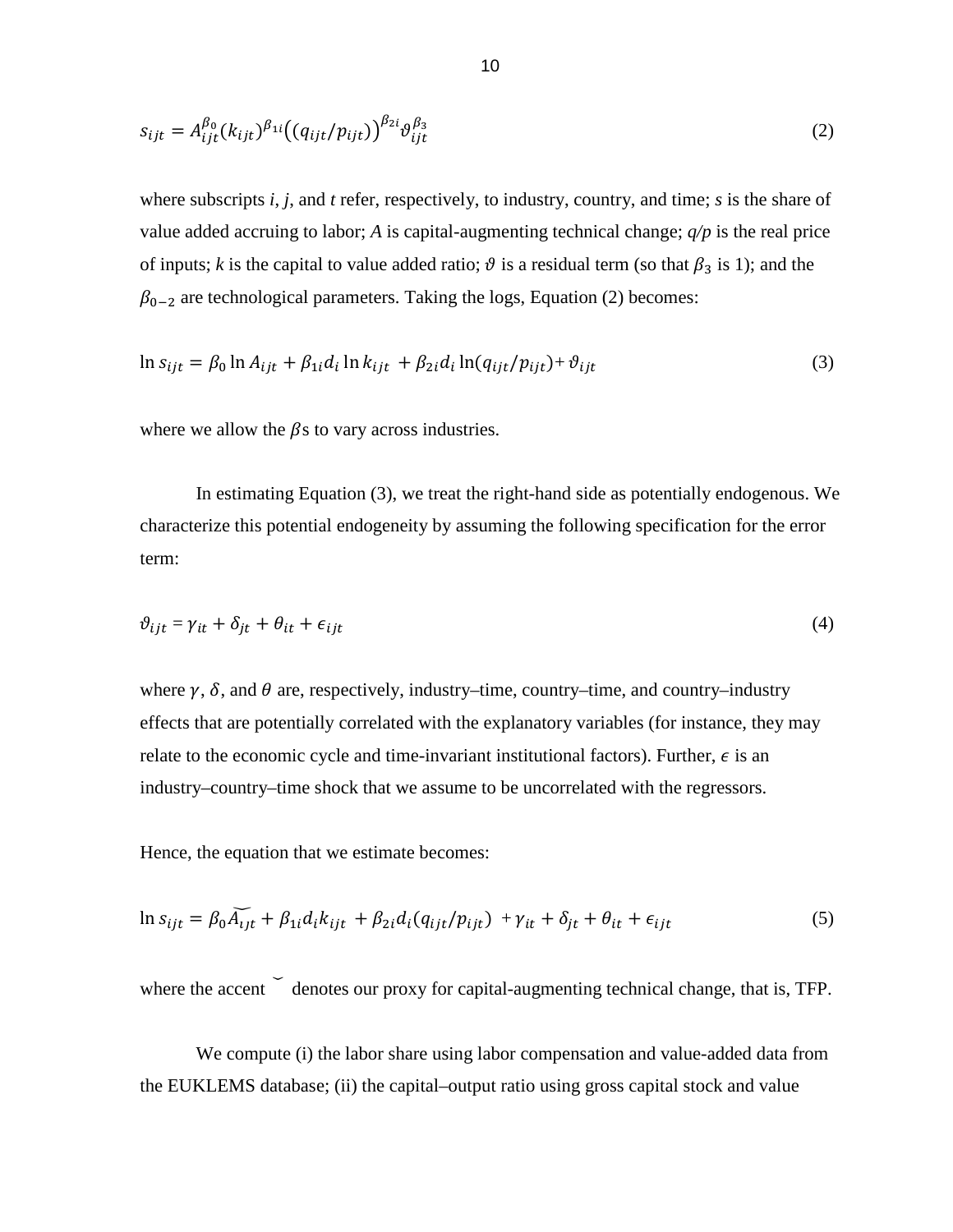$$s_{ijt} = A_{ijt}^{\beta_0}(k_{ijt})^{\beta_{1i}}\left((q_{ijt}/p_{ijt})\right)^{\beta_{2i}}\vartheta_{ijt}^{\beta_3} \tag{2}$$

where subscripts *i*, *j*, and *t* refer, respectively, to industry, country, and time; *s* is the share of value added accruing to labor; *A* is capital-augmenting technical change; *q/p* is the real price of inputs; *k* is the capital to value added ratio; $\vartheta$ is a residual term (so that $\beta_3$ is 1); and the $\beta_{0-2}$ are technological parameters. Taking the logs, Equation (2) becomes:

$$\ln s_{ijt} = \beta_0 \ln A_{ijt} + \beta_{1i} d_i \ln k_{ijt} + \beta_{2i} d_i \ln(q_{ijt}/p_{ijt}) + \vartheta_{ijt} \tag{3}$$

where we allow the $\beta$s to vary across industries.

In estimating Equation (3), we treat the right-hand side as potentially endogenous. We characterize this potential endogeneity by assuming the following specification for the error term:

$$\vartheta_{ijt} = \gamma_{it} + \delta_{jt} + \theta_{it} + \epsilon_{ijt} \tag{4}$$

where $\gamma$, $\delta$, and $\theta$ are, respectively, industry–time, country–time, and country–industry effects that are potentially correlated with the explanatory variables (for instance, they may relate to the economic cycle and time-invariant institutional factors). Further, $\epsilon$ is an industry–country–time shock that we assume to be uncorrelated with the regressors.

Hence, the equation that we estimate becomes:

$$\ln s_{ijt} = \beta_0 \breve{A}_{ijt} + \beta_{1i} d_i k_{ijt} + \beta_{2i} d_i (q_{ijt}/p_{ijt}) + \gamma_{it} + \delta_{jt} + \theta_{it} + \epsilon_{ijt} \tag{5}$$

where the accent $\breve{}$ denotes our proxy for capital-augmenting technical change, that is, TFP.

We compute (i) the labor share using labor compensation and value-added data from the EUKLEMS database; (ii) the capital–output ratio using gross capital stock and value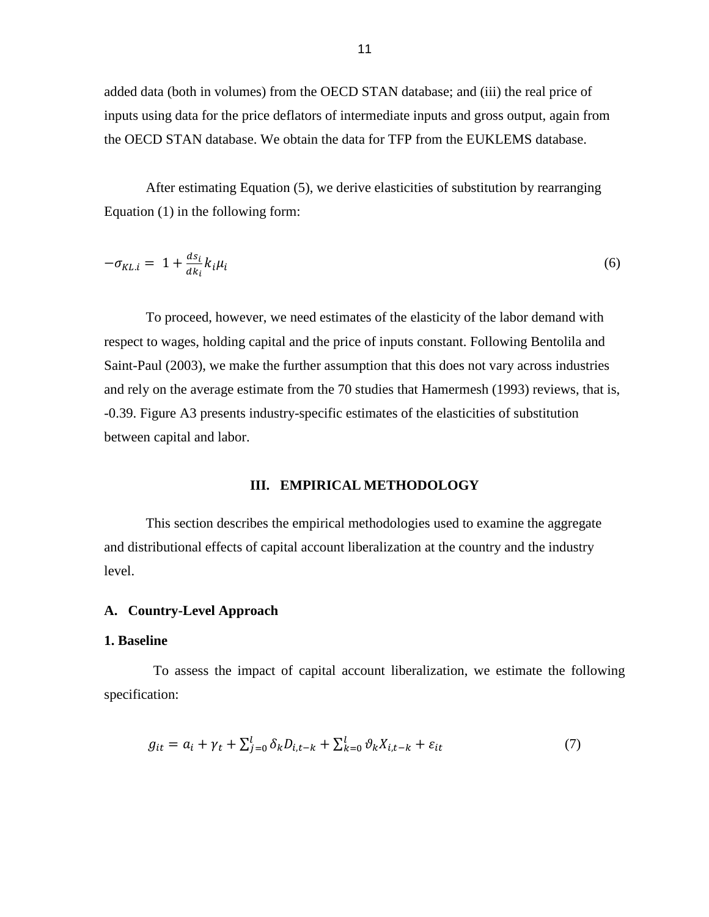added data (both in volumes) from the OECD STAN database; and (iii) the real price of inputs using data for the price deflators of intermediate inputs and gross output, again from the OECD STAN database. We obtain the data for TFP from the EUKLEMS database.

After estimating Equation (5), we derive elasticities of substitution by rearranging Equation (1) in the following form:

$$-\sigma_{KL.i} = 1 + \frac{ds_i}{dk_i} k_i \mu_i \tag{6}$$

To proceed, however, we need estimates of the elasticity of the labor demand with respect to wages, holding capital and the price of inputs constant. Following Bentolila and Saint-Paul (2003), we make the further assumption that this does not vary across industries and rely on the average estimate from the 70 studies that Hamermesh (1993) reviews, that is, -0.39. Figure A3 presents industry-specific estimates of the elasticities of substitution between capital and labor.

## III. EMPIRICAL METHODOLOGY

This section describes the empirical methodologies used to examine the aggregate and distributional effects of capital account liberalization at the country and the industry level.

### A. Country-Level Approach

#### 1. Baseline

To assess the impact of capital account liberalization, we estimate the following specification:

$$g_{it} = a_i + \gamma_t + \sum_{j=0}^{l} \delta_k D_{i,t-k} + \sum_{k=0}^{l} \vartheta_k X_{i,t-k} + \varepsilon_{it} \tag{7}$$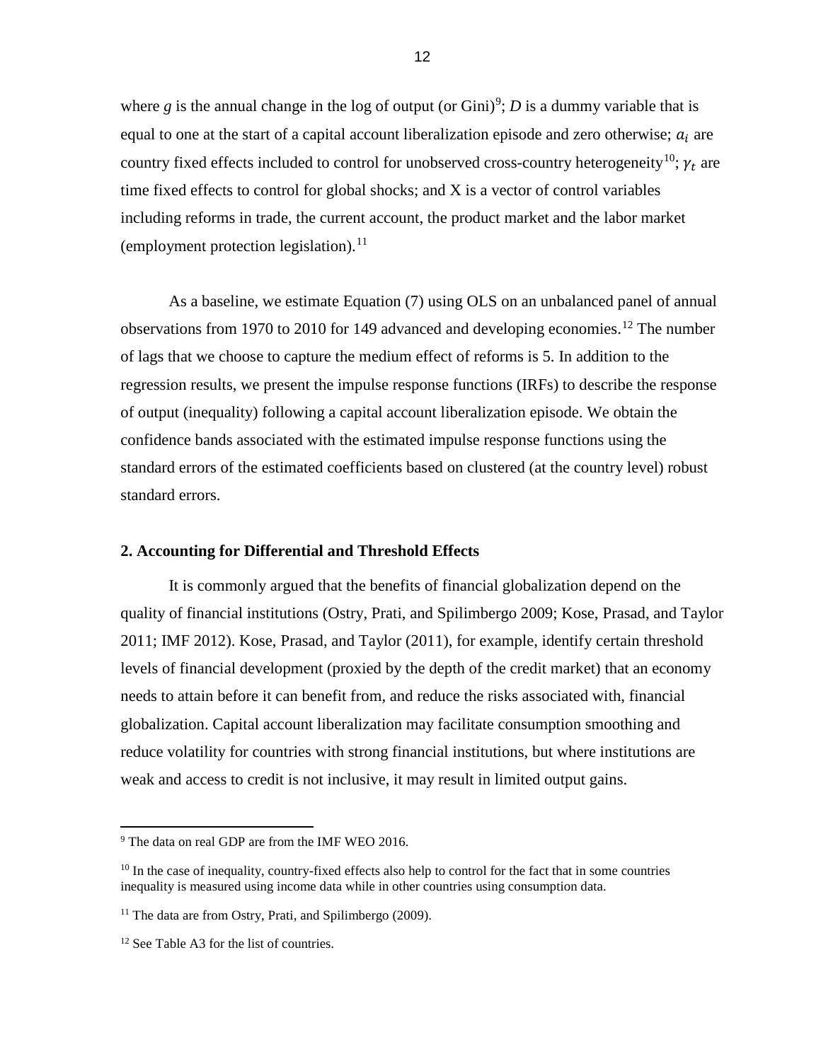where $g$ is the annual change in the log of output (or Gini)[9]; $D$ is a dummy variable that is equal to one at the start of a capital account liberalization episode and zero otherwise; $a_i$ are country fixed effects included to control for unobserved cross-country heterogeneity[10]; $\gamma_t$ are time fixed effects to control for global shocks; and X is a vector of control variables including reforms in trade, the current account, the product market and the labor market (employment protection legislation).[11]

As a baseline, we estimate Equation (7) using OLS on an unbalanced panel of annual observations from 1970 to 2010 for 149 advanced and developing economies.[12] The number of lags that we choose to capture the medium effect of reforms is 5. In addition to the regression results, we present the impulse response functions (IRFs) to describe the response of output (inequality) following a capital account liberalization episode. We obtain the confidence bands associated with the estimated impulse response functions using the standard errors of the estimated coefficients based on clustered (at the country level) robust standard errors.

## 2. Accounting for Differential and Threshold Effects

It is commonly argued that the benefits of financial globalization depend on the quality of financial institutions (Ostry, Prati, and Spilimbergo 2009; Kose, Prasad, and Taylor 2011; IMF 2012). Kose, Prasad, and Taylor (2011), for example, identify certain threshold levels of financial development (proxied by the depth of the credit market) that an economy needs to attain before it can benefit from, and reduce the risks associated with, financial globalization. Capital account liberalization may facilitate consumption smoothing and reduce volatility for countries with strong financial institutions, but where institutions are weak and access to credit is not inclusive, it may result in limited output gains.

---

[9] The data on real GDP are from the IMF WEO 2016.

[10] In the case of inequality, country-fixed effects also help to control for the fact that in some countries inequality is measured using income data while in other countries using consumption data.

[11] The data are from Ostry, Prati, and Spilimbergo (2009).

[12] See Table A3 for the list of countries.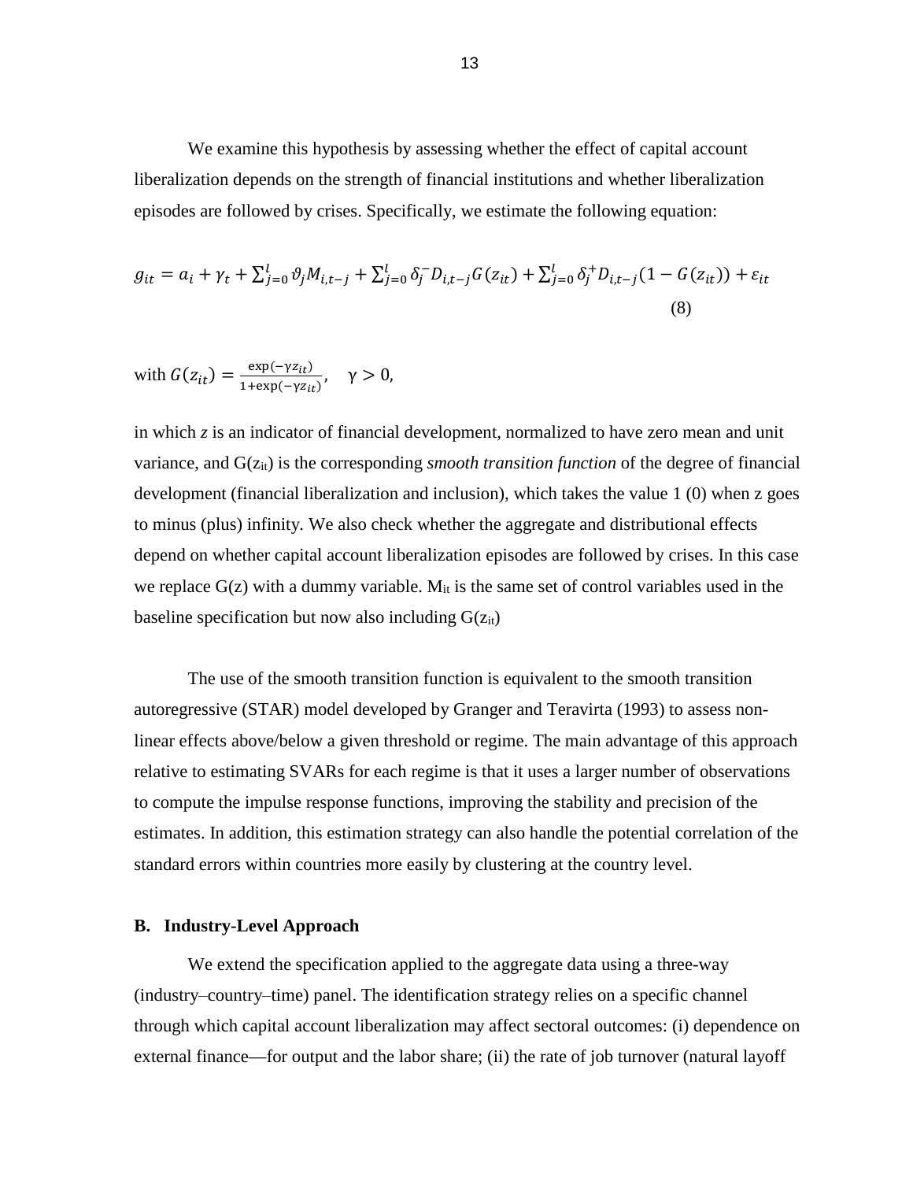We examine this hypothesis by assessing whether the effect of capital account liberalization depends on the strength of financial institutions and whether liberalization episodes are followed by crises. Specifically, we estimate the following equation:

$$g_{it} = a_i + \gamma_t + \sum_{j=0}^{l} \vartheta_j M_{i,t-j} + \sum_{j=0}^{l} \delta_j^{-} D_{i,t-j} G(z_{it}) + \sum_{j=0}^{l} \delta_j^{+} D_{i,t-j} (1 - G(z_{it})) + \varepsilon_{it} \tag{8}$$

with $G(z_{it}) = \frac{\exp(-\gamma z_{it})}{1+\exp(-\gamma z_{it})}, \quad \gamma > 0,$

in which *z* is an indicator of financial development, normalized to have zero mean and unit variance, and $G(z_{it})$ is the corresponding *smooth transition function* of the degree of financial development (financial liberalization and inclusion), which takes the value 1 (0) when z goes to minus (plus) infinity. We also check whether the aggregate and distributional effects depend on whether capital account liberalization episodes are followed by crises. In this case we replace G(z) with a dummy variable. $M_{it}$ is the same set of control variables used in the baseline specification but now also including $G(z_{it})$

The use of the smooth transition function is equivalent to the smooth transition autoregressive (STAR) model developed by Granger and Teravirta (1993) to assess non-linear effects above/below a given threshold or regime. The main advantage of this approach relative to estimating SVARs for each regime is that it uses a larger number of observations to compute the impulse response functions, improving the stability and precision of the estimates. In addition, this estimation strategy can also handle the potential correlation of the standard errors within countries more easily by clustering at the country level.

### B. Industry-Level Approach

We extend the specification applied to the aggregate data using a three-way (industry–country–time) panel. The identification strategy relies on a specific channel through which capital account liberalization may affect sectoral outcomes: (i) dependence on external finance—for output and the labor share; (ii) the rate of job turnover (natural layoff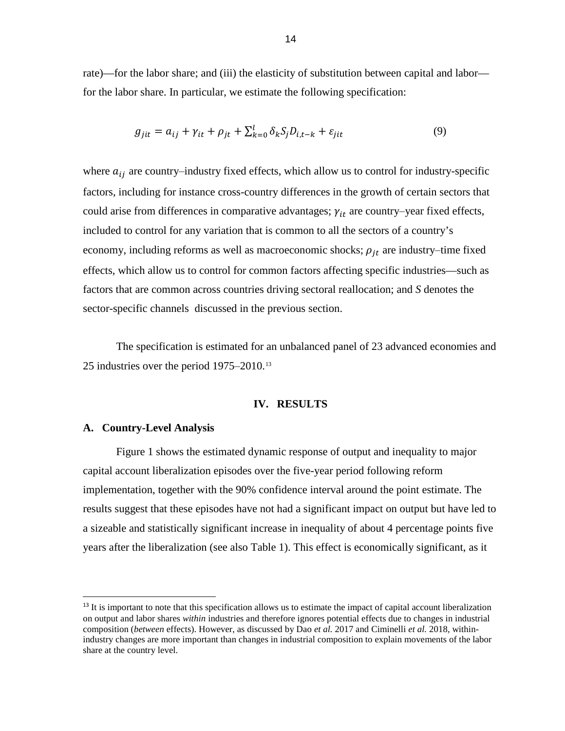rate)—for the labor share; and (iii) the elasticity of substitution between capital and labor—for the labor share. In particular, we estimate the following specification:

$$g_{jit} = a_{ij} + \gamma_{it} + \rho_{jt} + \sum_{k=0}^{l} \delta_k S_j D_{i,t-k} + \varepsilon_{jit} \quad (9)$$

where $a_{ij}$ are country–industry fixed effects, which allow us to control for industry-specific factors, including for instance cross-country differences in the growth of certain sectors that could arise from differences in comparative advantages; $\gamma_{it}$ are country–year fixed effects, included to control for any variation that is common to all the sectors of a country's economy, including reforms as well as macroeconomic shocks; $\rho_{jt}$ are industry–time fixed effects, which allow us to control for common factors affecting specific industries—such as factors that are common across countries driving sectoral reallocation; and *S* denotes the sector-specific channels discussed in the previous section.

The specification is estimated for an unbalanced panel of 23 advanced economies and 25 industries over the period 1975–2010.[13]

## IV. RESULTS

### A. Country-Level Analysis

Figure 1 shows the estimated dynamic response of output and inequality to major capital account liberalization episodes over the five-year period following reform implementation, together with the 90% confidence interval around the point estimate. The results suggest that these episodes have not had a significant impact on output but have led to a sizeable and statistically significant increase in inequality of about 4 percentage points five years after the liberalization (see also Table 1). This effect is economically significant, as it

[13] It is important to note that this specification allows us to estimate the impact of capital account liberalization on output and labor shares *within* industries and therefore ignores potential effects due to changes in industrial composition (*between* effects). However, as discussed by Dao *et al.* 2017 and Ciminelli *et al.* 2018, within-industry changes are more important than changes in industrial composition to explain movements of the labor share at the country level.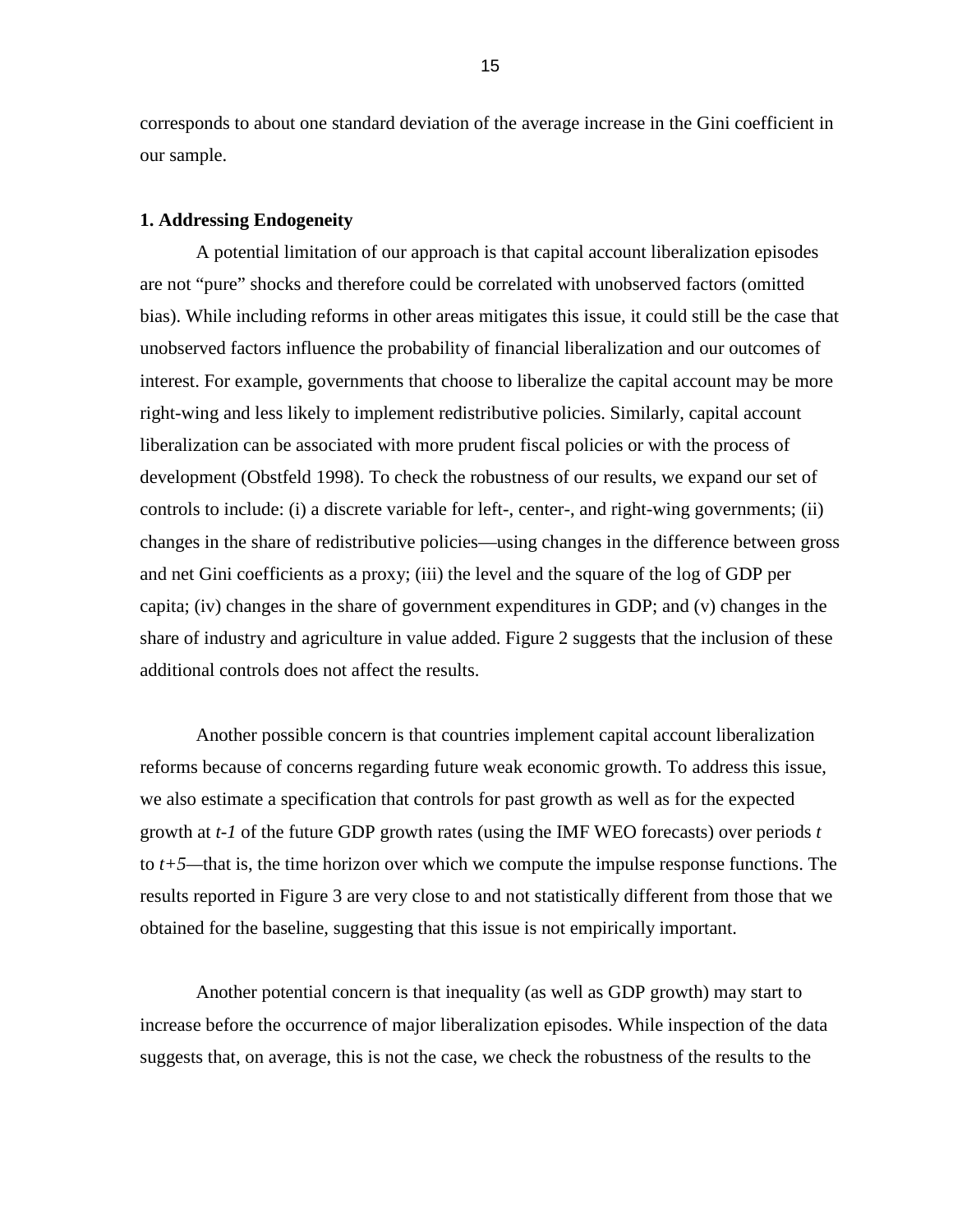corresponds to about one standard deviation of the average increase in the Gini coefficient in our sample.

**1. Addressing Endogeneity**

A potential limitation of our approach is that capital account liberalization episodes are not "pure" shocks and therefore could be correlated with unobserved factors (omitted bias). While including reforms in other areas mitigates this issue, it could still be the case that unobserved factors influence the probability of financial liberalization and our outcomes of interest. For example, governments that choose to liberalize the capital account may be more right-wing and less likely to implement redistributive policies. Similarly, capital account liberalization can be associated with more prudent fiscal policies or with the process of development (Obstfeld 1998). To check the robustness of our results, we expand our set of controls to include: (i) a discrete variable for left-, center-, and right-wing governments; (ii) changes in the share of redistributive policies—using changes in the difference between gross and net Gini coefficients as a proxy; (iii) the level and the square of the log of GDP per capita; (iv) changes in the share of government expenditures in GDP; and (v) changes in the share of industry and agriculture in value added. Figure 2 suggests that the inclusion of these additional controls does not affect the results.

Another possible concern is that countries implement capital account liberalization reforms because of concerns regarding future weak economic growth. To address this issue, we also estimate a specification that controls for past growth as well as for the expected growth at $t-1$ of the future GDP growth rates (using the IMF WEO forecasts) over periods $t$ to $t+5$—that is, the time horizon over which we compute the impulse response functions. The results reported in Figure 3 are very close to and not statistically different from those that we obtained for the baseline, suggesting that this issue is not empirically important.

Another potential concern is that inequality (as well as GDP growth) may start to increase before the occurrence of major liberalization episodes. While inspection of the data suggests that, on average, this is not the case, we check the robustness of the results to the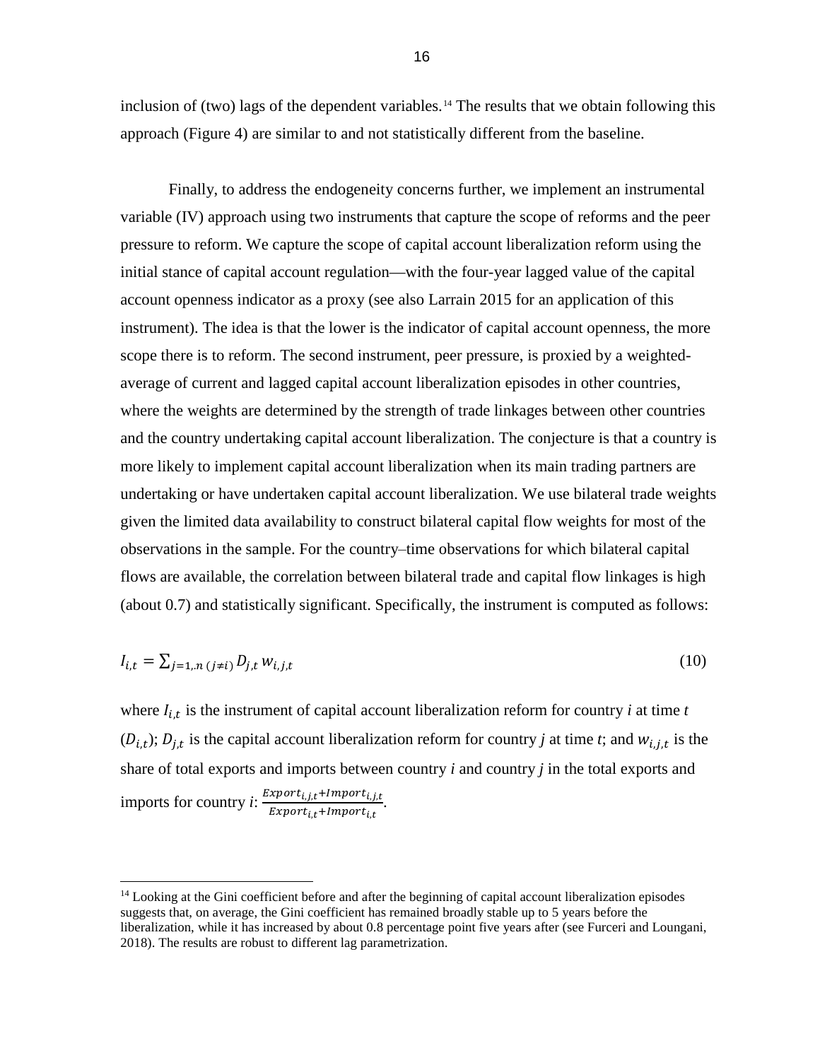inclusion of (two) lags of the dependent variables.[14] The results that we obtain following this approach (Figure 4) are similar to and not statistically different from the baseline.

Finally, to address the endogeneity concerns further, we implement an instrumental variable (IV) approach using two instruments that capture the scope of reforms and the peer pressure to reform. We capture the scope of capital account liberalization reform using the initial stance of capital account regulation—with the four-year lagged value of the capital account openness indicator as a proxy (see also Larrain 2015 for an application of this instrument). The idea is that the lower is the indicator of capital account openness, the more scope there is to reform. The second instrument, peer pressure, is proxied by a weighted-average of current and lagged capital account liberalization episodes in other countries, where the weights are determined by the strength of trade linkages between other countries and the country undertaking capital account liberalization. The conjecture is that a country is more likely to implement capital account liberalization when its main trading partners are undertaking or have undertaken capital account liberalization. We use bilateral trade weights given the limited data availability to construct bilateral capital flow weights for most of the observations in the sample. For the country–time observations for which bilateral capital flows are available, the correlation between bilateral trade and capital flow linkages is high (about 0.7) and statistically significant. Specifically, the instrument is computed as follows:

$$I_{i,t} = \sum_{j=1,.n\,(j\neq i)} D_{j,t}\, w_{i,j,t} \tag{10}$$

where $I_{i,t}$ is the instrument of capital account liberalization reform for country *i* at time *t* ($D_{i,t}$); $D_{j,t}$ is the capital account liberalization reform for country *j* at time *t*; and $w_{i,j,t}$ is the share of total exports and imports between country *i* and country *j* in the total exports and imports for country *i*: $\frac{Export_{i,j,t}+Import_{i,j,t}}{Export_{i,t}+Import_{i,t}}$.

[14] Looking at the Gini coefficient before and after the beginning of capital account liberalization episodes suggests that, on average, the Gini coefficient has remained broadly stable up to 5 years before the liberalization, while it has increased by about 0.8 percentage point five years after (see Furceri and Loungani, 2018). The results are robust to different lag parametrization.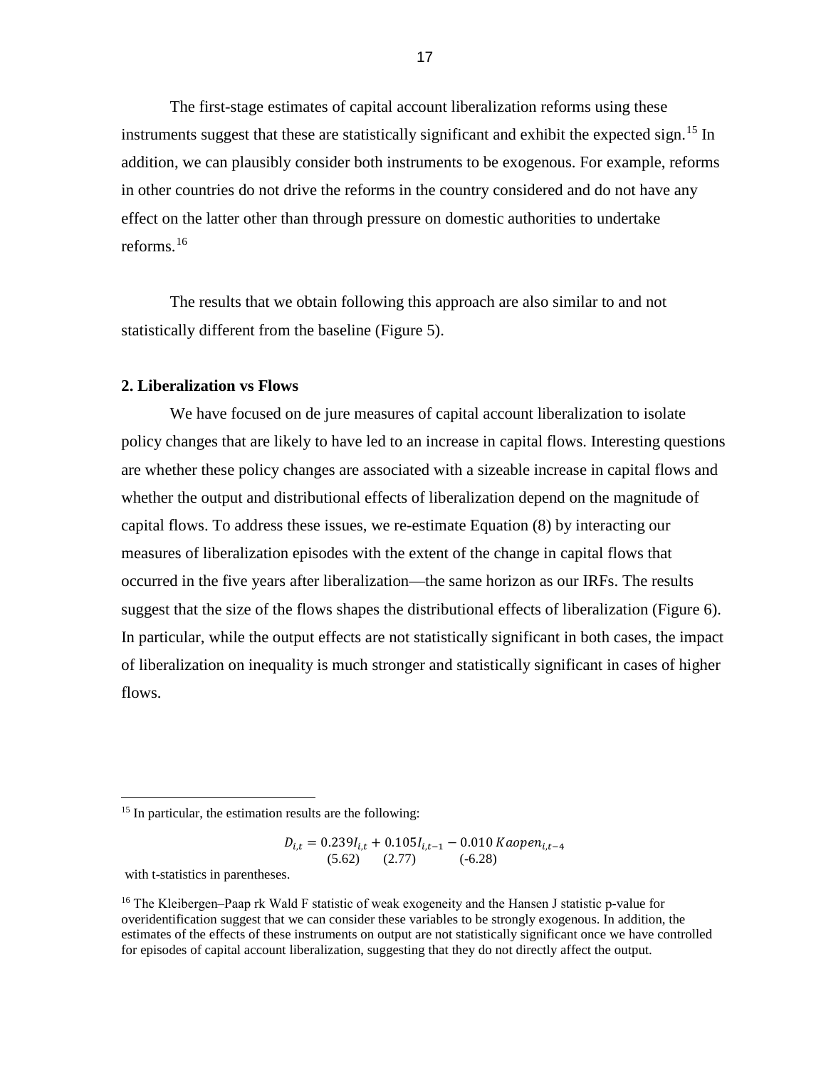The first-stage estimates of capital account liberalization reforms using these instruments suggest that these are statistically significant and exhibit the expected sign.[15] In addition, we can plausibly consider both instruments to be exogenous. For example, reforms in other countries do not drive the reforms in the country considered and do not have any effect on the latter other than through pressure on domestic authorities to undertake reforms.[16]

The results that we obtain following this approach are also similar to and not statistically different from the baseline (Figure 5).

**2. Liberalization vs Flows**

We have focused on de jure measures of capital account liberalization to isolate policy changes that are likely to have led to an increase in capital flows. Interesting questions are whether these policy changes are associated with a sizeable increase in capital flows and whether the output and distributional effects of liberalization depend on the magnitude of capital flows. To address these issues, we re-estimate Equation (8) by interacting our measures of liberalization episodes with the extent of the change in capital flows that occurred in the five years after liberalization—the same horizon as our IRFs. The results suggest that the size of the flows shapes the distributional effects of liberalization (Figure 6). In particular, while the output effects are not statistically significant in both cases, the impact of liberalization on inequality is much stronger and statistically significant in cases of higher flows.

---

[15] In particular, the estimation results are the following:

$$D_{i,t} = \underset{(5.62)}{0.239} I_{i,t} + \underset{(2.77)}{0.105} I_{i,t-1} - \underset{(-6.28)}{0.010}\, Kaopen_{i,t-4}$$

with t-statistics in parentheses.

[16] The Kleibergen–Paap rk Wald F statistic of weak exogeneity and the Hansen J statistic p-value for overidentification suggest that we can consider these variables to be strongly exogenous. In addition, the estimates of the effects of these instruments on output are not statistically significant once we have controlled for episodes of capital account liberalization, suggesting that they do not directly affect the output.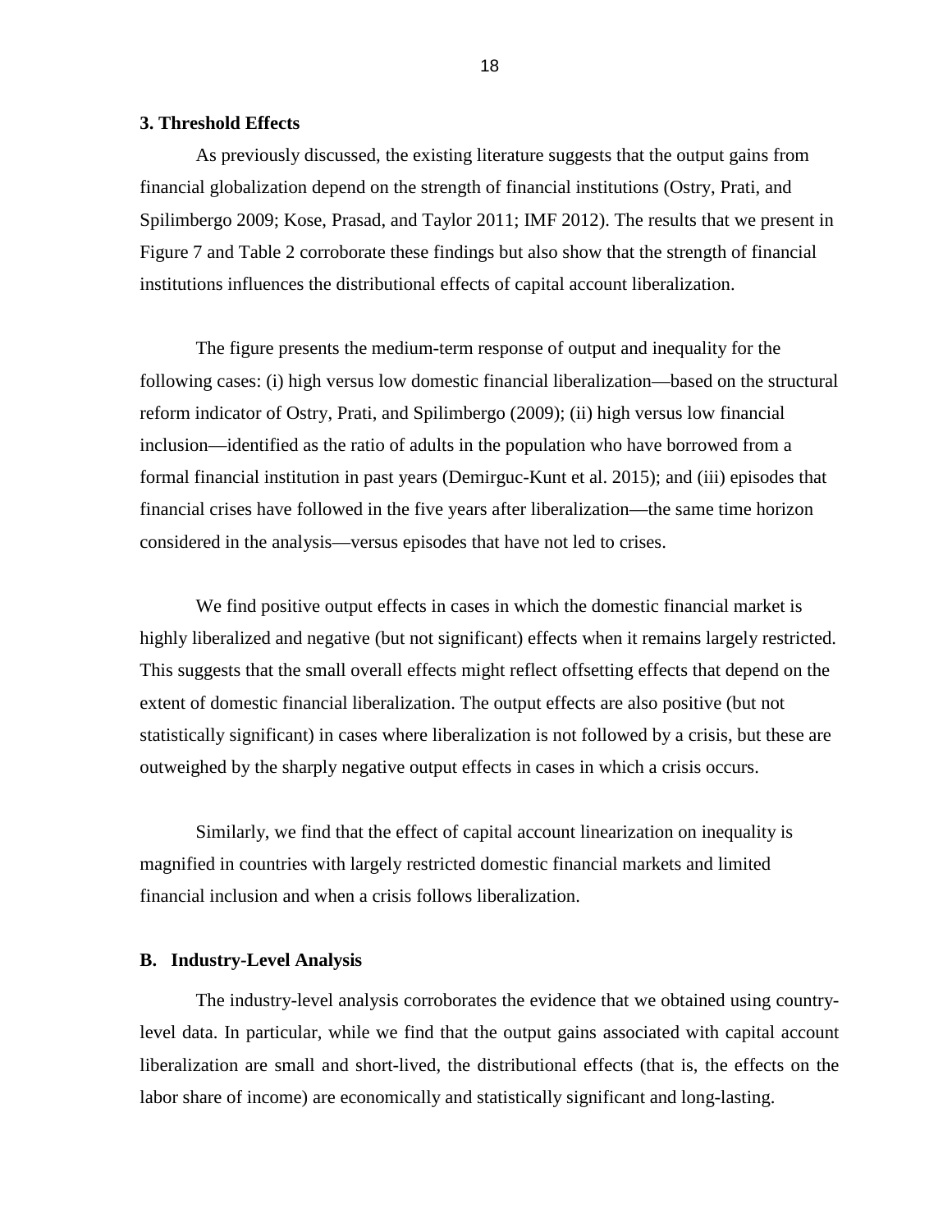**3. Threshold Effects**

As previously discussed, the existing literature suggests that the output gains from financial globalization depend on the strength of financial institutions (Ostry, Prati, and Spilimbergo 2009; Kose, Prasad, and Taylor 2011; IMF 2012). The results that we present in Figure 7 and Table 2 corroborate these findings but also show that the strength of financial institutions influences the distributional effects of capital account liberalization.

The figure presents the medium-term response of output and inequality for the following cases: (i) high versus low domestic financial liberalization—based on the structural reform indicator of Ostry, Prati, and Spilimbergo (2009); (ii) high versus low financial inclusion—identified as the ratio of adults in the population who have borrowed from a formal financial institution in past years (Demirguc-Kunt et al. 2015); and (iii) episodes that financial crises have followed in the five years after liberalization—the same time horizon considered in the analysis—versus episodes that have not led to crises.

We find positive output effects in cases in which the domestic financial market is highly liberalized and negative (but not significant) effects when it remains largely restricted. This suggests that the small overall effects might reflect offsetting effects that depend on the extent of domestic financial liberalization. The output effects are also positive (but not statistically significant) in cases where liberalization is not followed by a crisis, but these are outweighed by the sharply negative output effects in cases in which a crisis occurs.

Similarly, we find that the effect of capital account linearization on inequality is magnified in countries with largely restricted domestic financial markets and limited financial inclusion and when a crisis follows liberalization.

## B. Industry-Level Analysis

The industry-level analysis corroborates the evidence that we obtained using country-level data. In particular, while we find that the output gains associated with capital account liberalization are small and short-lived, the distributional effects (that is, the effects on the labor share of income) are economically and statistically significant and long-lasting.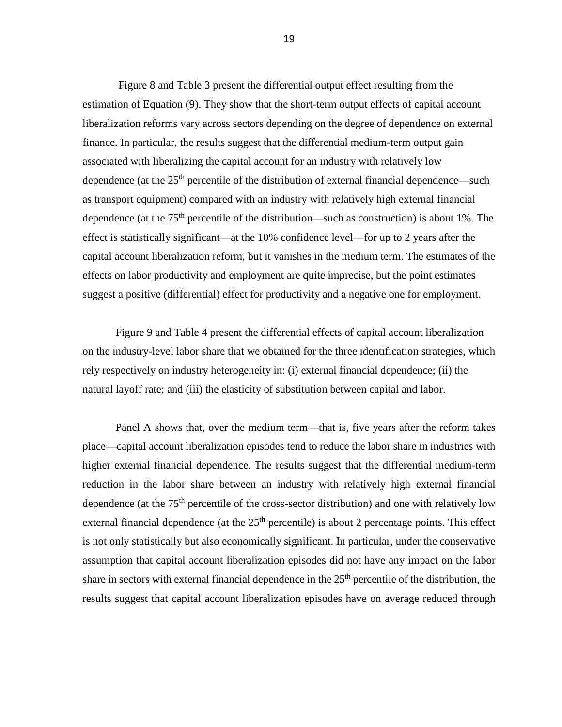Figure 8 and Table 3 present the differential output effect resulting from the estimation of Equation (9). They show that the short-term output effects of capital account liberalization reforms vary across sectors depending on the degree of dependence on external finance. In particular, the results suggest that the differential medium-term output gain associated with liberalizing the capital account for an industry with relatively low dependence (at the $25^{th}$ percentile of the distribution of external financial dependence—such as transport equipment) compared with an industry with relatively high external financial dependence (at the $75^{th}$ percentile of the distribution—such as construction) is about 1%. The effect is statistically significant—at the 10% confidence level—for up to 2 years after the capital account liberalization reform, but it vanishes in the medium term. The estimates of the effects on labor productivity and employment are quite imprecise, but the point estimates suggest a positive (differential) effect for productivity and a negative one for employment.

Figure 9 and Table 4 present the differential effects of capital account liberalization on the industry-level labor share that we obtained for the three identification strategies, which rely respectively on industry heterogeneity in: (i) external financial dependence; (ii) the natural layoff rate; and (iii) the elasticity of substitution between capital and labor.

Panel A shows that, over the medium term—that is, five years after the reform takes place—capital account liberalization episodes tend to reduce the labor share in industries with higher external financial dependence. The results suggest that the differential medium-term reduction in the labor share between an industry with relatively high external financial dependence (at the $75^{th}$ percentile of the cross-sector distribution) and one with relatively low external financial dependence (at the $25^{th}$ percentile) is about 2 percentage points. This effect is not only statistically but also economically significant. In particular, under the conservative assumption that capital account liberalization episodes did not have any impact on the labor share in sectors with external financial dependence in the $25^{th}$ percentile of the distribution, the results suggest that capital account liberalization episodes have on average reduced through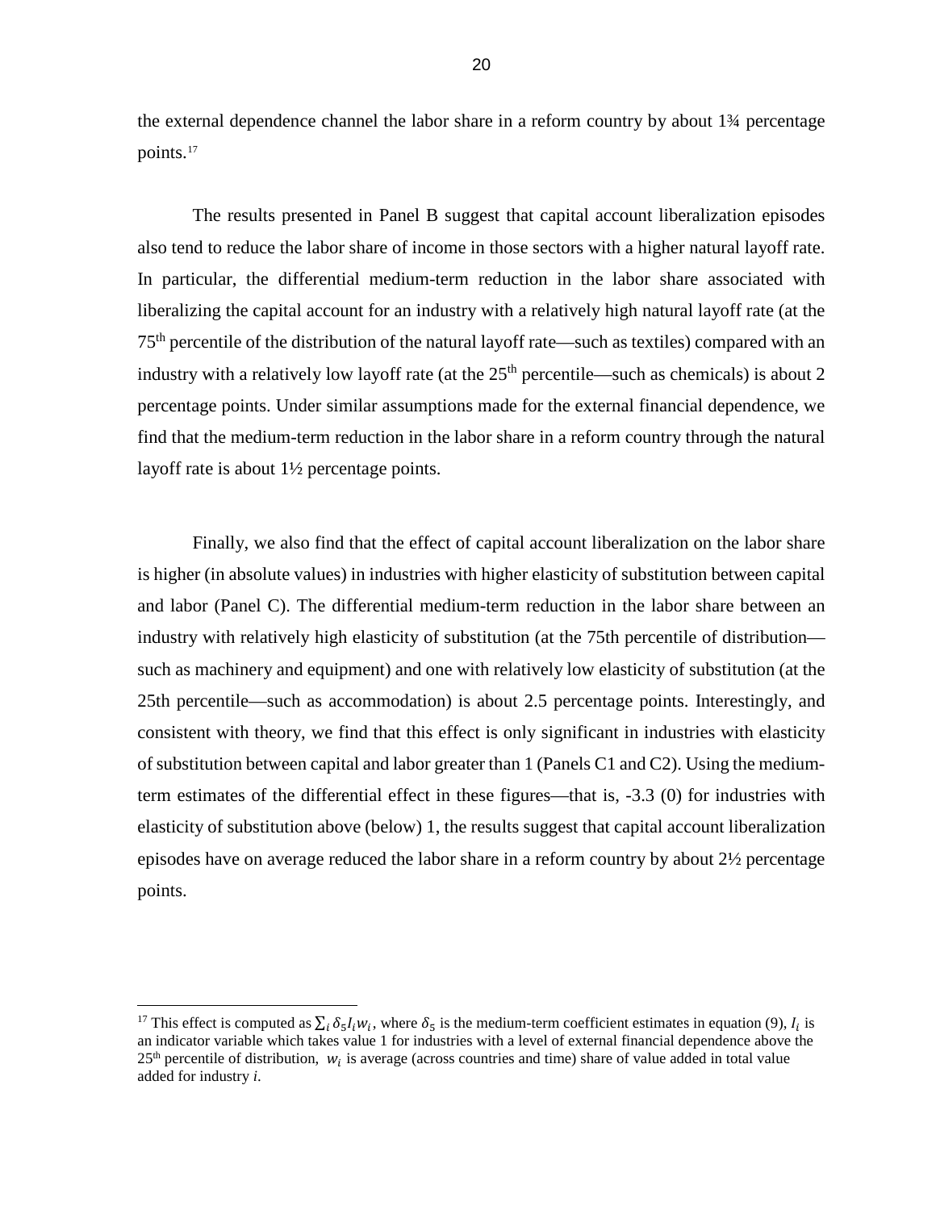the external dependence channel the labor share in a reform country by about 1¾ percentage points.[17]

The results presented in Panel B suggest that capital account liberalization episodes also tend to reduce the labor share of income in those sectors with a higher natural layoff rate. In particular, the differential medium-term reduction in the labor share associated with liberalizing the capital account for an industry with a relatively high natural layoff rate (at the 75th percentile of the distribution of the natural layoff rate—such as textiles) compared with an industry with a relatively low layoff rate (at the 25th percentile—such as chemicals) is about 2 percentage points. Under similar assumptions made for the external financial dependence, we find that the medium-term reduction in the labor share in a reform country through the natural layoff rate is about 1½ percentage points.

Finally, we also find that the effect of capital account liberalization on the labor share is higher (in absolute values) in industries with higher elasticity of substitution between capital and labor (Panel C). The differential medium-term reduction in the labor share between an industry with relatively high elasticity of substitution (at the 75th percentile of distribution—such as machinery and equipment) and one with relatively low elasticity of substitution (at the 25th percentile—such as accommodation) is about 2.5 percentage points. Interestingly, and consistent with theory, we find that this effect is only significant in industries with elasticity of substitution between capital and labor greater than 1 (Panels C1 and C2). Using the medium-term estimates of the differential effect in these figures—that is, -3.3 (0) for industries with elasticity of substitution above (below) 1, the results suggest that capital account liberalization episodes have on average reduced the labor share in a reform country by about 2½ percentage points.

[17] This effect is computed as $\sum_i \delta_5 I_i w_i$, where $\delta_5$ is the medium-term coefficient estimates in equation (9), $I_i$ is an indicator variable which takes value 1 for industries with a level of external financial dependence above the 25th percentile of distribution, $w_i$ is average (across countries and time) share of value added in total value added for industry *i*.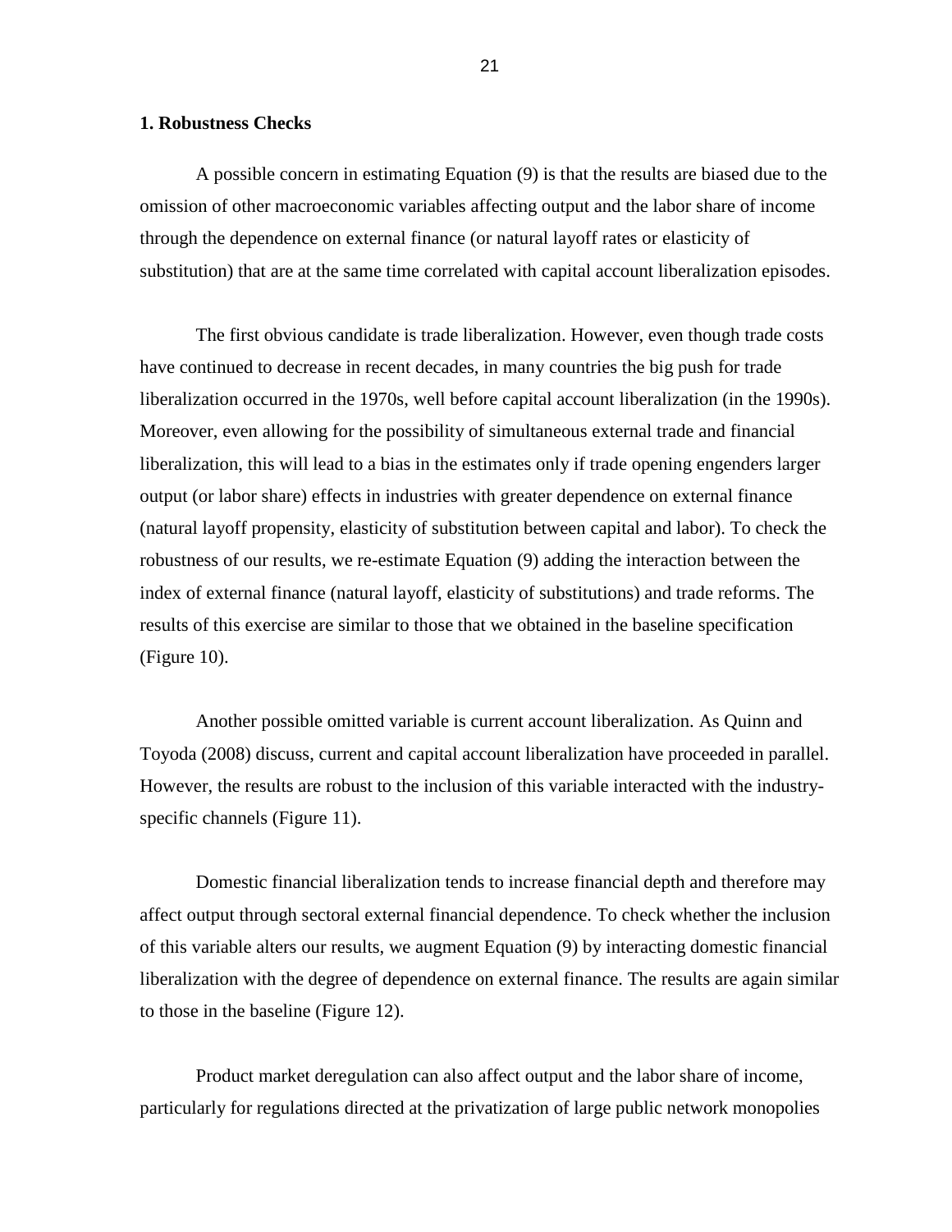### 1. Robustness Checks

A possible concern in estimating Equation (9) is that the results are biased due to the omission of other macroeconomic variables affecting output and the labor share of income through the dependence on external finance (or natural layoff rates or elasticity of substitution) that are at the same time correlated with capital account liberalization episodes.

The first obvious candidate is trade liberalization. However, even though trade costs have continued to decrease in recent decades, in many countries the big push for trade liberalization occurred in the 1970s, well before capital account liberalization (in the 1990s). Moreover, even allowing for the possibility of simultaneous external trade and financial liberalization, this will lead to a bias in the estimates only if trade opening engenders larger output (or labor share) effects in industries with greater dependence on external finance (natural layoff propensity, elasticity of substitution between capital and labor). To check the robustness of our results, we re-estimate Equation (9) adding the interaction between the index of external finance (natural layoff, elasticity of substitutions) and trade reforms. The results of this exercise are similar to those that we obtained in the baseline specification (Figure 10).

Another possible omitted variable is current account liberalization. As Quinn and Toyoda (2008) discuss, current and capital account liberalization have proceeded in parallel. However, the results are robust to the inclusion of this variable interacted with the industry-specific channels (Figure 11).

Domestic financial liberalization tends to increase financial depth and therefore may affect output through sectoral external financial dependence. To check whether the inclusion of this variable alters our results, we augment Equation (9) by interacting domestic financial liberalization with the degree of dependence on external finance. The results are again similar to those in the baseline (Figure 12).

Product market deregulation can also affect output and the labor share of income, particularly for regulations directed at the privatization of large public network monopolies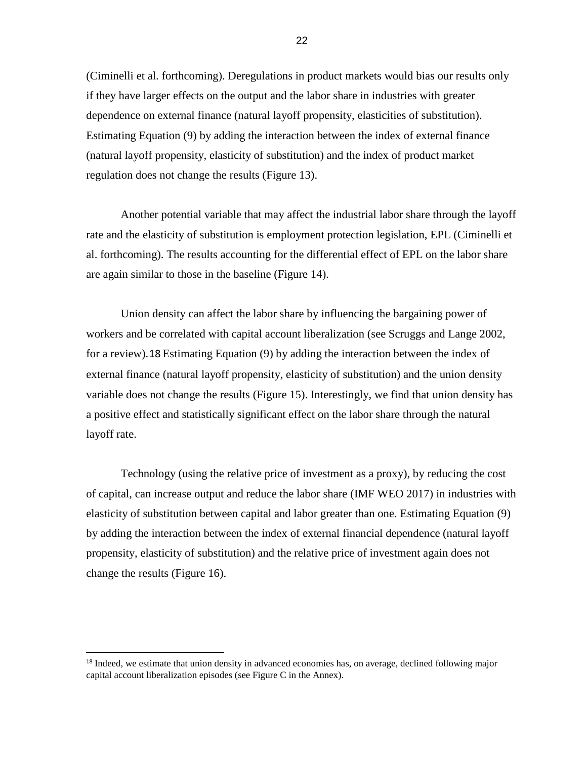(Ciminelli et al. forthcoming). Deregulations in product markets would bias our results only if they have larger effects on the output and the labor share in industries with greater dependence on external finance (natural layoff propensity, elasticities of substitution). Estimating Equation (9) by adding the interaction between the index of external finance (natural layoff propensity, elasticity of substitution) and the index of product market regulation does not change the results (Figure 13).

Another potential variable that may affect the industrial labor share through the layoff rate and the elasticity of substitution is employment protection legislation, EPL (Ciminelli et al. forthcoming). The results accounting for the differential effect of EPL on the labor share are again similar to those in the baseline (Figure 14).

Union density can affect the labor share by influencing the bargaining power of workers and be correlated with capital account liberalization (see Scruggs and Lange 2002, for a review).[18] Estimating Equation (9) by adding the interaction between the index of external finance (natural layoff propensity, elasticity of substitution) and the union density variable does not change the results (Figure 15). Interestingly, we find that union density has a positive effect and statistically significant effect on the labor share through the natural layoff rate.

Technology (using the relative price of investment as a proxy), by reducing the cost of capital, can increase output and reduce the labor share (IMF WEO 2017) in industries with elasticity of substitution between capital and labor greater than one. Estimating Equation (9) by adding the interaction between the index of external financial dependence (natural layoff propensity, elasticity of substitution) and the relative price of investment again does not change the results (Figure 16).

[18] Indeed, we estimate that union density in advanced economies has, on average, declined following major capital account liberalization episodes (see Figure C in the Annex).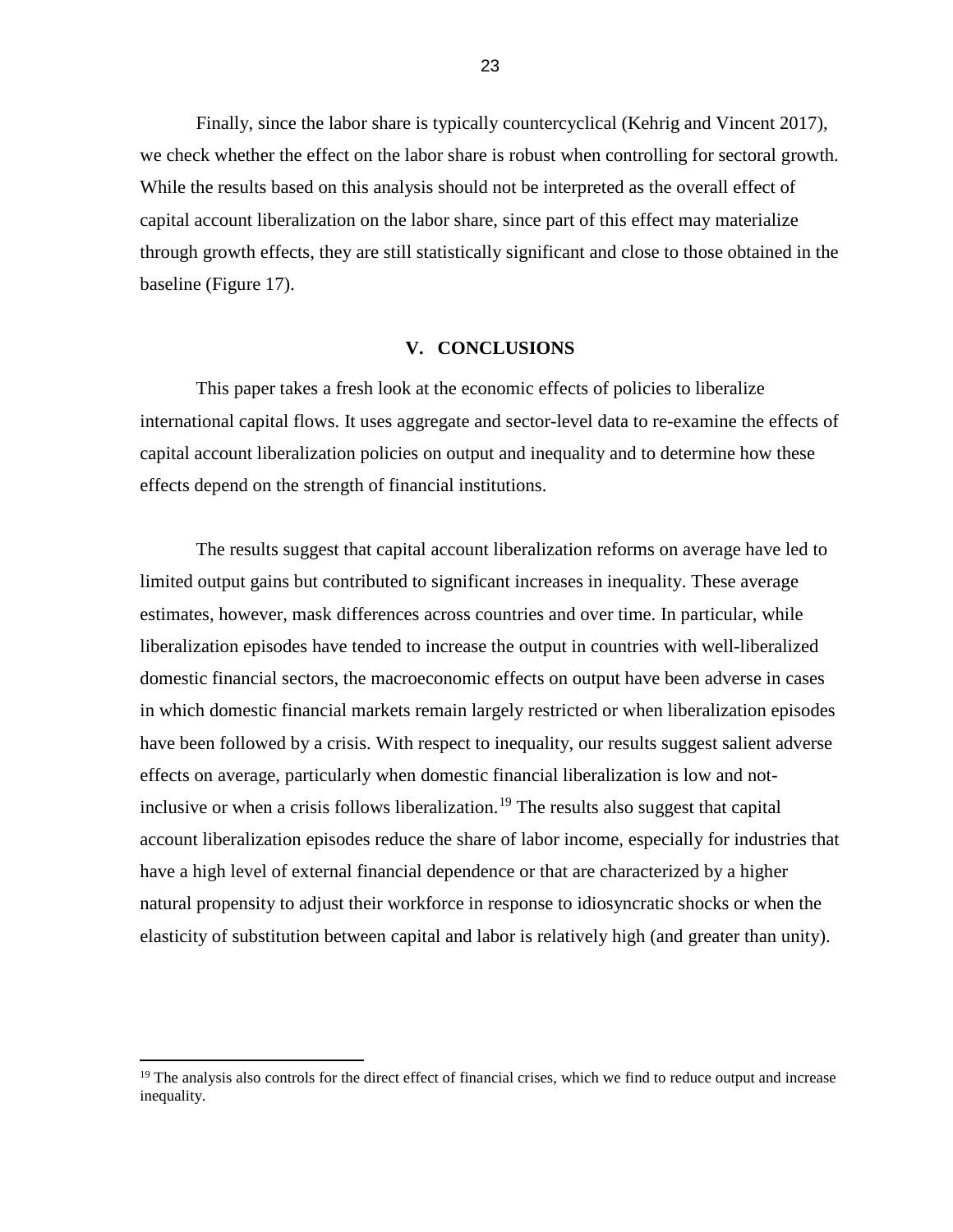Finally, since the labor share is typically countercyclical (Kehrig and Vincent 2017), we check whether the effect on the labor share is robust when controlling for sectoral growth. While the results based on this analysis should not be interpreted as the overall effect of capital account liberalization on the labor share, since part of this effect may materialize through growth effects, they are still statistically significant and close to those obtained in the baseline (Figure 17).

## V. CONCLUSIONS

This paper takes a fresh look at the economic effects of policies to liberalize international capital flows. It uses aggregate and sector-level data to re-examine the effects of capital account liberalization policies on output and inequality and to determine how these effects depend on the strength of financial institutions.

The results suggest that capital account liberalization reforms on average have led to limited output gains but contributed to significant increases in inequality. These average estimates, however, mask differences across countries and over time. In particular, while liberalization episodes have tended to increase the output in countries with well-liberalized domestic financial sectors, the macroeconomic effects on output have been adverse in cases in which domestic financial markets remain largely restricted or when liberalization episodes have been followed by a crisis. With respect to inequality, our results suggest salient adverse effects on average, particularly when domestic financial liberalization is low and not-inclusive or when a crisis follows liberalization.[19] The results also suggest that capital account liberalization episodes reduce the share of labor income, especially for industries that have a high level of external financial dependence or that are characterized by a higher natural propensity to adjust their workforce in response to idiosyncratic shocks or when the elasticity of substitution between capital and labor is relatively high (and greater than unity).

---

[19] The analysis also controls for the direct effect of financial crises, which we find to reduce output and increase inequality.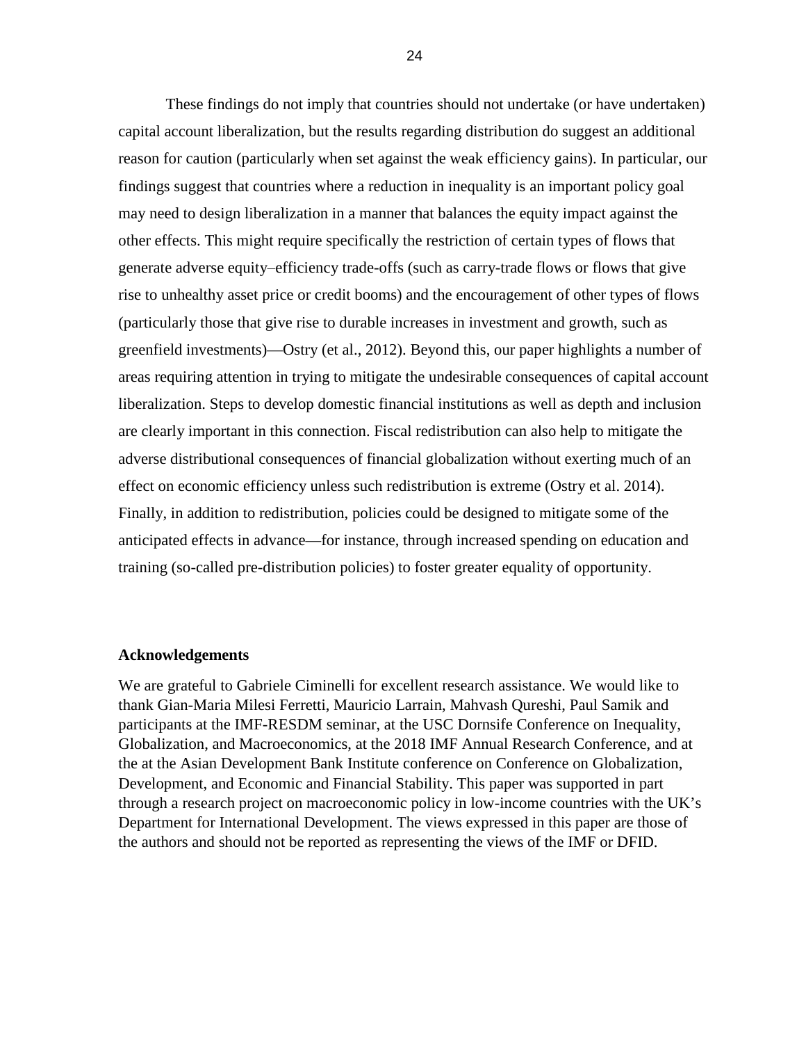These findings do not imply that countries should not undertake (or have undertaken) capital account liberalization, but the results regarding distribution do suggest an additional reason for caution (particularly when set against the weak efficiency gains). In particular, our findings suggest that countries where a reduction in inequality is an important policy goal may need to design liberalization in a manner that balances the equity impact against the other effects. This might require specifically the restriction of certain types of flows that generate adverse equity–efficiency trade-offs (such as carry-trade flows or flows that give rise to unhealthy asset price or credit booms) and the encouragement of other types of flows (particularly those that give rise to durable increases in investment and growth, such as greenfield investments)—Ostry (et al., 2012). Beyond this, our paper highlights a number of areas requiring attention in trying to mitigate the undesirable consequences of capital account liberalization. Steps to develop domestic financial institutions as well as depth and inclusion are clearly important in this connection. Fiscal redistribution can also help to mitigate the adverse distributional consequences of financial globalization without exerting much of an effect on economic efficiency unless such redistribution is extreme (Ostry et al. 2014). Finally, in addition to redistribution, policies could be designed to mitigate some of the anticipated effects in advance—for instance, through increased spending on education and training (so-called pre-distribution policies) to foster greater equality of opportunity.

**Acknowledgements**

We are grateful to Gabriele Ciminelli for excellent research assistance. We would like to thank Gian-Maria Milesi Ferretti, Mauricio Larrain, Mahvash Qureshi, Paul Samik and participants at the IMF-RESDM seminar, at the USC Dornsife Conference on Inequality, Globalization, and Macroeconomics, at the 2018 IMF Annual Research Conference, and at the at the Asian Development Bank Institute conference on Conference on Globalization, Development, and Economic and Financial Stability. This paper was supported in part through a research project on macroeconomic policy in low-income countries with the UK's Department for International Development. The views expressed in this paper are those of the authors and should not be reported as representing the views of the IMF or DFID.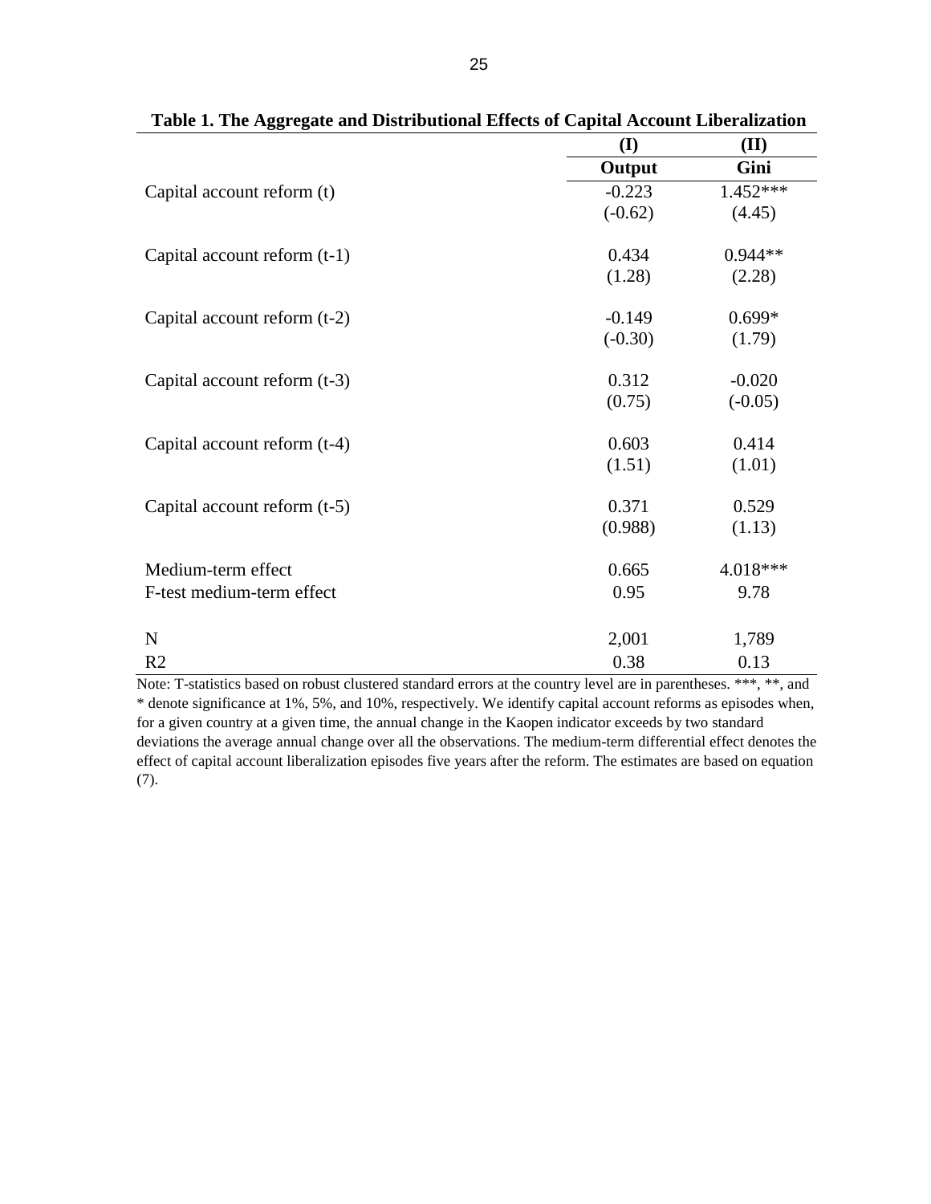**Table 1. The Aggregate and Distributional Effects of Capital Account Liberalization**

| | (I) | (II) |
|---|---|---|
| | **Output** | **Gini** |
| Capital account reform (t) | -0.223 | 1.452*** |
| | (-0.62) | (4.45) |
| Capital account reform (t-1) | 0.434 | 0.944** |
| | (1.28) | (2.28) |
| Capital account reform (t-2) | -0.149 | 0.699* |
| | (-0.30) | (1.79) |
| Capital account reform (t-3) | 0.312 | -0.020 |
| | (0.75) | (-0.05) |
| Capital account reform (t-4) | 0.603 | 0.414 |
| | (1.51) | (1.01) |
| Capital account reform (t-5) | 0.371 | 0.529 |
| | (0.988) | (1.13) |
| Medium-term effect | 0.665 | 4.018*** |
| F-test medium-term effect | 0.95 | 9.78 |
| N | 2,001 | 1,789 |
| R2 | 0.38 | 0.13 |

Note: T-statistics based on robust clustered standard errors at the country level are in parentheses. ***, **, and * denote significance at 1%, 5%, and 10%, respectively. We identify capital account reforms as episodes when, for a given country at a given time, the annual change in the Kaopen indicator exceeds by two standard deviations the average annual change over all the observations. The medium-term differential effect denotes the effect of capital account liberalization episodes five years after the reform. The estimates are based on equation (7).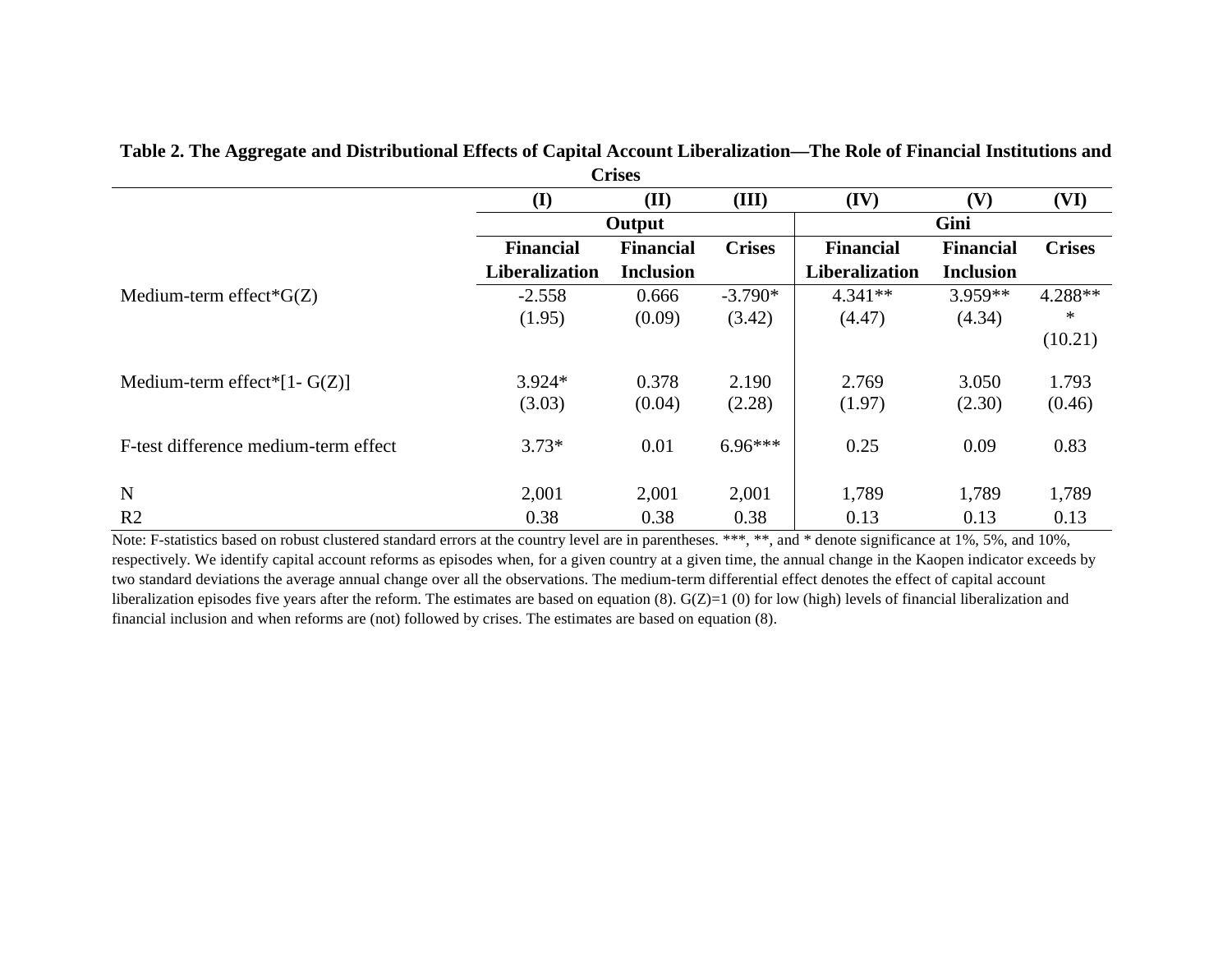**Table 2. The Aggregate and Distributional Effects of Capital Account Liberalization—The Role of Financial Institutions and Crises**

| | (I) | (II) | (III) | (IV) | (V) | (VI) |
|---|---|---|---|---|---|---|
| | Output | | | Gini | | |
| | Financial Liberalization | Financial Inclusion | Crises | Financial Liberalization | Financial Inclusion | Crises |
| Medium-term effect*G(Z) | -2.558 | 0.666 | -3.790* | 4.341** | 3.959** | 4.288*** |
| | (1.95) | (0.09) | (3.42) | (4.47) | (4.34) | (10.21) |
| Medium-term effect*[1- G(Z)] | 3.924* | 0.378 | 2.190 | 2.769 | 3.050 | 1.793 |
| | (3.03) | (0.04) | (2.28) | (1.97) | (2.30) | (0.46) |
| F-test difference medium-term effect | 3.73* | 0.01 | 6.96*** | 0.25 | 0.09 | 0.83 |
| N | 2,001 | 2,001 | 2,001 | 1,789 | 1,789 | 1,789 |
| R2 | 0.38 | 0.38 | 0.38 | 0.13 | 0.13 | 0.13 |

Note: F-statistics based on robust clustered standard errors at the country level are in parentheses. ***, **, and * denote significance at 1%, 5%, and 10%, respectively. We identify capital account reforms as episodes when, for a given country at a given time, the annual change in the Kaopen indicator exceeds by two standard deviations the average annual change over all the observations. The medium-term differential effect denotes the effect of capital account liberalization episodes five years after the reform. The estimates are based on equation (8). G(Z)=1 (0) for low (high) levels of financial liberalization and financial inclusion and when reforms are (not) followed by crises. The estimates are based on equation (8).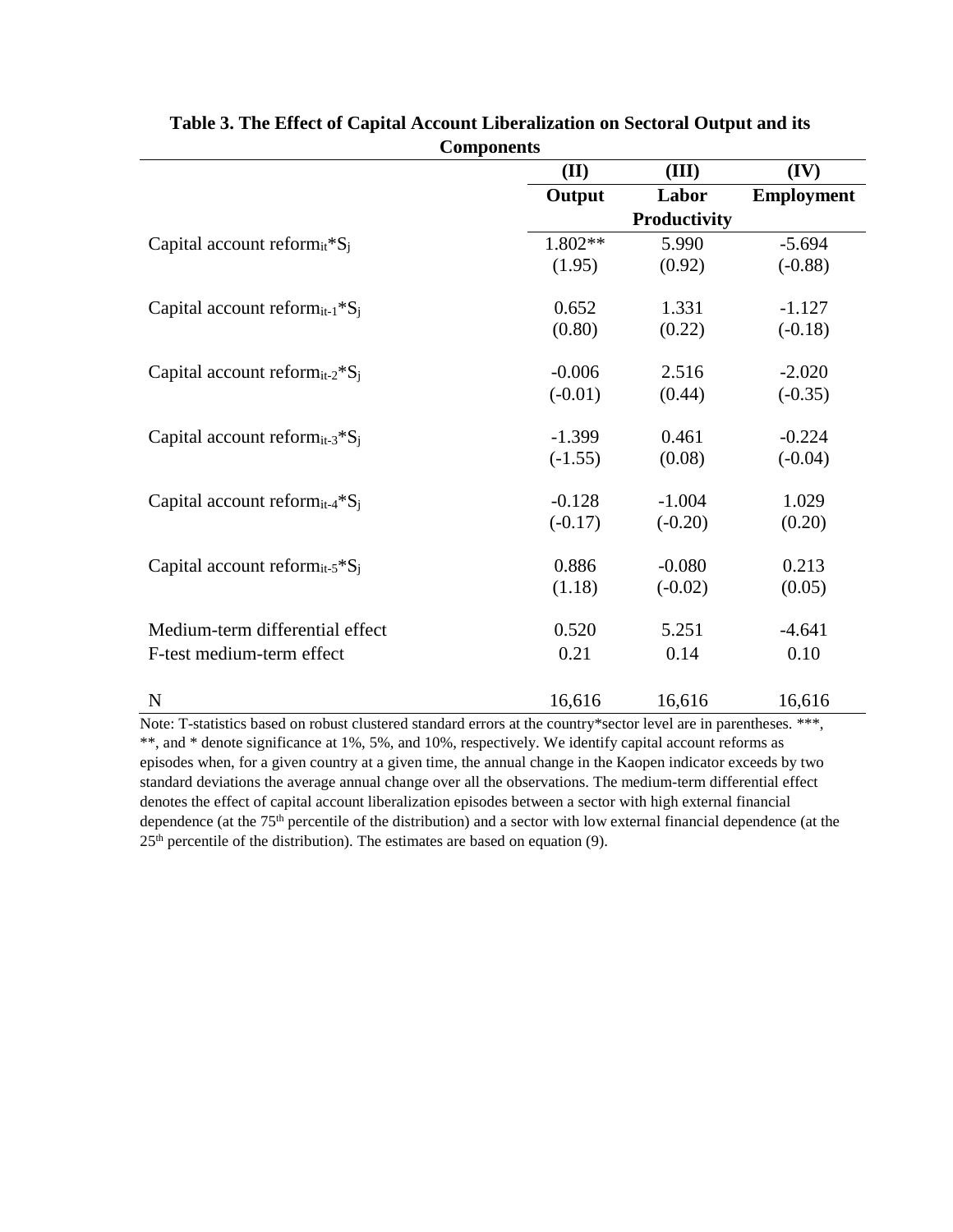**Table 3. The Effect of Capital Account Liberalization on Sectoral Output and its Components**

| | (II) | (III) | (IV) |
|---|---|---|---|
| | **Output** | **Labor Productivity** | **Employment** |
| Capital account reform$_{it}$\*$S_j$ | 1.802** | 5.990 | -5.694 |
| | (1.95) | (0.92) | (-0.88) |
| Capital account reform$_{it-1}$\*$S_j$ | 0.652 | 1.331 | -1.127 |
| | (0.80) | (0.22) | (-0.18) |
| Capital account reform$_{it-2}$\*$S_j$ | -0.006 | 2.516 | -2.020 |
| | (-0.01) | (0.44) | (-0.35) |
| Capital account reform$_{it-3}$\*$S_j$ | -1.399 | 0.461 | -0.224 |
| | (-1.55) | (0.08) | (-0.04) |
| Capital account reform$_{it-4}$\*$S_j$ | -0.128 | -1.004 | 1.029 |
| | (-0.17) | (-0.20) | (0.20) |
| Capital account reform$_{it-5}$\*$S_j$ | 0.886 | -0.080 | 0.213 |
| | (1.18) | (-0.02) | (0.05) |
| Medium-term differential effect | 0.520 | 5.251 | -4.641 |
| F-test medium-term effect | 0.21 | 0.14 | 0.10 |
| N | 16,616 | 16,616 | 16,616 |

Note: T-statistics based on robust clustered standard errors at the country*sector level are in parentheses. ***, **, and * denote significance at 1%, 5%, and 10%, respectively. We identify capital account reforms as episodes when, for a given country at a given time, the annual change in the Kaopen indicator exceeds by two standard deviations the average annual change over all the observations. The medium-term differential effect denotes the effect of capital account liberalization episodes between a sector with high external financial dependence (at the 75th percentile of the distribution) and a sector with low external financial dependence (at the 25th percentile of the distribution). The estimates are based on equation (9).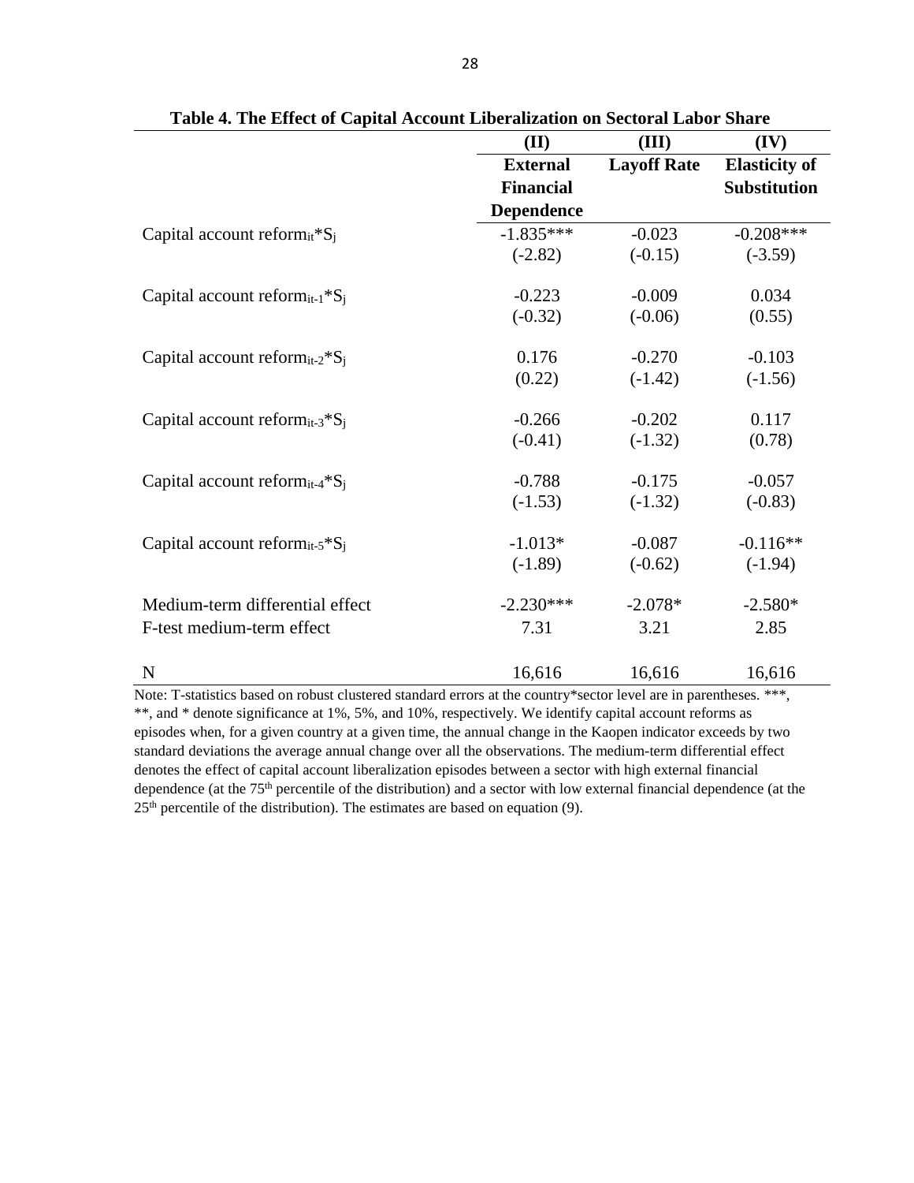**Table 4. The Effect of Capital Account Liberalization on Sectoral Labor Share**

| | (II) External Financial Dependence | (III) Layoff Rate | (IV) Elasticity of Substitution |
|---|---|---|---|
| Capital account reform$_{it}$*S$_j$ | -1.835*** | -0.023 | -0.208*** |
| | (-2.82) | (-0.15) | (-3.59) |
| Capital account reform$_{it-1}$*S$_j$ | -0.223 | -0.009 | 0.034 |
| | (-0.32) | (-0.06) | (0.55) |
| Capital account reform$_{it-2}$*S$_j$ | 0.176 | -0.270 | -0.103 |
| | (0.22) | (-1.42) | (-1.56) |
| Capital account reform$_{it-3}$*S$_j$ | -0.266 | -0.202 | 0.117 |
| | (-0.41) | (-1.32) | (0.78) |
| Capital account reform$_{it-4}$*S$_j$ | -0.788 | -0.175 | -0.057 |
| | (-1.53) | (-1.32) | (-0.83) |
| Capital account reform$_{it-5}$*S$_j$ | -1.013* | -0.087 | -0.116** |
| | (-1.89) | (-0.62) | (-1.94) |
| Medium-term differential effect | -2.230*** | -2.078* | -2.580* |
| F-test medium-term effect | 7.31 | 3.21 | 2.85 |
| N | 16,616 | 16,616 | 16,616 |

Note: T-statistics based on robust clustered standard errors at the country*sector level are in parentheses. ***, **, and * denote significance at 1%, 5%, and 10%, respectively. We identify capital account reforms as episodes when, for a given country at a given time, the annual change in the Kaopen indicator exceeds by two standard deviations the average annual change over all the observations. The medium-term differential effect denotes the effect of capital account liberalization episodes between a sector with high external financial dependence (at the 75th percentile of the distribution) and a sector with low external financial dependence (at the 25th percentile of the distribution). The estimates are based on equation (9).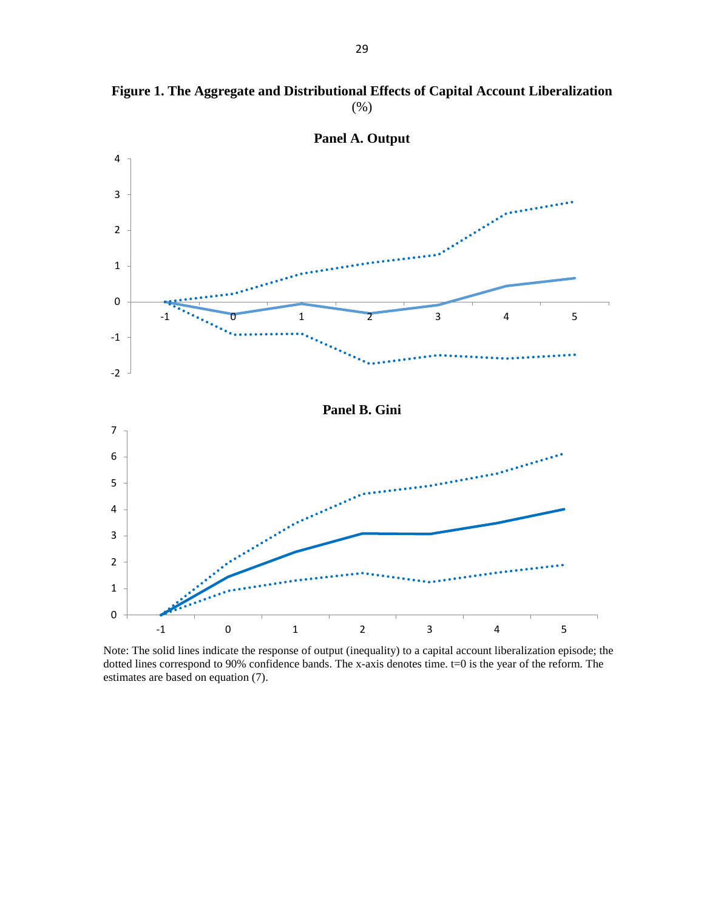**Figure 1. The Aggregate and Distributional Effects of Capital Account Liberalization**
(%)

**Panel A. Output**

**Panel B. Gini**

Note: The solid lines indicate the response of output (inequality) to a capital account liberalization episode; the dotted lines correspond to 90% confidence bands. The x-axis denotes time. t=0 is the year of the reform. The estimates are based on equation (7).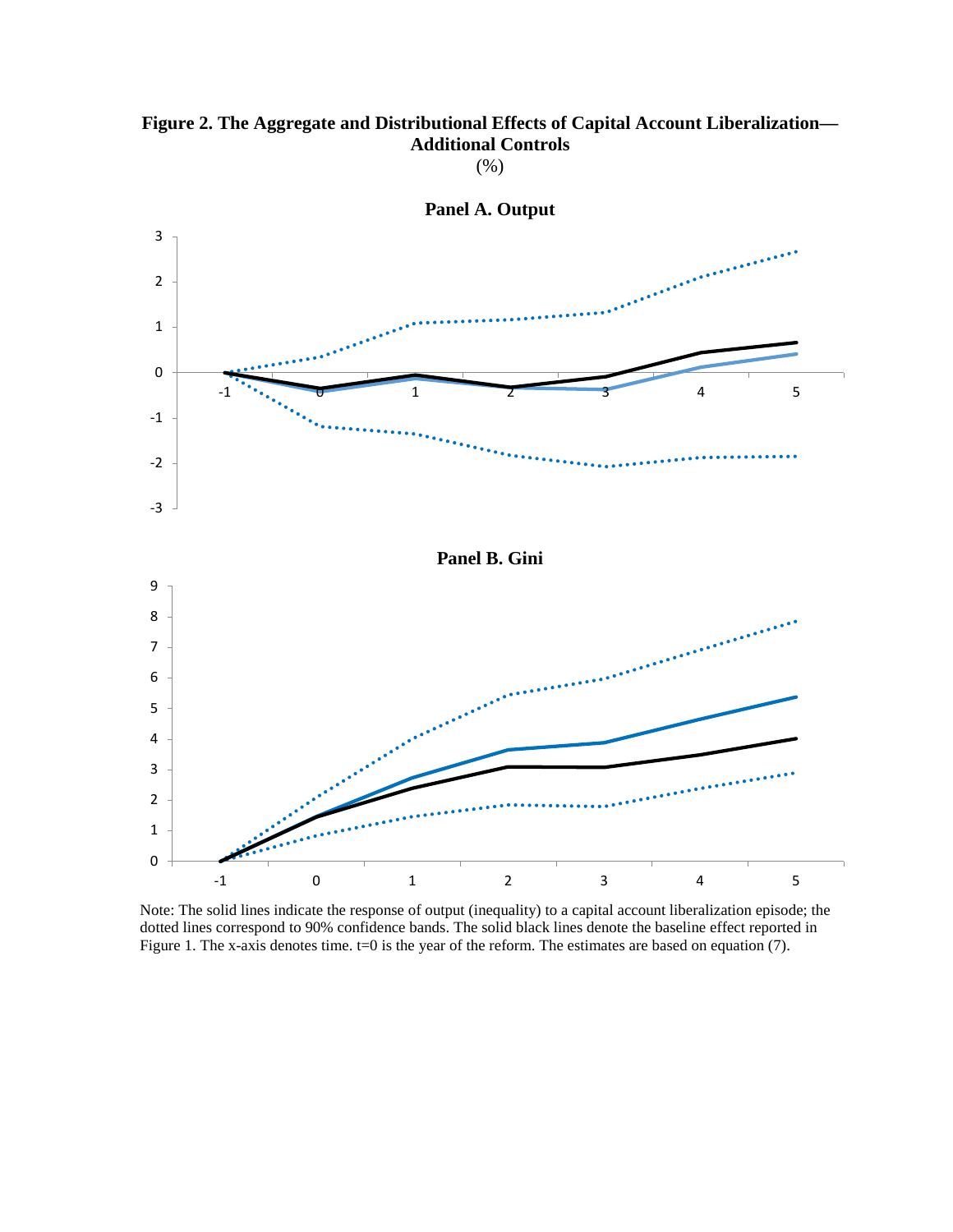**Figure 2. The Aggregate and Distributional Effects of Capital Account Liberalization—Additional Controls**

(%)

**Panel A. Output**

**Panel B. Gini**

Note: The solid lines indicate the response of output (inequality) to a capital account liberalization episode; the dotted lines correspond to 90% confidence bands. The solid black lines denote the baseline effect reported in Figure 1. The x-axis denotes time. t=0 is the year of the reform. The estimates are based on equation (7).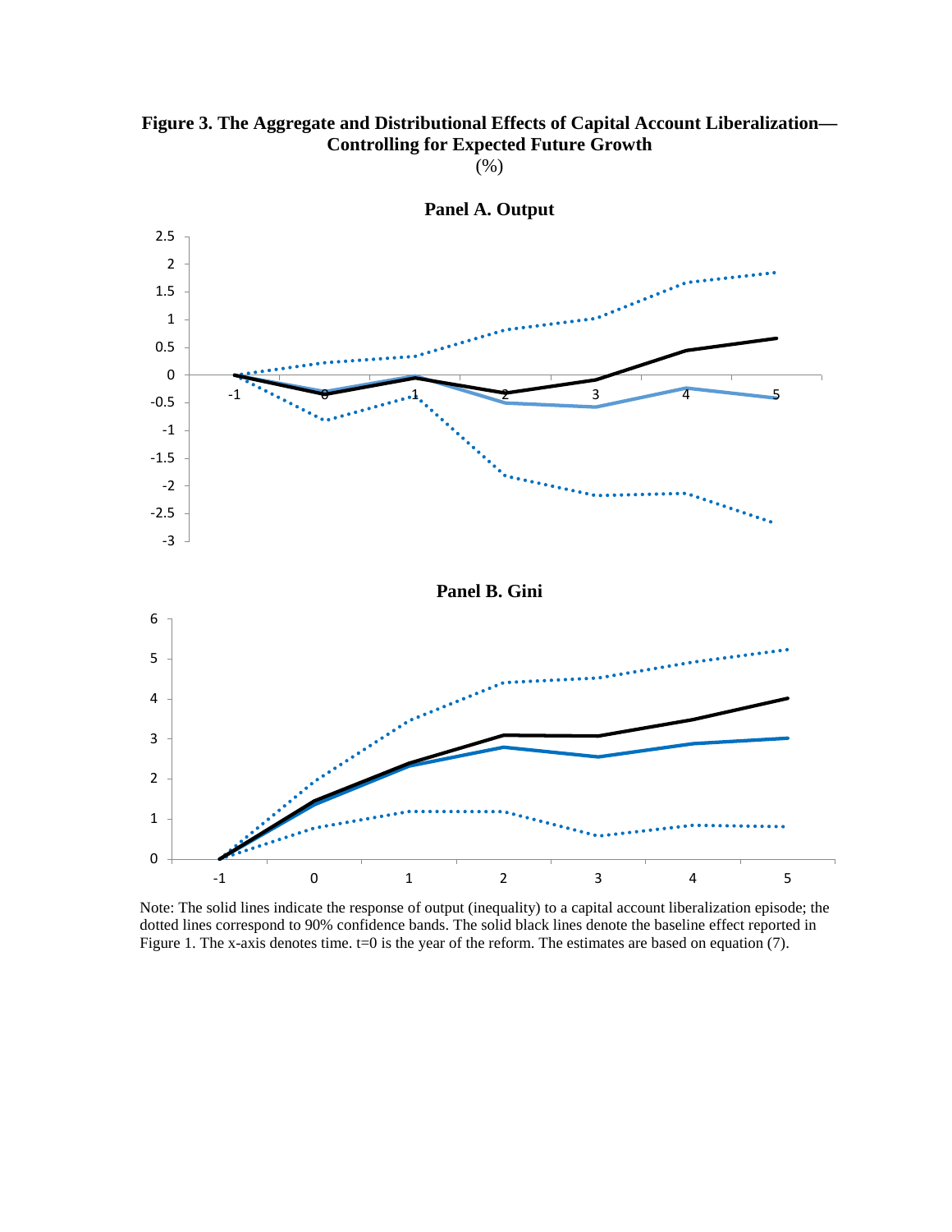**Figure 3. The Aggregate and Distributional Effects of Capital Account Liberalization—Controlling for Expected Future Growth**

(%)

**Panel A. Output**

**Panel B. Gini**

Note: The solid lines indicate the response of output (inequality) to a capital account liberalization episode; the dotted lines correspond to 90% confidence bands. The solid black lines denote the baseline effect reported in Figure 1. The x-axis denotes time. t=0 is the year of the reform. The estimates are based on equation (7).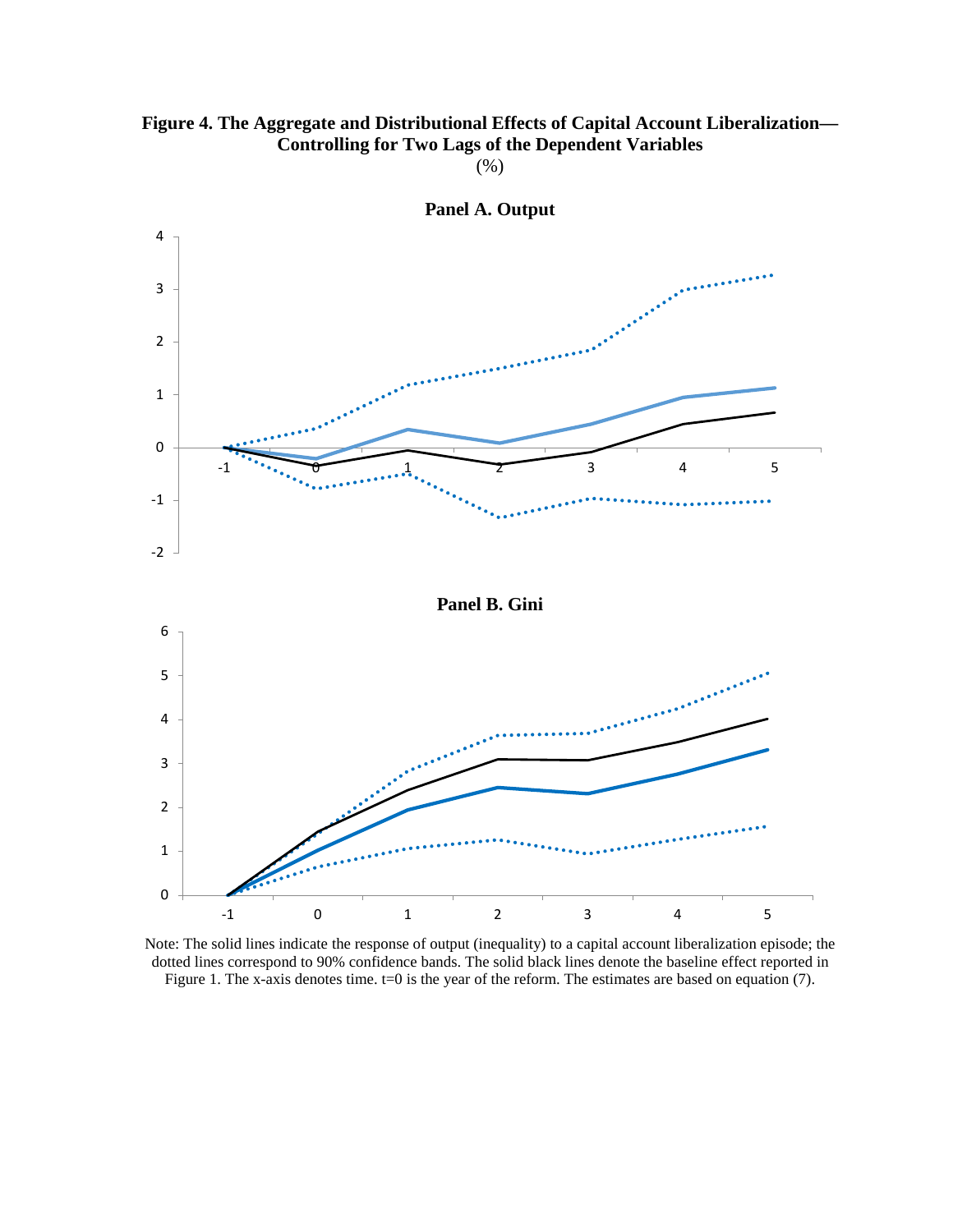**Figure 4. The Aggregate and Distributional Effects of Capital Account Liberalization—Controlling for Two Lags of the Dependent Variables**

(%)

**Panel A. Output**

**Panel B. Gini**

Note: The solid lines indicate the response of output (inequality) to a capital account liberalization episode; the dotted lines correspond to 90% confidence bands. The solid black lines denote the baseline effect reported in Figure 1. The x-axis denotes time. t=0 is the year of the reform. The estimates are based on equation (7).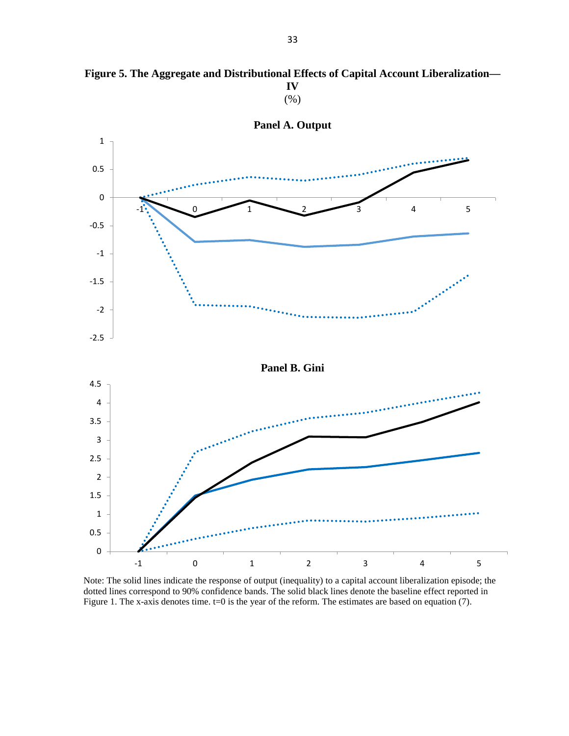**Figure 5. The Aggregate and Distributional Effects of Capital Account Liberalization—IV**

(%)

**Panel A. Output**

**Panel B. Gini**

Note: The solid lines indicate the response of output (inequality) to a capital account liberalization episode; the dotted lines correspond to 90% confidence bands. The solid black lines denote the baseline effect reported in Figure 1. The x-axis denotes time. t=0 is the year of the reform. The estimates are based on equation (7).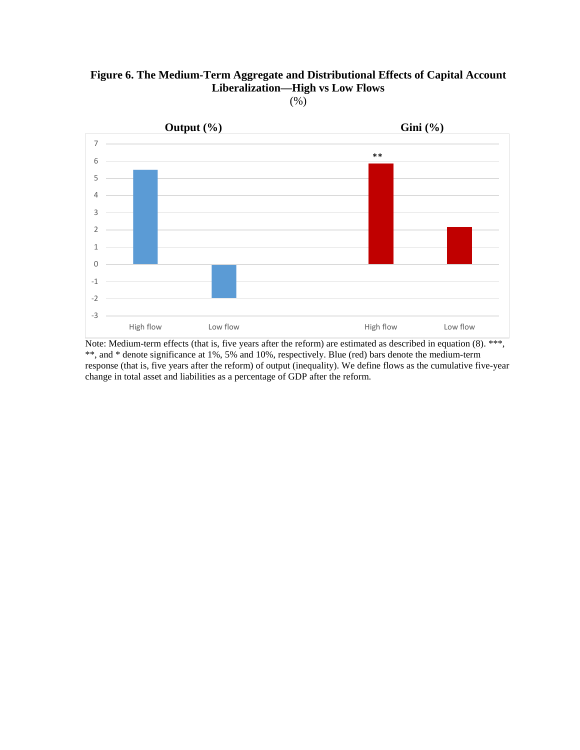**Figure 6. The Medium-Term Aggregate and Distributional Effects of Capital Account Liberalization—High vs Low Flows**

(%)

Output (%)

Gini (%)

Note: Medium-term effects (that is, five years after the reform) are estimated as described in equation (8). ***, **, and * denote significance at 1%, 5% and 10%, respectively. Blue (red) bars denote the medium-term response (that is, five years after the reform) of output (inequality). We define flows as the cumulative five-year change in total asset and liabilities as a percentage of GDP after the reform.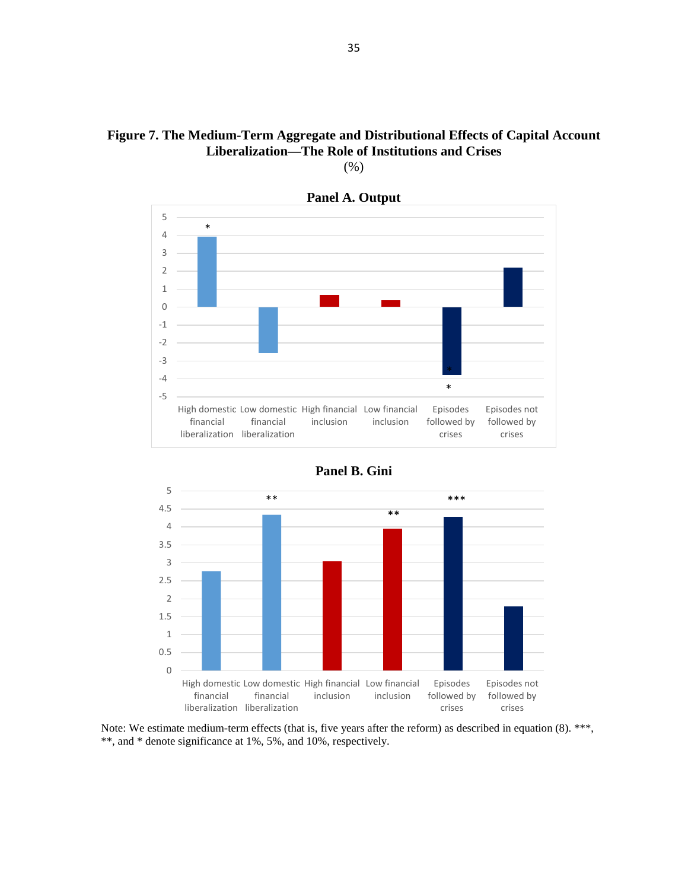**Figure 7. The Medium-Term Aggregate and Distributional Effects of Capital Account Liberalization—The Role of Institutions and Crises**

(%)

**Panel A. Output**

**Panel B. Gini**

Note: We estimate medium-term effects (that is, five years after the reform) as described in equation (8). ***, **, and * denote significance at 1%, 5%, and 10%, respectively.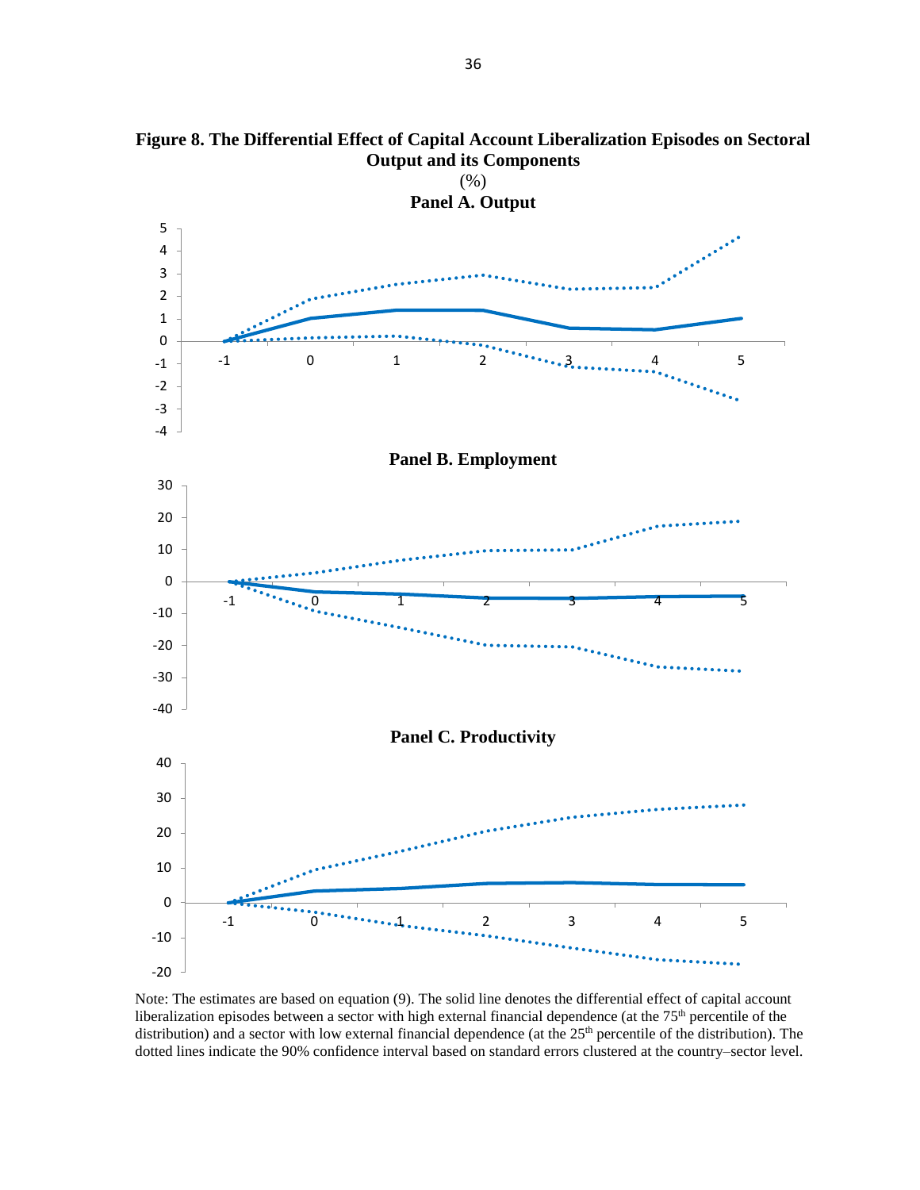**Figure 8. The Differential Effect of Capital Account Liberalization Episodes on Sectoral Output and its Components**

(%)

**Panel A. Output**

**Panel B. Employment**

**Panel C. Productivity**

Note: The estimates are based on equation (9). The solid line denotes the differential effect of capital account liberalization episodes between a sector with high external financial dependence (at the 75th percentile of the distribution) and a sector with low external financial dependence (at the 25th percentile of the distribution). The dotted lines indicate the 90% confidence interval based on standard errors clustered at the country–sector level.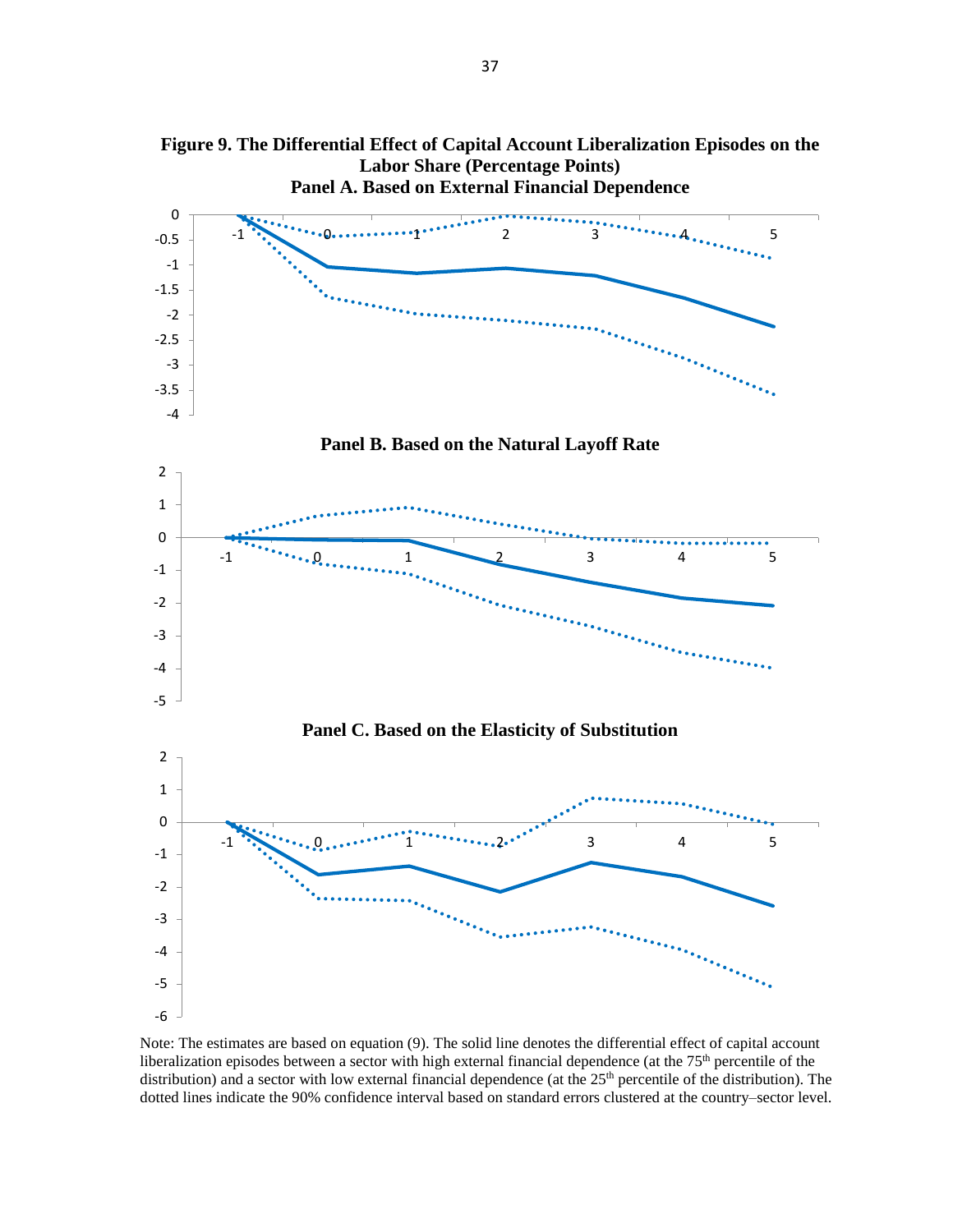**Figure 9. The Differential Effect of Capital Account Liberalization Episodes on the Labor Share (Percentage Points)**

**Panel A. Based on External Financial Dependence**

**Panel B. Based on the Natural Layoff Rate**

**Panel C. Based on the Elasticity of Substitution**

Note: The estimates are based on equation (9). The solid line denotes the differential effect of capital account liberalization episodes between a sector with high external financial dependence (at the 75th percentile of the distribution) and a sector with low external financial dependence (at the 25th percentile of the distribution). The dotted lines indicate the 90% confidence interval based on standard errors clustered at the country–sector level.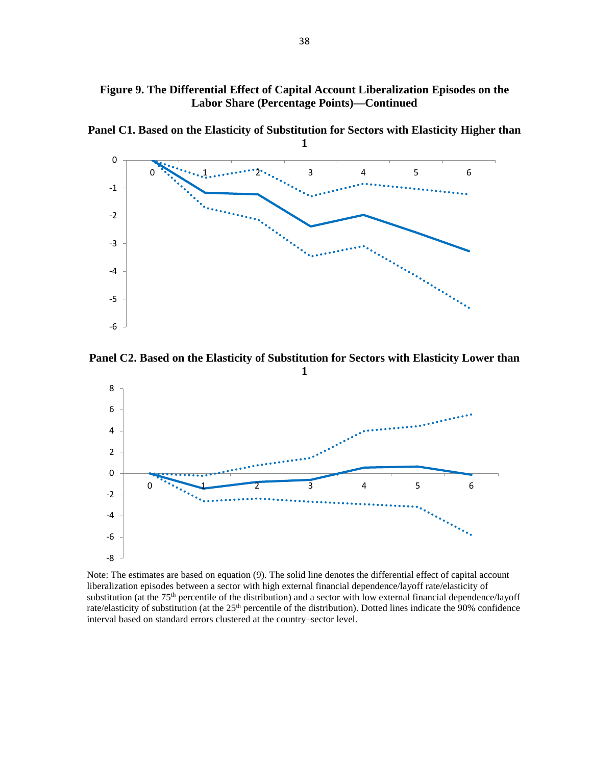**Figure 9. The Differential Effect of Capital Account Liberalization Episodes on the Labor Share (Percentage Points)—Continued**

**Panel C1. Based on the Elasticity of Substitution for Sectors with Elasticity Higher than 1**

**Panel C2. Based on the Elasticity of Substitution for Sectors with Elasticity Lower than 1**

Note: The estimates are based on equation (9). The solid line denotes the differential effect of capital account liberalization episodes between a sector with high external financial dependence/layoff rate/elasticity of substitution (at the 75th percentile of the distribution) and a sector with low external financial dependence/layoff rate/elasticity of substitution (at the 25th percentile of the distribution). Dotted lines indicate the 90% confidence interval based on standard errors clustered at the country–sector level.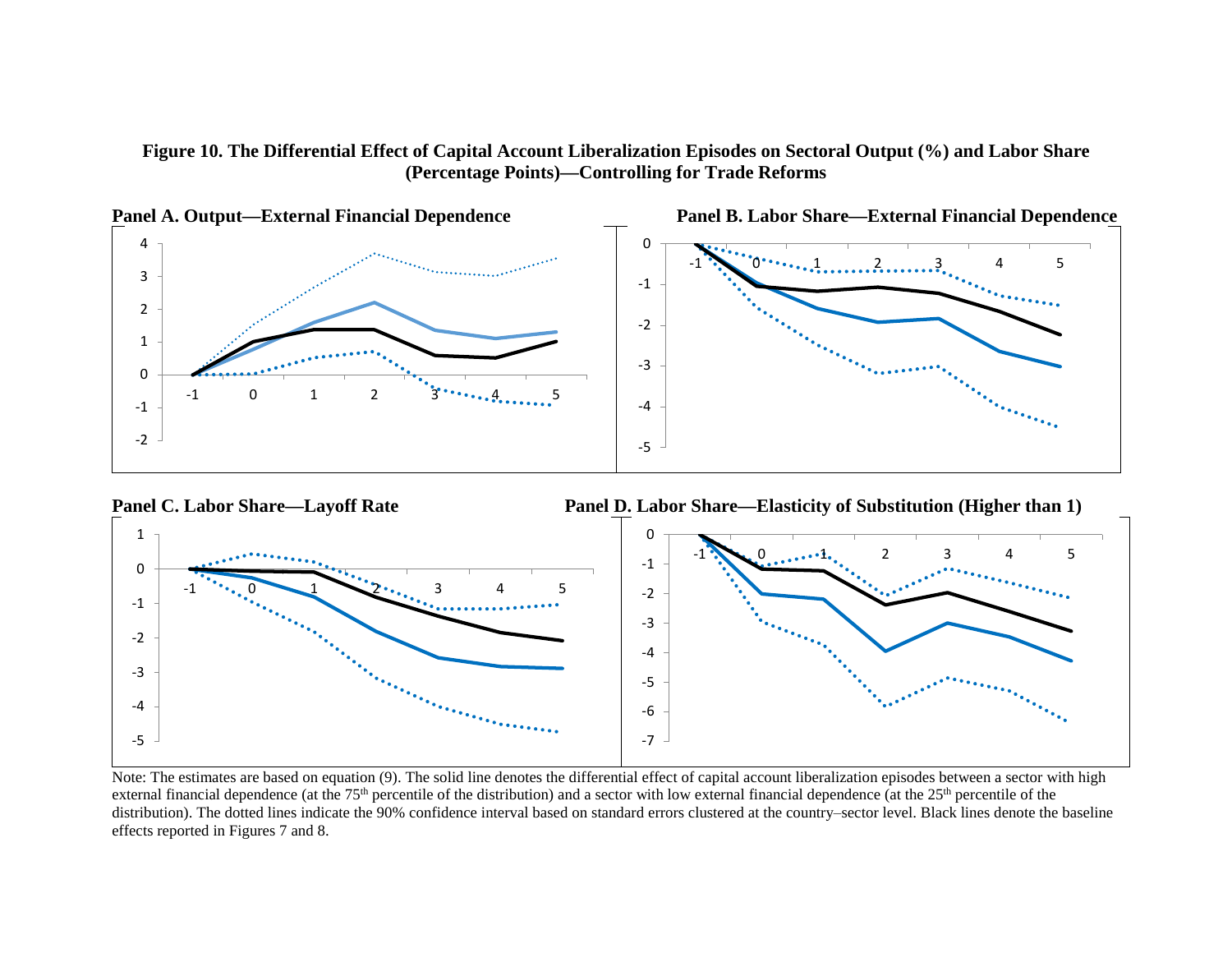**Figure 10. The Differential Effect of Capital Account Liberalization Episodes on Sectoral Output (%) and Labor Share (Percentage Points)—Controlling for Trade Reforms**

**Panel A. Output—External Financial Dependence**

**Panel B. Labor Share—External Financial Dependence**

**Panel C. Labor Share—Layoff Rate**

**Panel D. Labor Share—Elasticity of Substitution (Higher than 1)**

Note: The estimates are based on equation (9). The solid line denotes the differential effect of capital account liberalization episodes between a sector with high external financial dependence (at the 75th percentile of the distribution) and a sector with low external financial dependence (at the 25th percentile of the distribution). The dotted lines indicate the 90% confidence interval based on standard errors clustered at the country–sector level. Black lines denote the baseline effects reported in Figures 7 and 8.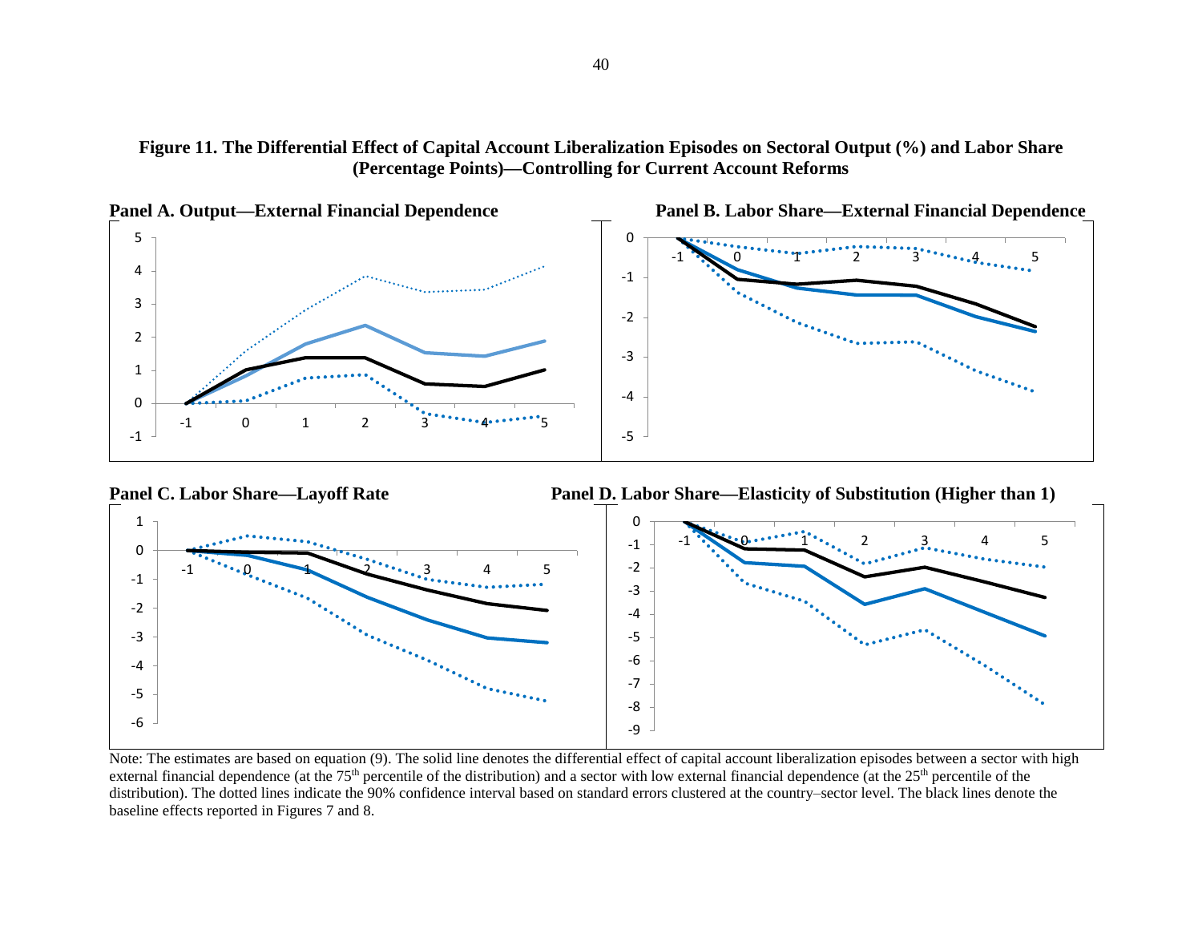**Figure 11. The Differential Effect of Capital Account Liberalization Episodes on Sectoral Output (%) and Labor Share (Percentage Points)—Controlling for Current Account Reforms**

**Panel A. Output—External Financial Dependence**

**Panel B. Labor Share—External Financial Dependence**

**Panel C. Labor Share—Layoff Rate**

**Panel D. Labor Share—Elasticity of Substitution (Higher than 1)**

Note: The estimates are based on equation (9). The solid line denotes the differential effect of capital account liberalization episodes between a sector with high external financial dependence (at the 75th percentile of the distribution) and a sector with low external financial dependence (at the 25th percentile of the distribution). The dotted lines indicate the 90% confidence interval based on standard errors clustered at the country–sector level. The black lines denote the baseline effects reported in Figures 7 and 8.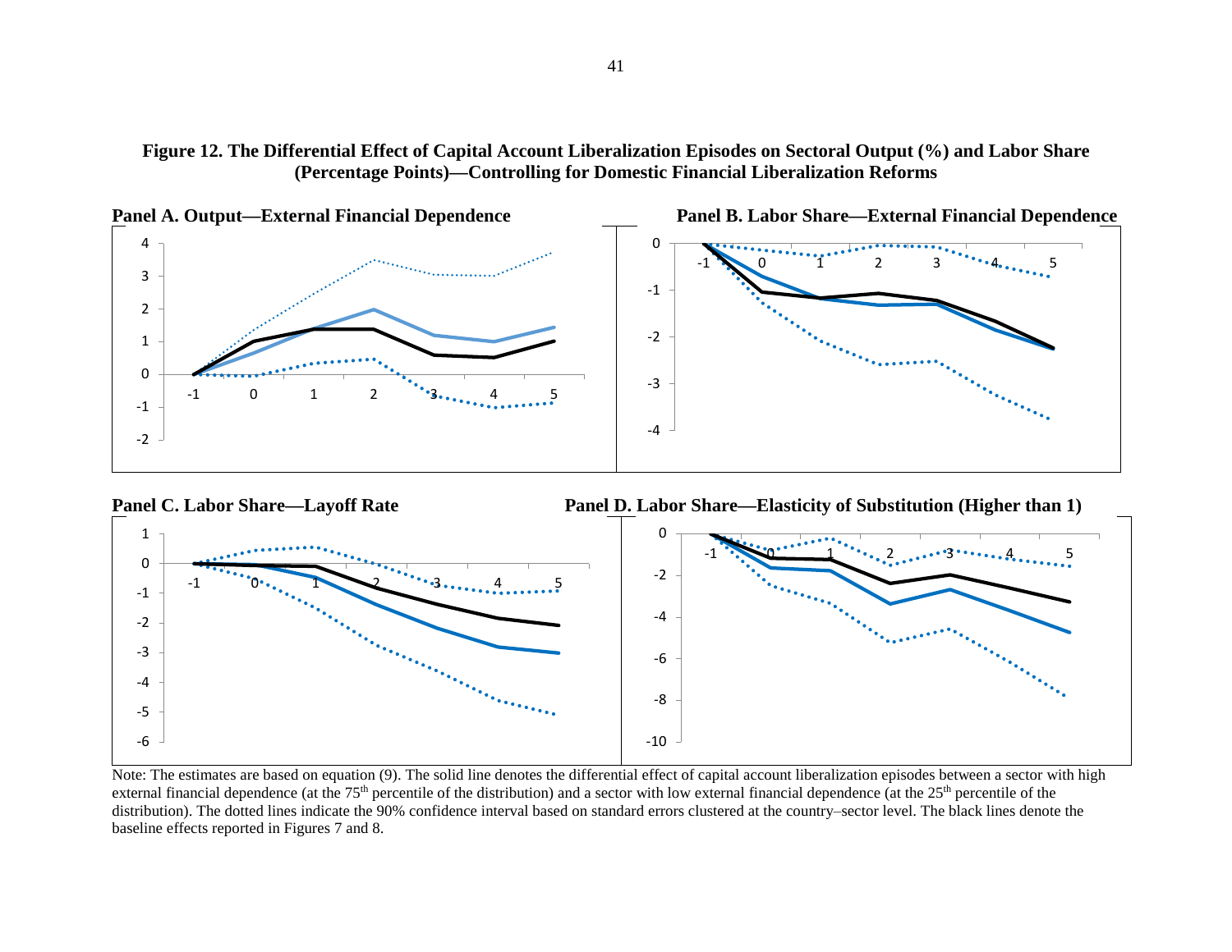**Figure 12. The Differential Effect of Capital Account Liberalization Episodes on Sectoral Output (%) and Labor Share (Percentage Points)—Controlling for Domestic Financial Liberalization Reforms**

**Panel A. Output—External Financial Dependence**

**Panel B. Labor Share—External Financial Dependence**

**Panel C. Labor Share—Layoff Rate**

**Panel D. Labor Share—Elasticity of Substitution (Higher than 1)**

Note: The estimates are based on equation (9). The solid line denotes the differential effect of capital account liberalization episodes between a sector with high external financial dependence (at the 75th percentile of the distribution) and a sector with low external financial dependence (at the 25th percentile of the distribution). The dotted lines indicate the 90% confidence interval based on standard errors clustered at the country–sector level. The black lines denote the baseline effects reported in Figures 7 and 8.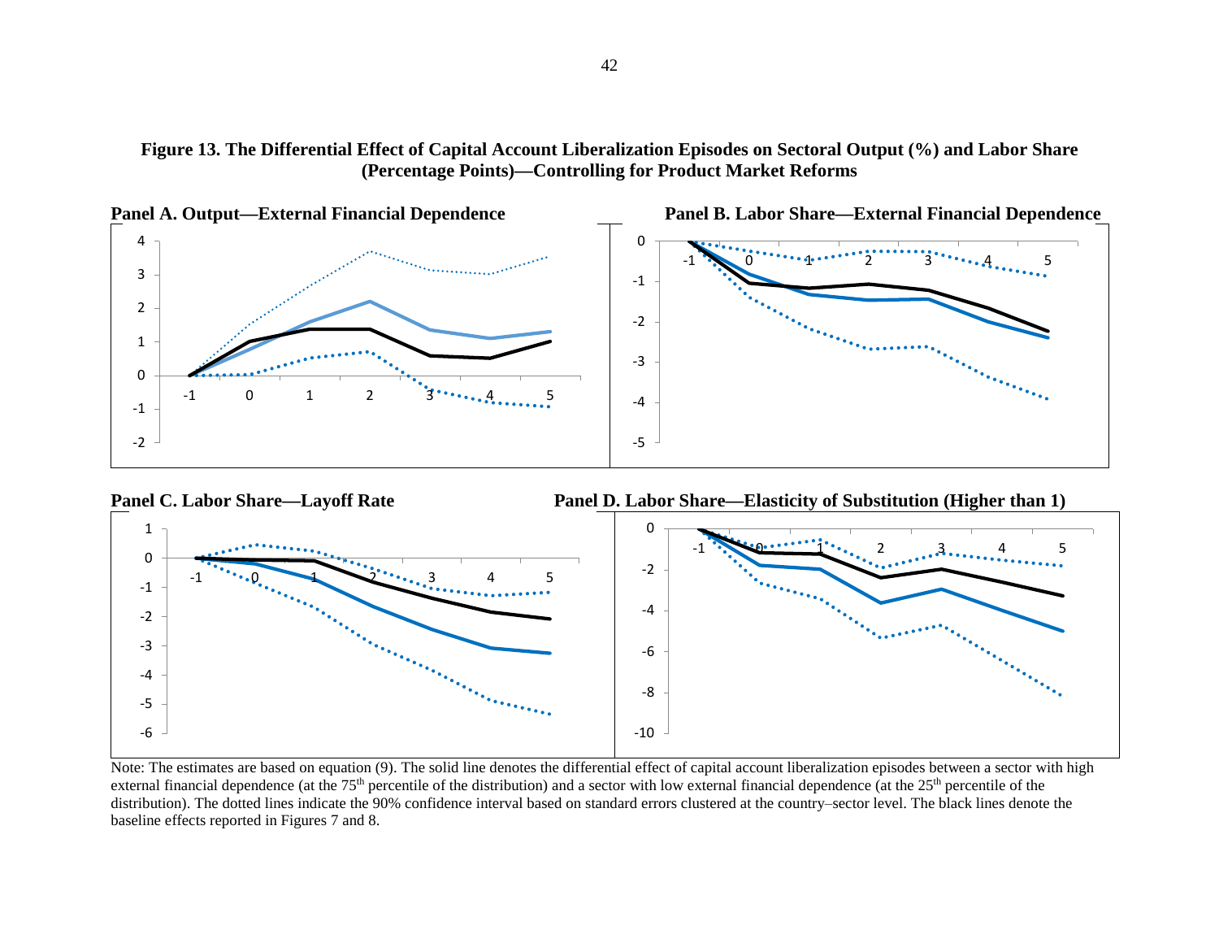**Figure 13. The Differential Effect of Capital Account Liberalization Episodes on Sectoral Output (%) and Labor Share (Percentage Points)—Controlling for Product Market Reforms**

**Panel A. Output—External Financial Dependence**

**Panel B. Labor Share—External Financial Dependence**

**Panel C. Labor Share—Layoff Rate**

**Panel D. Labor Share—Elasticity of Substitution (Higher than 1)**

Note: The estimates are based on equation (9). The solid line denotes the differential effect of capital account liberalization episodes between a sector with high external financial dependence (at the 75th percentile of the distribution) and a sector with low external financial dependence (at the 25th percentile of the distribution). The dotted lines indicate the 90% confidence interval based on standard errors clustered at the country–sector level. The black lines denote the baseline effects reported in Figures 7 and 8.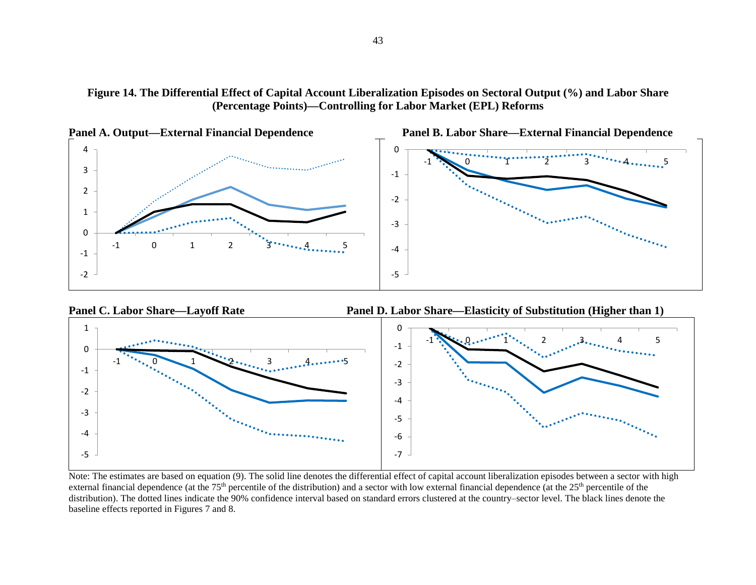**Figure 14. The Differential Effect of Capital Account Liberalization Episodes on Sectoral Output (%) and Labor Share (Percentage Points)—Controlling for Labor Market (EPL) Reforms**

**Panel A. Output—External Financial Dependence**

**Panel B. Labor Share—External Financial Dependence**

**Panel C. Labor Share—Layoff Rate**

**Panel D. Labor Share—Elasticity of Substitution (Higher than 1)**

Note: The estimates are based on equation (9). The solid line denotes the differential effect of capital account liberalization episodes between a sector with high external financial dependence (at the 75th percentile of the distribution) and a sector with low external financial dependence (at the 25th percentile of the distribution). The dotted lines indicate the 90% confidence interval based on standard errors clustered at the country–sector level. The black lines denote the baseline effects reported in Figures 7 and 8.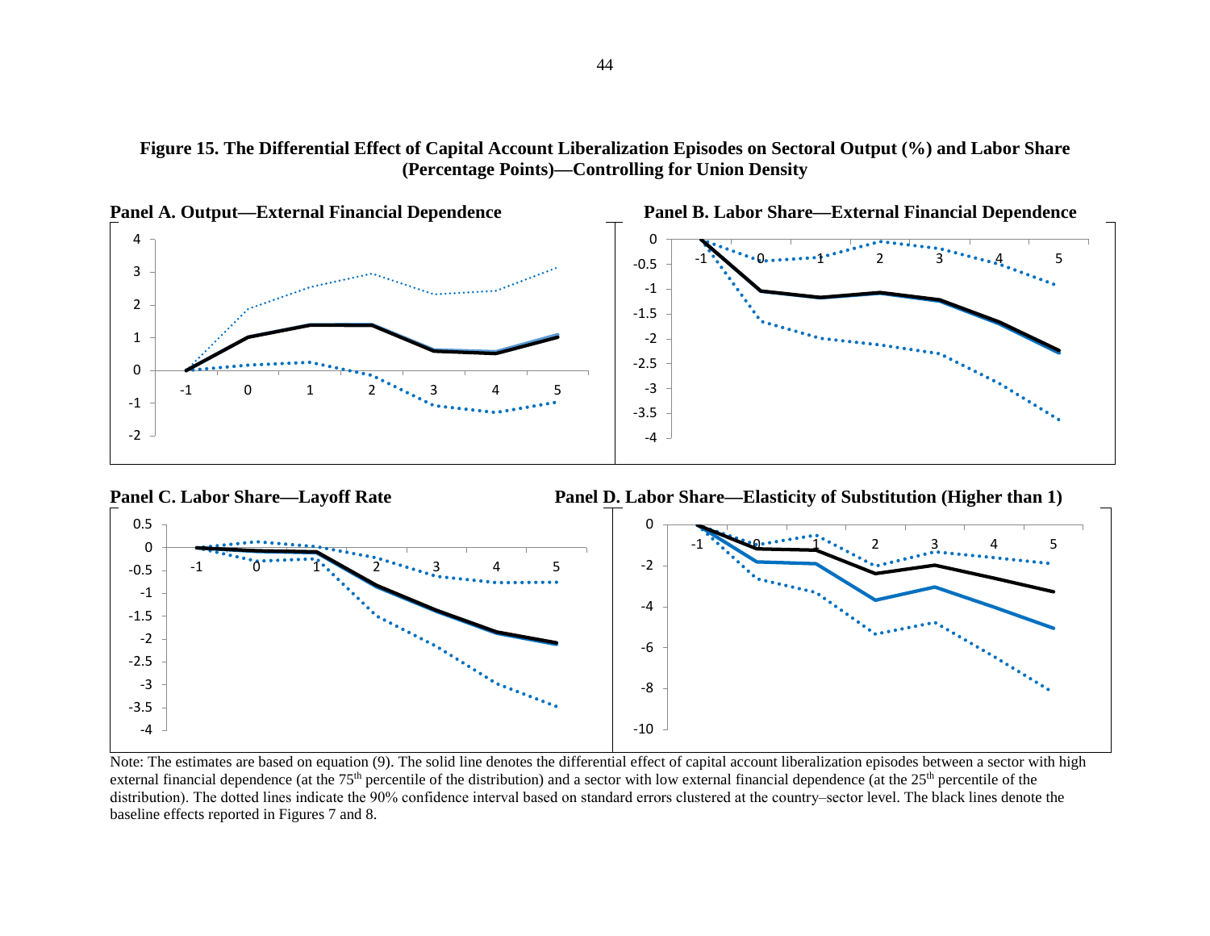**Figure 15. The Differential Effect of Capital Account Liberalization Episodes on Sectoral Output (%) and Labor Share (Percentage Points)—Controlling for Union Density**

**Panel A. Output—External Financial Dependence**

**Panel B. Labor Share—External Financial Dependence**

**Panel C. Labor Share—Layoff Rate**

**Panel D. Labor Share—Elasticity of Substitution (Higher than 1)**

Note: The estimates are based on equation (9). The solid line denotes the differential effect of capital account liberalization episodes between a sector with high external financial dependence (at the 75th percentile of the distribution) and a sector with low external financial dependence (at the 25th percentile of the distribution). The dotted lines indicate the 90% confidence interval based on standard errors clustered at the country–sector level. The black lines denote the baseline effects reported in Figures 7 and 8.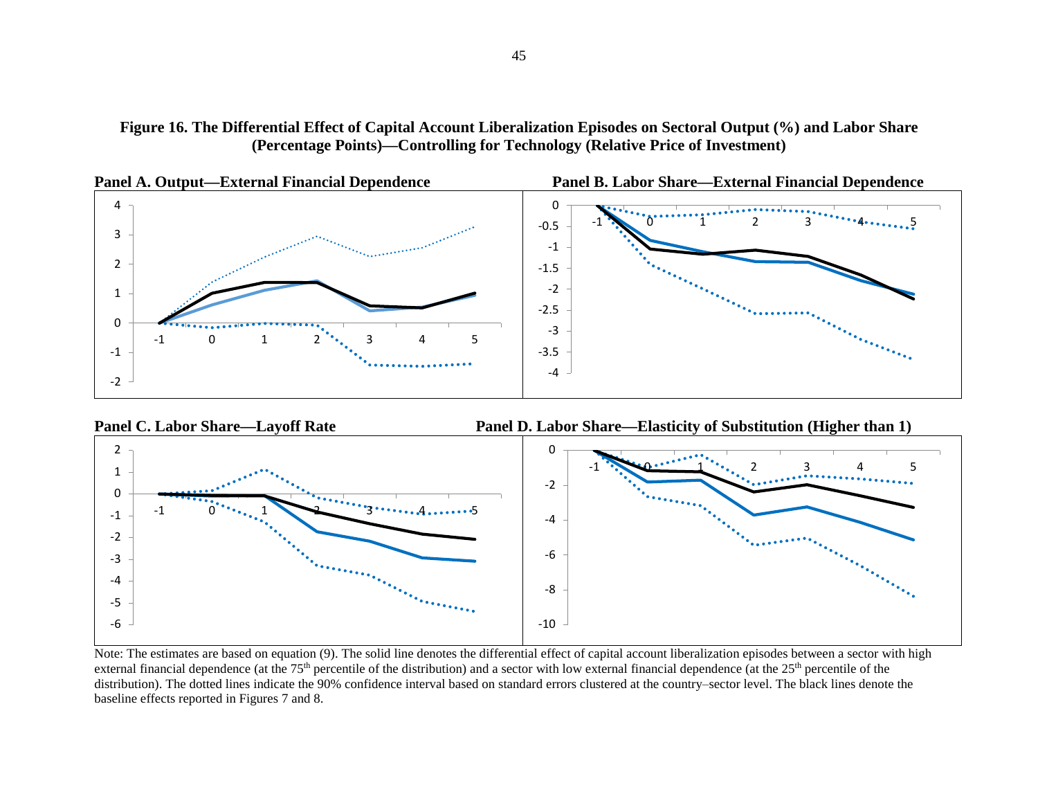**Figure 16. The Differential Effect of Capital Account Liberalization Episodes on Sectoral Output (%) and Labor Share (Percentage Points)—Controlling for Technology (Relative Price of Investment)**

**Panel A. Output—External Financial Dependence**

**Panel B. Labor Share—External Financial Dependence**

**Panel C. Labor Share—Layoff Rate**

**Panel D. Labor Share—Elasticity of Substitution (Higher than 1)**

Note: The estimates are based on equation (9). The solid line denotes the differential effect of capital account liberalization episodes between a sector with high external financial dependence (at the 75th percentile of the distribution) and a sector with low external financial dependence (at the 25th percentile of the distribution). The dotted lines indicate the 90% confidence interval based on standard errors clustered at the country–sector level. The black lines denote the baseline effects reported in Figures 7 and 8.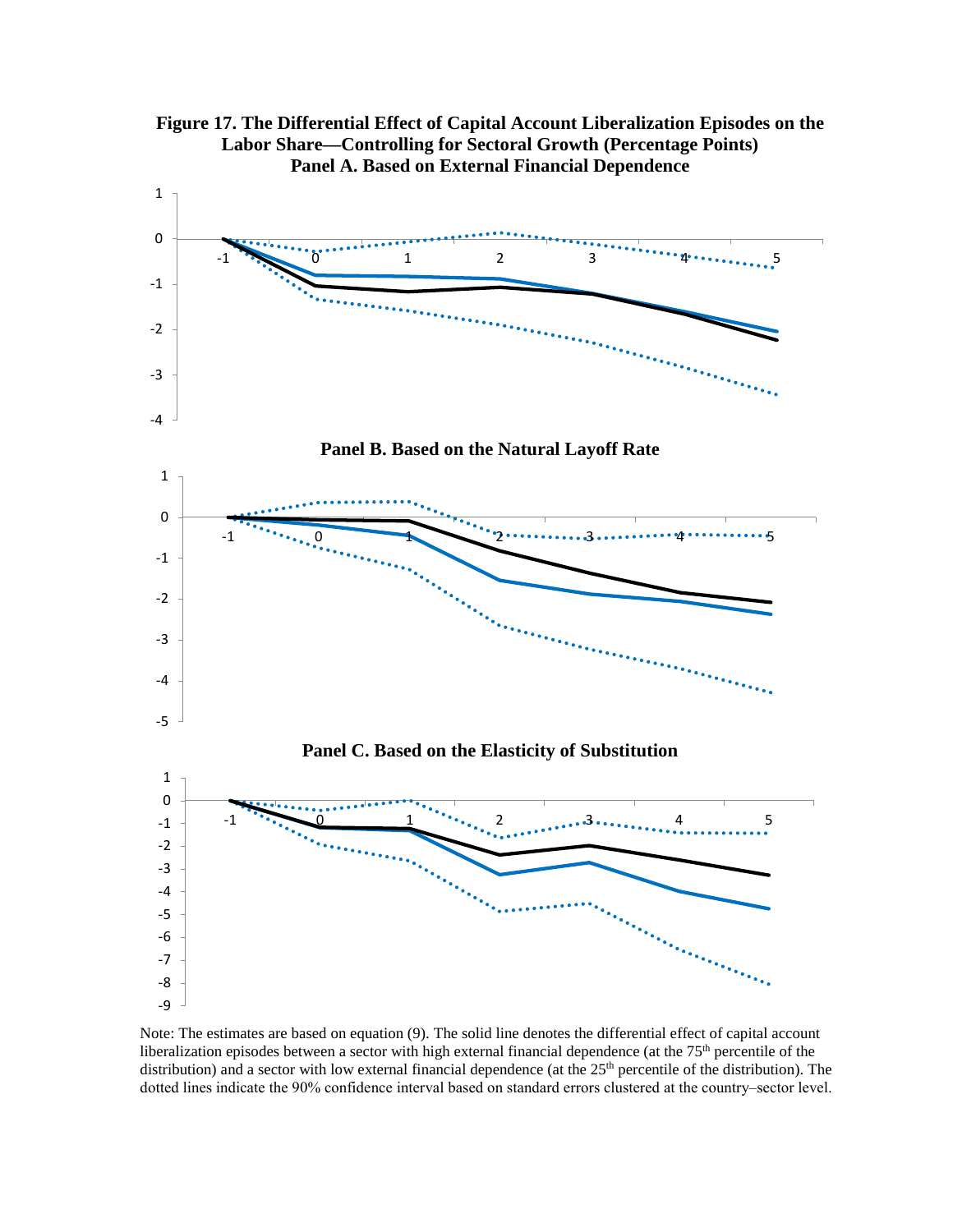**Figure 17. The Differential Effect of Capital Account Liberalization Episodes on the Labor Share—Controlling for Sectoral Growth (Percentage Points)**

**Panel A. Based on External Financial Dependence**

**Panel B. Based on the Natural Layoff Rate**

**Panel C. Based on the Elasticity of Substitution**

Note: The estimates are based on equation (9). The solid line denotes the differential effect of capital account liberalization episodes between a sector with high external financial dependence (at the 75th percentile of the distribution) and a sector with low external financial dependence (at the 25th percentile of the distribution). The dotted lines indicate the 90% confidence interval based on standard errors clustered at the country–sector level.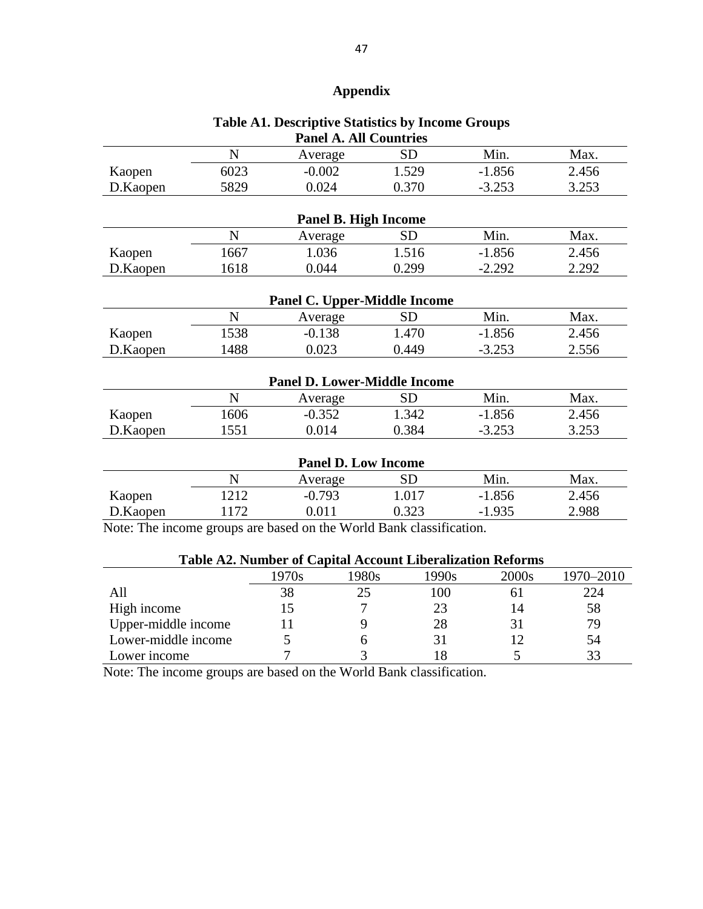# Appendix

**Table A1. Descriptive Statistics by Income Groups**

**Panel A. All Countries**

| | N | Average | SD | Min. | Max. |
|---|---|---|---|---|---|
| Kaopen | 6023 | -0.002 | 1.529 | -1.856 | 2.456 |
| D.Kaopen | 5829 | 0.024 | 0.370 | -3.253 | 3.253 |

**Panel B. High Income**

| | N | Average | SD | Min. | Max. |
|---|---|---|---|---|---|
| Kaopen | 1667 | 1.036 | 1.516 | -1.856 | 2.456 |
| D.Kaopen | 1618 | 0.044 | 0.299 | -2.292 | 2.292 |

**Panel C. Upper-Middle Income**

| | N | Average | SD | Min. | Max. |
|---|---|---|---|---|---|
| Kaopen | 1538 | -0.138 | 1.470 | -1.856 | 2.456 |
| D.Kaopen | 1488 | 0.023 | 0.449 | -3.253 | 2.556 |

**Panel D. Lower-Middle Income**

| | N | Average | SD | Min. | Max. |
|---|---|---|---|---|---|
| Kaopen | 1606 | -0.352 | 1.342 | -1.856 | 2.456 |
| D.Kaopen | 1551 | 0.014 | 0.384 | -3.253 | 3.253 |

**Panel D. Low Income**

| | N | Average | SD | Min. | Max. |
|---|---|---|---|---|---|
| Kaopen | 1212 | -0.793 | 1.017 | -1.856 | 2.456 |
| D.Kaopen | 1172 | 0.011 | 0.323 | -1.935 | 2.988 |

Note: The income groups are based on the World Bank classification.

**Table A2. Number of Capital Account Liberalization Reforms**

| | 1970s | 1980s | 1990s | 2000s | 1970–2010 |
|---|---|---|---|---|---|
| All | 38 | 25 | 100 | 61 | 224 |
| High income | 15 | 7 | 23 | 14 | 58 |
| Upper-middle income | 11 | 9 | 28 | 31 | 79 |
| Lower-middle income | 5 | 6 | 31 | 12 | 54 |
| Lower income | 7 | 3 | 18 | 5 | 33 |

Note: The income groups are based on the World Bank classification.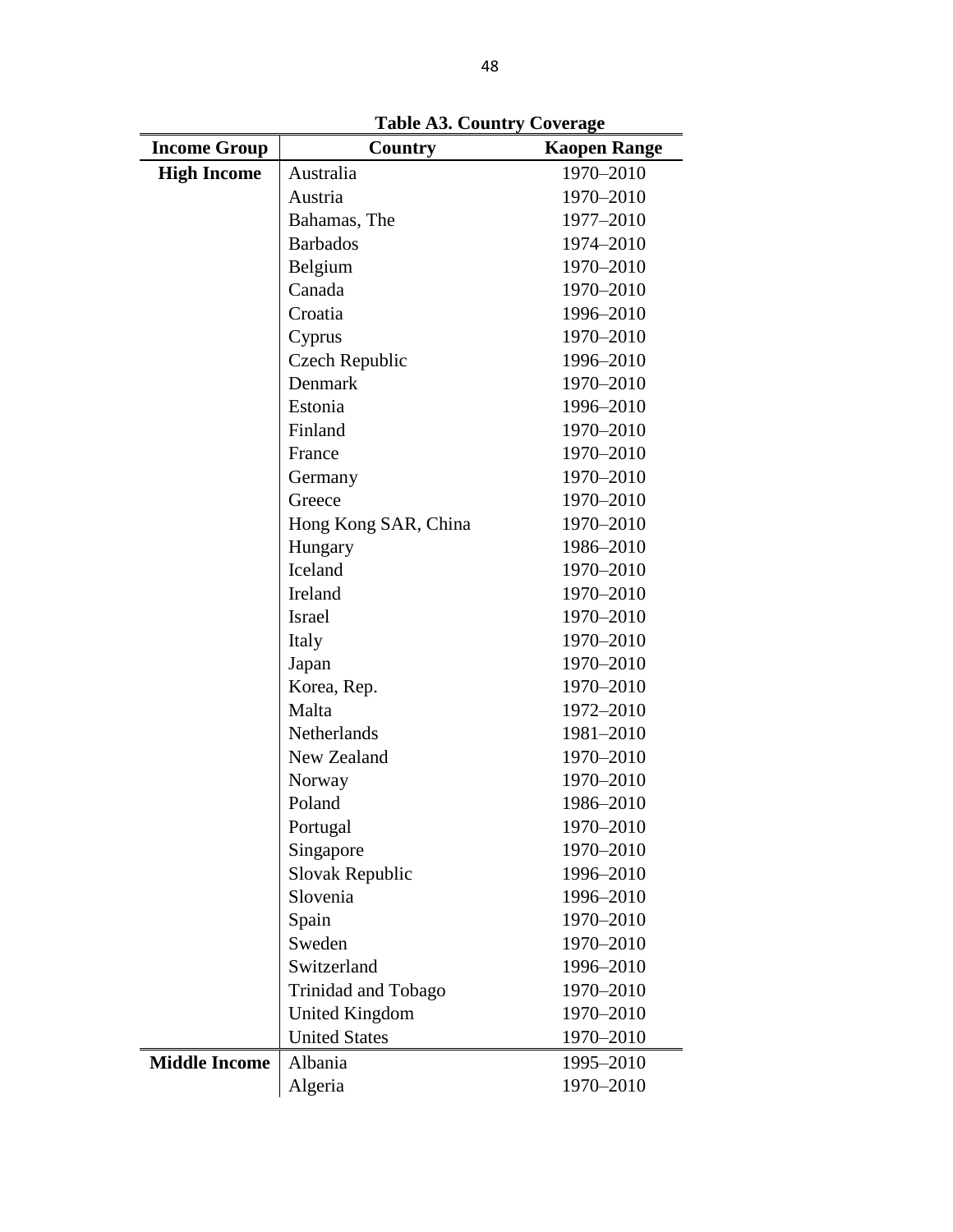**Table A3. Country Coverage**

| Income Group | Country | Kaopen Range |
|---|---|---|
| **High Income** | Australia | 1970–2010 |
| | Austria | 1970–2010 |
| | Bahamas, The | 1977–2010 |
| | Barbados | 1974–2010 |
| | Belgium | 1970–2010 |
| | Canada | 1970–2010 |
| | Croatia | 1996–2010 |
| | Cyprus | 1970–2010 |
| | Czech Republic | 1996–2010 |
| | Denmark | 1970–2010 |
| | Estonia | 1996–2010 |
| | Finland | 1970–2010 |
| | France | 1970–2010 |
| | Germany | 1970–2010 |
| | Greece | 1970–2010 |
| | Hong Kong SAR, China | 1970–2010 |
| | Hungary | 1986–2010 |
| | Iceland | 1970–2010 |
| | Ireland | 1970–2010 |
| | Israel | 1970–2010 |
| | Italy | 1970–2010 |
| | Japan | 1970–2010 |
| | Korea, Rep. | 1970–2010 |
| | Malta | 1972–2010 |
| | Netherlands | 1981–2010 |
| | New Zealand | 1970–2010 |
| | Norway | 1970–2010 |
| | Poland | 1986–2010 |
| | Portugal | 1970–2010 |
| | Singapore | 1970–2010 |
| | Slovak Republic | 1996–2010 |
| | Slovenia | 1996–2010 |
| | Spain | 1970–2010 |
| | Sweden | 1970–2010 |
| | Switzerland | 1996–2010 |
| | Trinidad and Tobago | 1970–2010 |
| | United Kingdom | 1970–2010 |
| | United States | 1970–2010 |
| **Middle Income** | Albania | 1995–2010 |
| | Algeria | 1970–2010 |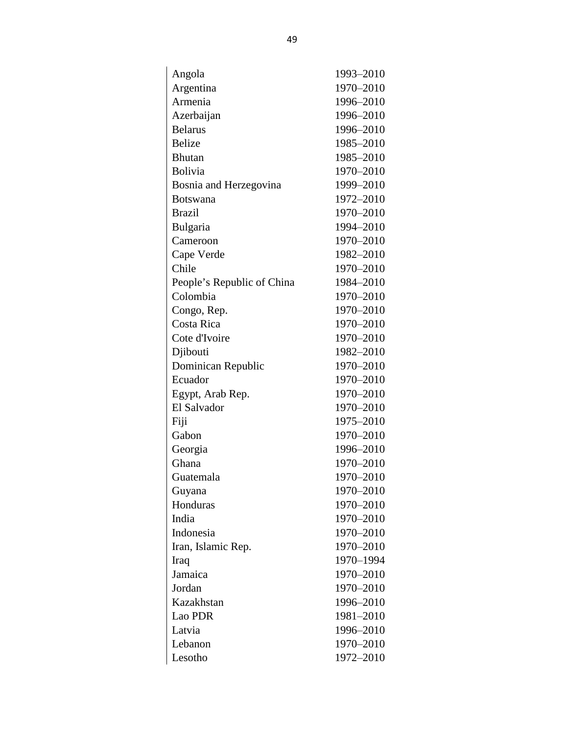| | |
|---|---|
| Angola | 1993–2010 |
| Argentina | 1970–2010 |
| Armenia | 1996–2010 |
| Azerbaijan | 1996–2010 |
| Belarus | 1996–2010 |
| Belize | 1985–2010 |
| Bhutan | 1985–2010 |
| Bolivia | 1970–2010 |
| Bosnia and Herzegovina | 1999–2010 |
| Botswana | 1972–2010 |
| Brazil | 1970–2010 |
| Bulgaria | 1994–2010 |
| Cameroon | 1970–2010 |
| Cape Verde | 1982–2010 |
| Chile | 1970–2010 |
| People's Republic of China | 1984–2010 |
| Colombia | 1970–2010 |
| Congo, Rep. | 1970–2010 |
| Costa Rica | 1970–2010 |
| Cote d'Ivoire | 1970–2010 |
| Djibouti | 1982–2010 |
| Dominican Republic | 1970–2010 |
| Ecuador | 1970–2010 |
| Egypt, Arab Rep. | 1970–2010 |
| El Salvador | 1970–2010 |
| Fiji | 1975–2010 |
| Gabon | 1970–2010 |
| Georgia | 1996–2010 |
| Ghana | 1970–2010 |
| Guatemala | 1970–2010 |
| Guyana | 1970–2010 |
| Honduras | 1970–2010 |
| India | 1970–2010 |
| Indonesia | 1970–2010 |
| Iran, Islamic Rep. | 1970–2010 |
| Iraq | 1970–1994 |
| Jamaica | 1970–2010 |
| Jordan | 1970–2010 |
| Kazakhstan | 1996–2010 |
| Lao PDR | 1981–2010 |
| Latvia | 1996–2010 |
| Lebanon | 1970–2010 |
| Lesotho | 1972–2010 |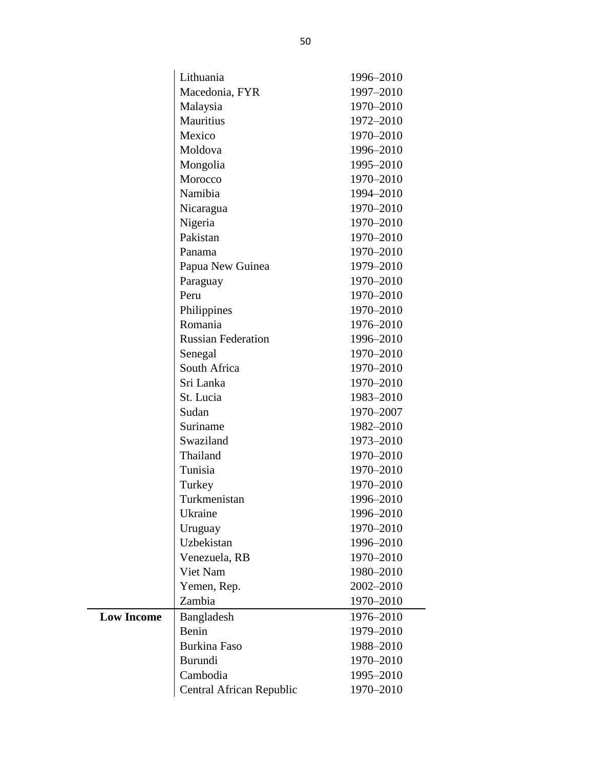| | | |
|---|---|---|
| | Lithuania | 1996–2010 |
| | Macedonia, FYR | 1997–2010 |
| | Malaysia | 1970–2010 |
| | Mauritius | 1972–2010 |
| | Mexico | 1970–2010 |
| | Moldova | 1996–2010 |
| | Mongolia | 1995–2010 |
| | Morocco | 1970–2010 |
| | Namibia | 1994–2010 |
| | Nicaragua | 1970–2010 |
| | Nigeria | 1970–2010 |
| | Pakistan | 1970–2010 |
| | Panama | 1970–2010 |
| | Papua New Guinea | 1979–2010 |
| | Paraguay | 1970–2010 |
| | Peru | 1970–2010 |
| | Philippines | 1970–2010 |
| | Romania | 1976–2010 |
| | Russian Federation | 1996–2010 |
| | Senegal | 1970–2010 |
| | South Africa | 1970–2010 |
| | Sri Lanka | 1970–2010 |
| | St. Lucia | 1983–2010 |
| | Sudan | 1970–2007 |
| | Suriname | 1982–2010 |
| | Swaziland | 1973–2010 |
| | Thailand | 1970–2010 |
| | Tunisia | 1970–2010 |
| | Turkey | 1970–2010 |
| | Turkmenistan | 1996–2010 |
| | Ukraine | 1996–2010 |
| | Uruguay | 1970–2010 |
| | Uzbekistan | 1996–2010 |
| | Venezuela, RB | 1970–2010 |
| | Viet Nam | 1980–2010 |
| | Yemen, Rep. | 2002–2010 |
| | Zambia | 1970–2010 |
| **Low Income** | Bangladesh | 1976–2010 |
| | Benin | 1979–2010 |
| | Burkina Faso | 1988–2010 |
| | Burundi | 1970–2010 |
| | Cambodia | 1995–2010 |
| | Central African Republic | 1970–2010 |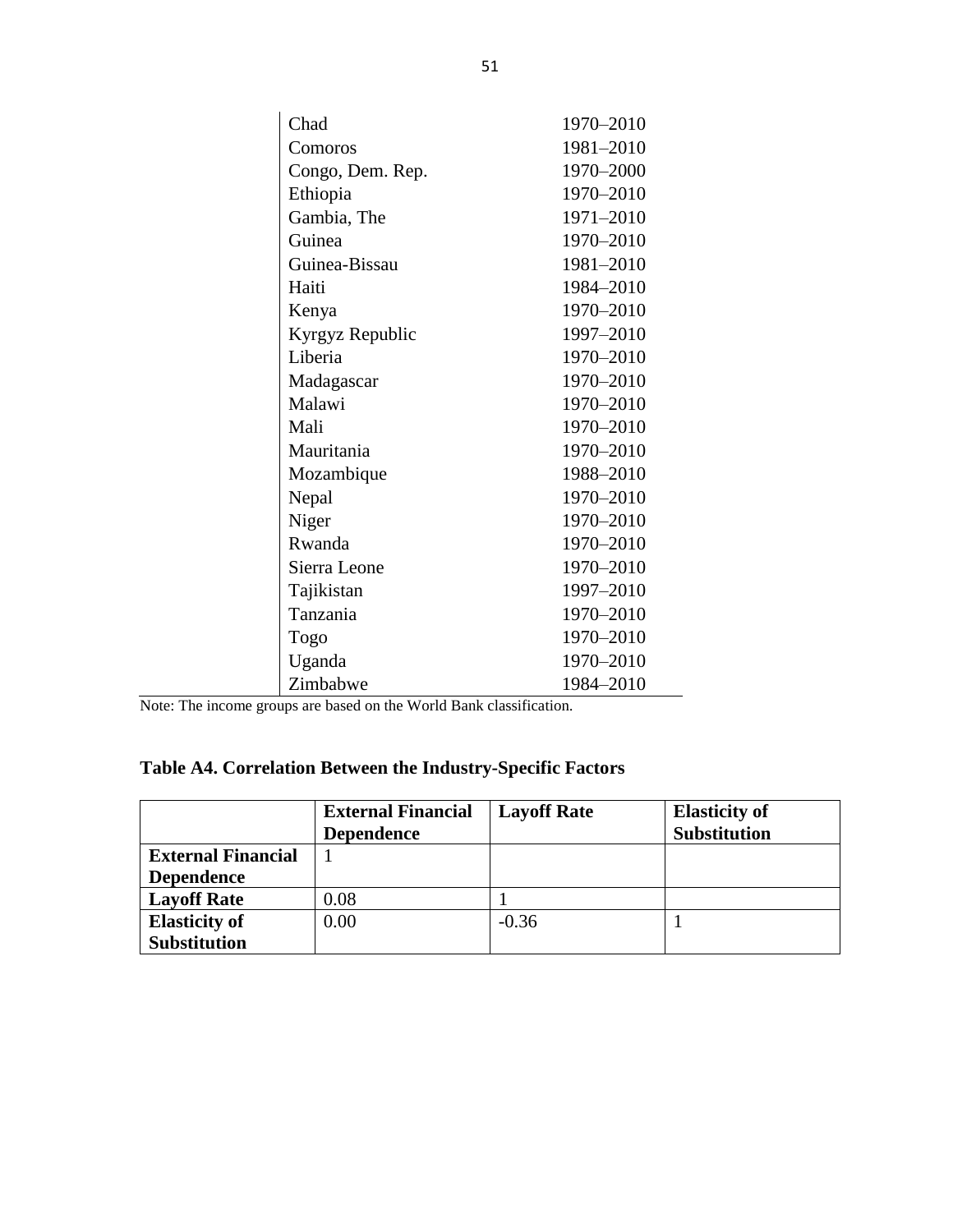| | |
|---|---|
| Chad | 1970–2010 |
| Comoros | 1981–2010 |
| Congo, Dem. Rep. | 1970–2000 |
| Ethiopia | 1970–2010 |
| Gambia, The | 1971–2010 |
| Guinea | 1970–2010 |
| Guinea-Bissau | 1981–2010 |
| Haiti | 1984–2010 |
| Kenya | 1970–2010 |
| Kyrgyz Republic | 1997–2010 |
| Liberia | 1970–2010 |
| Madagascar | 1970–2010 |
| Malawi | 1970–2010 |
| Mali | 1970–2010 |
| Mauritania | 1970–2010 |
| Mozambique | 1988–2010 |
| Nepal | 1970–2010 |
| Niger | 1970–2010 |
| Rwanda | 1970–2010 |
| Sierra Leone | 1970–2010 |
| Tajikistan | 1997–2010 |
| Tanzania | 1970–2010 |
| Togo | 1970–2010 |
| Uganda | 1970–2010 |
| Zimbabwe | 1984–2010 |

Note: The income groups are based on the World Bank classification.

**Table A4. Correlation Between the Industry-Specific Factors**

| | **External Financial Dependence** | **Layoff Rate** | **Elasticity of Substitution** |
|---|---|---|---|
| **External Financial Dependence** | 1 | | |
| **Layoff Rate** | 0.08 | 1 | |
| **Elasticity of Substitution** | 0.00 | -0.36 | 1 |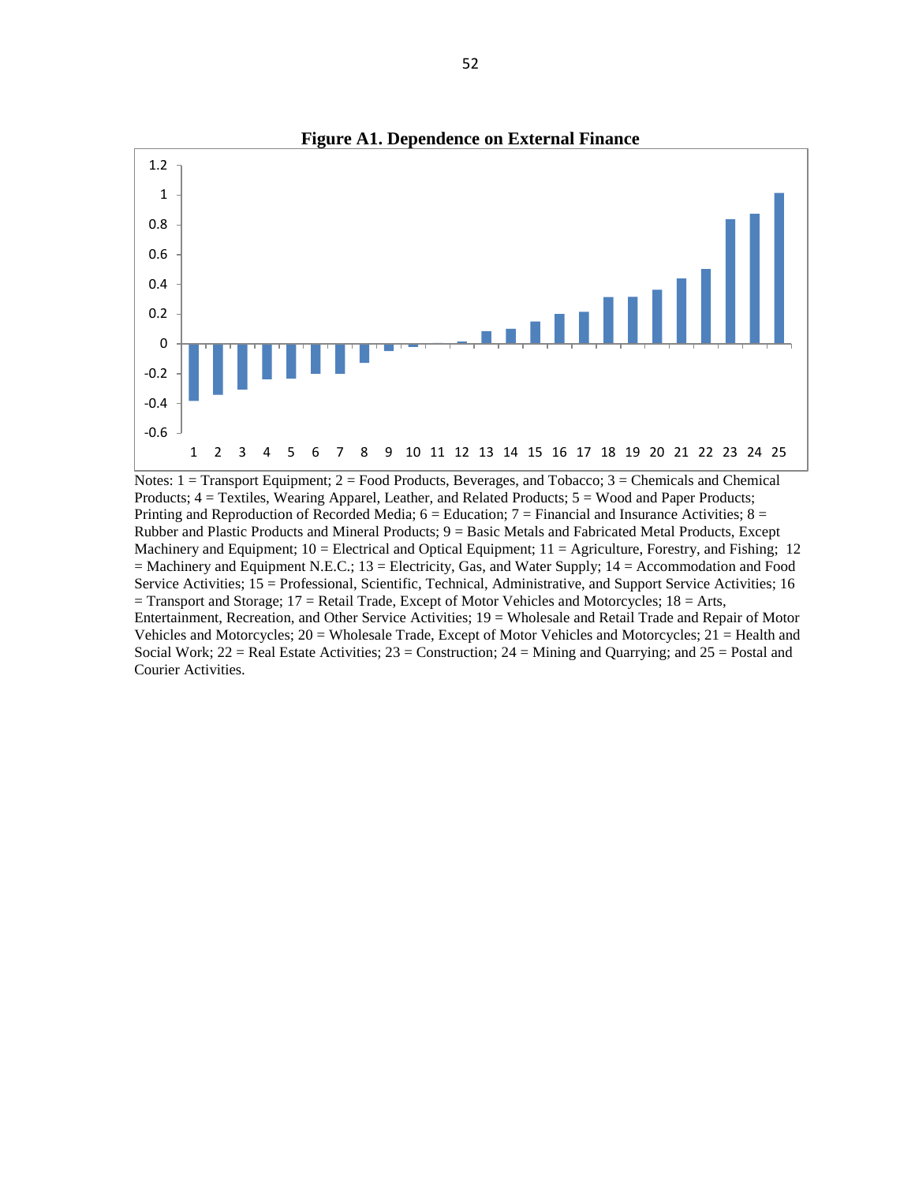**Figure A1. Dependence on External Finance**

Notes: 1 = Transport Equipment; 2 = Food Products, Beverages, and Tobacco; 3 = Chemicals and Chemical Products; 4 = Textiles, Wearing Apparel, Leather, and Related Products; 5 = Wood and Paper Products; Printing and Reproduction of Recorded Media; 6 = Education; 7 = Financial and Insurance Activities; 8 = Rubber and Plastic Products and Mineral Products; 9 = Basic Metals and Fabricated Metal Products, Except Machinery and Equipment; 10 = Electrical and Optical Equipment; 11 = Agriculture, Forestry, and Fishing; 12 = Machinery and Equipment N.E.C.; 13 = Electricity, Gas, and Water Supply; 14 = Accommodation and Food Service Activities; 15 = Professional, Scientific, Technical, Administrative, and Support Service Activities; 16 = Transport and Storage; 17 = Retail Trade, Except of Motor Vehicles and Motorcycles; 18 = Arts, Entertainment, Recreation, and Other Service Activities; 19 = Wholesale and Retail Trade and Repair of Motor Vehicles and Motorcycles; 20 = Wholesale Trade, Except of Motor Vehicles and Motorcycles; 21 = Health and Social Work; 22 = Real Estate Activities; 23 = Construction; 24 = Mining and Quarrying; and 25 = Postal and Courier Activities.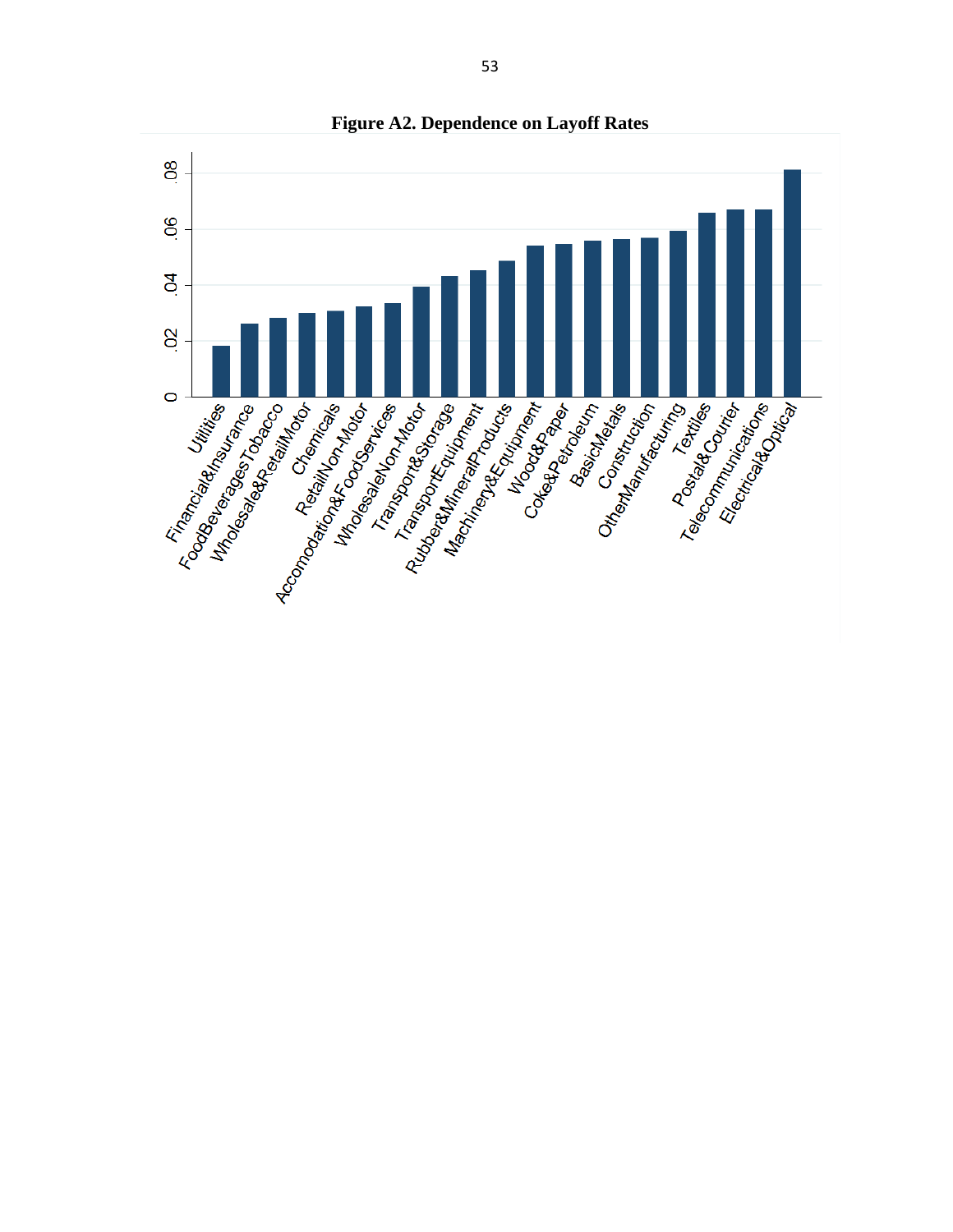**Figure A2. Dependence on Layoff Rates**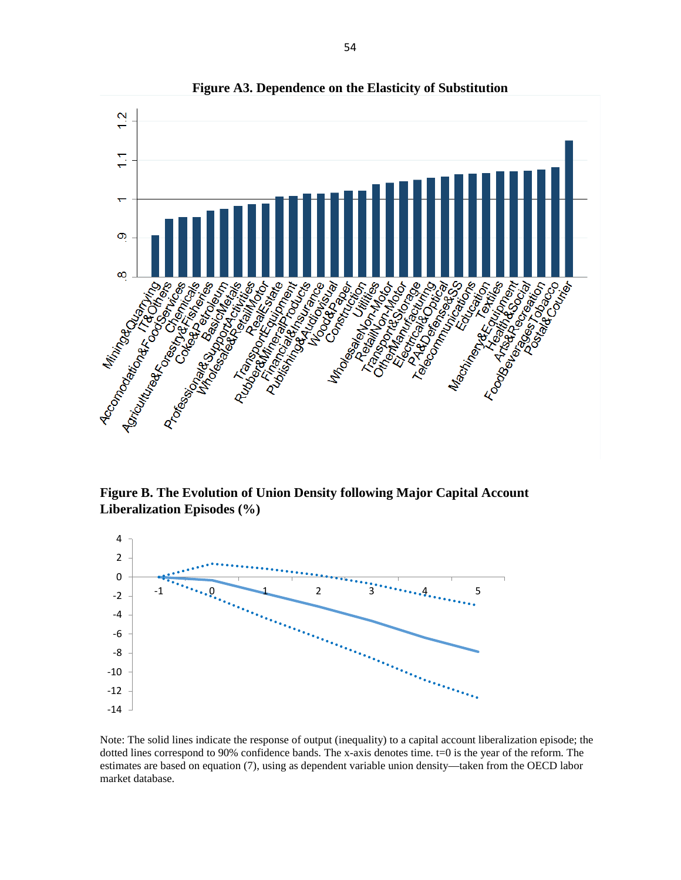**Figure A3. Dependence on the Elasticity of Substitution**

**Figure B. The Evolution of Union Density following Major Capital Account Liberalization Episodes (%)**

Note: The solid lines indicate the response of output (inequality) to a capital account liberalization episode; the dotted lines correspond to 90% confidence bands. The x-axis denotes time. t=0 is the year of the reform. The estimates are based on equation (7), using as dependent variable union density—taken from the OECD labor market database.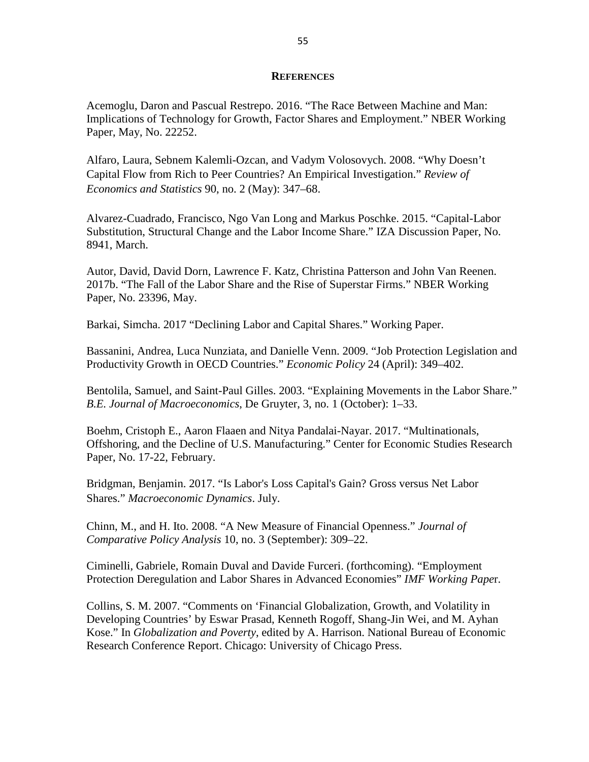## REFERENCES

Acemoglu, Daron and Pascual Restrepo. 2016. "The Race Between Machine and Man: Implications of Technology for Growth, Factor Shares and Employment." NBER Working Paper, May, No. 22252.

Alfaro, Laura, Sebnem Kalemli-Ozcan, and Vadym Volosovych. 2008. "Why Doesn't Capital Flow from Rich to Peer Countries? An Empirical Investigation." *Review of Economics and Statistics* 90, no. 2 (May): 347–68.

Alvarez-Cuadrado, Francisco, Ngo Van Long and Markus Poschke. 2015. "Capital-Labor Substitution, Structural Change and the Labor Income Share." IZA Discussion Paper, No. 8941, March.

Autor, David, David Dorn, Lawrence F. Katz, Christina Patterson and John Van Reenen. 2017b. "The Fall of the Labor Share and the Rise of Superstar Firms." NBER Working Paper, No. 23396, May.

Barkai, Simcha. 2017 "Declining Labor and Capital Shares." Working Paper.

Bassanini, Andrea, Luca Nunziata, and Danielle Venn. 2009. "Job Protection Legislation and Productivity Growth in OECD Countries." *Economic Policy* 24 (April): 349–402.

Bentolila, Samuel, and Saint-Paul Gilles. 2003. "Explaining Movements in the Labor Share." *B.E. Journal of Macroeconomics*, De Gruyter, 3, no. 1 (October): 1–33.

Boehm, Cristoph E., Aaron Flaaen and Nitya Pandalai-Nayar. 2017. "Multinationals, Offshoring, and the Decline of U.S. Manufacturing." Center for Economic Studies Research Paper, No. 17-22, February.

Bridgman, Benjamin. 2017. "Is Labor's Loss Capital's Gain? Gross versus Net Labor Shares." *Macroeconomic Dynamics*. July.

Chinn, M., and H. Ito. 2008. "A New Measure of Financial Openness." *Journal of Comparative Policy Analysis* 10, no. 3 (September): 309–22.

Ciminelli, Gabriele, Romain Duval and Davide Furceri. (forthcoming). "Employment Protection Deregulation and Labor Shares in Advanced Economies" *IMF Working Paper*.

Collins, S. M. 2007. "Comments on 'Financial Globalization, Growth, and Volatility in Developing Countries' by Eswar Prasad, Kenneth Rogoff, Shang-Jin Wei, and M. Ayhan Kose." In *Globalization and Poverty*, edited by A. Harrison. National Bureau of Economic Research Conference Report. Chicago: University of Chicago Press.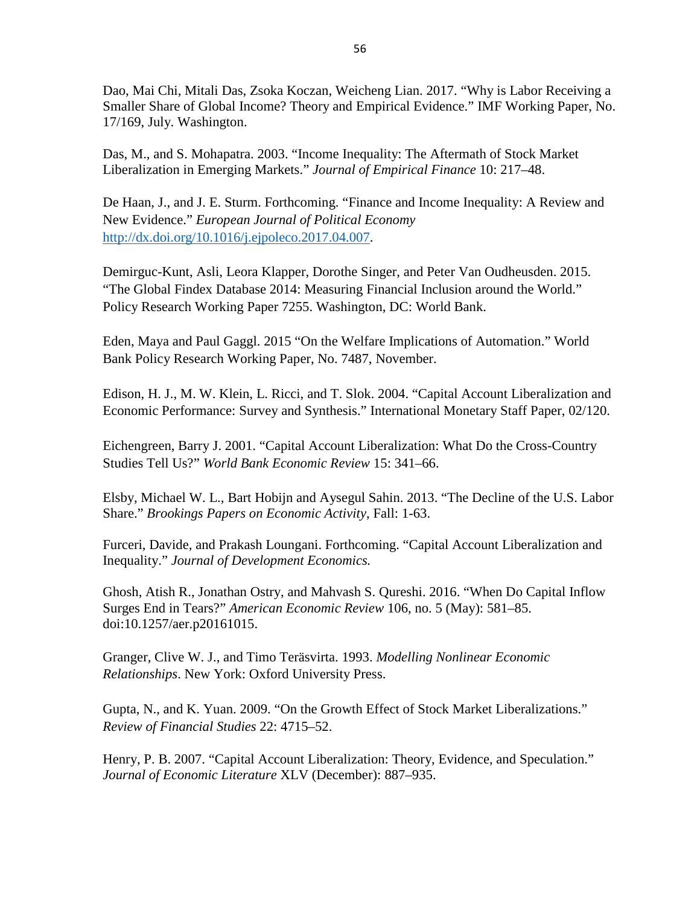Dao, Mai Chi, Mitali Das, Zsoka Koczan, Weicheng Lian. 2017. “Why is Labor Receiving a Smaller Share of Global Income? Theory and Empirical Evidence.” IMF Working Paper, No. 17/169, July. Washington.

Das, M., and S. Mohapatra. 2003. “Income Inequality: The Aftermath of Stock Market Liberalization in Emerging Markets.” *Journal of Empirical Finance* 10: 217–48.

De Haan, J., and J. E. Sturm. Forthcoming. “Finance and Income Inequality: A Review and New Evidence.” *European Journal of Political Economy* http://dx.doi.org/10.1016/j.ejpoleco.2017.04.007.

Demirguc-Kunt, Asli, Leora Klapper, Dorothe Singer, and Peter Van Oudheusden. 2015. “The Global Findex Database 2014: Measuring Financial Inclusion around the World.” Policy Research Working Paper 7255. Washington, DC: World Bank.

Eden, Maya and Paul Gaggl. 2015 “On the Welfare Implications of Automation.” World Bank Policy Research Working Paper, No. 7487, November.

Edison, H. J., M. W. Klein, L. Ricci, and T. Slok. 2004. “Capital Account Liberalization and Economic Performance: Survey and Synthesis.” International Monetary Staff Paper, 02/120.

Eichengreen, Barry J. 2001. “Capital Account Liberalization: What Do the Cross-Country Studies Tell Us?” *World Bank Economic Review* 15: 341–66.

Elsby, Michael W. L., Bart Hobijn and Aysegul Sahin. 2013. “The Decline of the U.S. Labor Share.” *Brookings Papers on Economic Activity*, Fall: 1-63.

Furceri, Davide, and Prakash Loungani. Forthcoming. “Capital Account Liberalization and Inequality.” *Journal of Development Economics.*

Ghosh, Atish R., Jonathan Ostry, and Mahvash S. Qureshi. 2016. “When Do Capital Inflow Surges End in Tears?” *American Economic Review* 106, no. 5 (May): 581–85. doi:10.1257/aer.p20161015.

Granger, Clive W. J., and Timo Teräsvirta. 1993. *Modelling Nonlinear Economic Relationships*. New York: Oxford University Press.

Gupta, N., and K. Yuan. 2009. “On the Growth Effect of Stock Market Liberalizations.” *Review of Financial Studies* 22: 4715–52.

Henry, P. B. 2007. “Capital Account Liberalization: Theory, Evidence, and Speculation.” *Journal of Economic Literature* XLV (December): 887–935.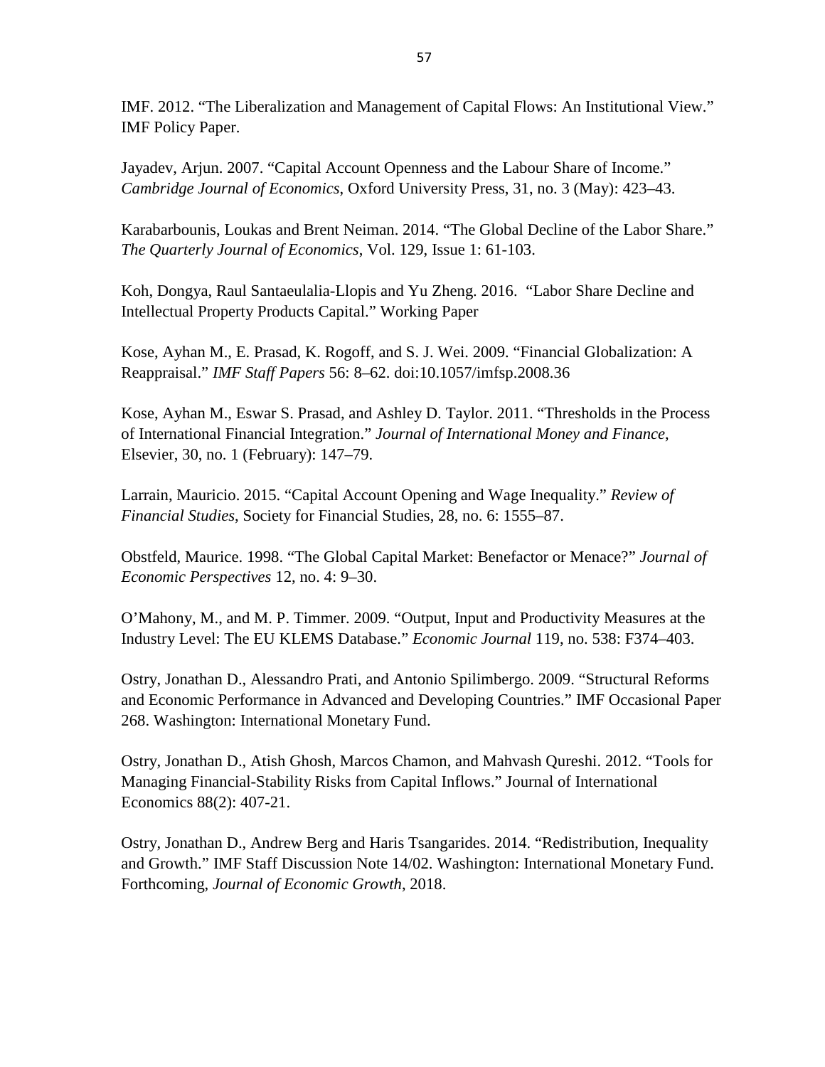IMF. 2012. "The Liberalization and Management of Capital Flows: An Institutional View." IMF Policy Paper.

Jayadev, Arjun. 2007. "Capital Account Openness and the Labour Share of Income." *Cambridge Journal of Economics*, Oxford University Press, 31, no. 3 (May): 423–43.

Karabarbounis, Loukas and Brent Neiman. 2014. "The Global Decline of the Labor Share." *The Quarterly Journal of Economics*, Vol. 129, Issue 1: 61-103.

Koh, Dongya, Raul Santaeulalia-Llopis and Yu Zheng. 2016. "Labor Share Decline and Intellectual Property Products Capital." Working Paper

Kose, Ayhan M., E. Prasad, K. Rogoff, and S. J. Wei. 2009. "Financial Globalization: A Reappraisal." *IMF Staff Papers* 56: 8–62. doi:10.1057/imfsp.2008.36

Kose, Ayhan M., Eswar S. Prasad, and Ashley D. Taylor. 2011. "Thresholds in the Process of International Financial Integration." *Journal of International Money and Finance*, Elsevier, 30, no. 1 (February): 147–79.

Larrain, Mauricio. 2015. "Capital Account Opening and Wage Inequality." *Review of Financial Studies*, Society for Financial Studies, 28, no. 6: 1555–87.

Obstfeld, Maurice. 1998. "The Global Capital Market: Benefactor or Menace?" *Journal of Economic Perspectives* 12, no. 4: 9–30.

O'Mahony, M., and M. P. Timmer. 2009. "Output, Input and Productivity Measures at the Industry Level: The EU KLEMS Database." *Economic Journal* 119, no. 538: F374–403.

Ostry, Jonathan D., Alessandro Prati, and Antonio Spilimbergo. 2009. "Structural Reforms and Economic Performance in Advanced and Developing Countries." IMF Occasional Paper 268. Washington: International Monetary Fund.

Ostry, Jonathan D., Atish Ghosh, Marcos Chamon, and Mahvash Qureshi. 2012. "Tools for Managing Financial-Stability Risks from Capital Inflows." Journal of International Economics 88(2): 407-21.

Ostry, Jonathan D., Andrew Berg and Haris Tsangarides. 2014. "Redistribution, Inequality and Growth." IMF Staff Discussion Note 14/02. Washington: International Monetary Fund. Forthcoming, *Journal of Economic Growth*, 2018.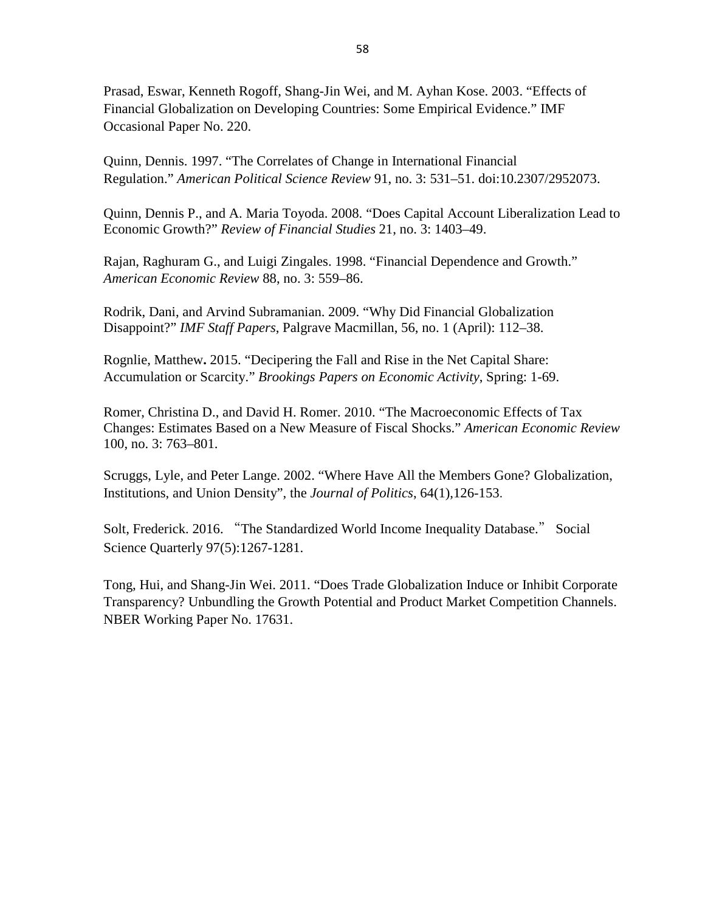Prasad, Eswar, Kenneth Rogoff, Shang-Jin Wei, and M. Ayhan Kose. 2003. "Effects of Financial Globalization on Developing Countries: Some Empirical Evidence." IMF Occasional Paper No. 220.

Quinn, Dennis. 1997. "The Correlates of Change in International Financial Regulation." *American Political Science Review* 91, no. 3: 531–51. doi:10.2307/2952073.

Quinn, Dennis P., and A. Maria Toyoda. 2008. "Does Capital Account Liberalization Lead to Economic Growth?" *Review of Financial Studies* 21, no. 3: 1403–49.

Rajan, Raghuram G., and Luigi Zingales. 1998. "Financial Dependence and Growth." *American Economic Review* 88, no. 3: 559–86.

Rodrik, Dani, and Arvind Subramanian. 2009. "Why Did Financial Globalization Disappoint?" *IMF Staff Papers*, Palgrave Macmillan, 56, no. 1 (April): 112–38.

Rognlie, Matthew**.** 2015. "Decipering the Fall and Rise in the Net Capital Share: Accumulation or Scarcity." *Brookings Papers on Economic Activity*, Spring: 1-69.

Romer, Christina D., and David H. Romer. 2010. "The Macroeconomic Effects of Tax Changes: Estimates Based on a New Measure of Fiscal Shocks." *American Economic Review* 100, no. 3: 763–801.

Scruggs, Lyle, and Peter Lange. 2002. "Where Have All the Members Gone? Globalization, Institutions, and Union Density", the *Journal of Politics*, 64(1),126-153.

Solt, Frederick. 2016. "The Standardized World Income Inequality Database." Social Science Quarterly 97(5):1267-1281.

Tong, Hui, and Shang-Jin Wei. 2011. "Does Trade Globalization Induce or Inhibit Corporate Transparency? Unbundling the Growth Potential and Product Market Competition Channels. NBER Working Paper No. 17631.